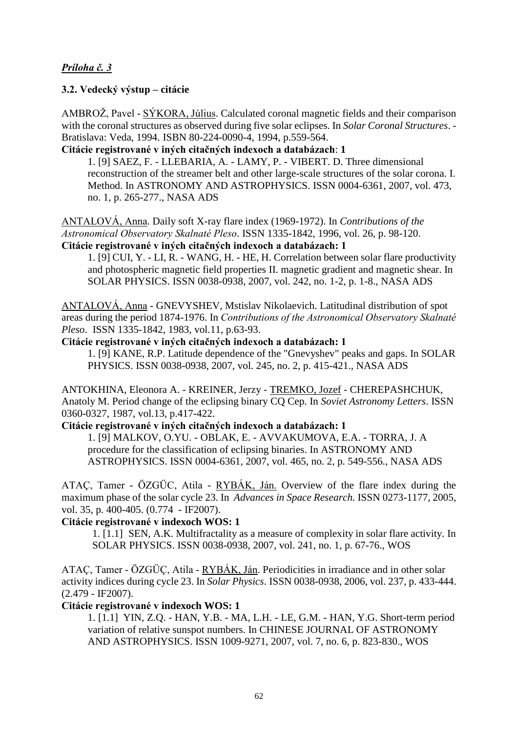*Príloha č. 3*

### 3.2. Vedecký výstup – citácie

AMBROŽ, Pavel - SÝKORA, Július. Calculated coronal magnetic fields and their comparison with the coronal structures as observed during five solar eclipses. In *Solar Coronal Structures*. - Bratislava: Veda, 1994. ISBN 80-224-0090-4, 1994, p.559-564.

**Citácie registrované v iných citačných indexoch a databázach**: **1**

1. [9] SAEZ, F. - LLEBARIA, A. - LAMY, P. - VIBERT. D. Three dimensional reconstruction of the streamer belt and other large-scale structures of the solar corona. I. Method. In ASTRONOMY AND ASTROPHYSICS. ISSN 0004-6361, 2007, vol. 473, no. 1, p. 265-277., NASA ADS

ANTALOVÁ, Anna. Daily soft X-ray flare index (1969-1972). In *Contributions of the Astronomical Observatory Skalnaté Pleso*. ISSN 1335-1842, 1996, vol. 26, p. 98-120.

**Citácie registrované v iných citačných indexoch a databázach: 1**

1. [9] CUI, Y. - LI, R. - WANG, H. - HE, H. Correlation between solar flare productivity and photospheric magnetic field properties II. magnetic gradient and magnetic shear. In SOLAR PHYSICS. ISSN 0038-0938, 2007, vol. 242, no. 1-2, p. 1-8., NASA ADS

ANTALOVÁ, Anna - GNEVYSHEV, Mstislav Nikolaevich. Latitudinal distribution of spot areas during the period 1874-1976. In *Contributions of the Astronomical Observatory Skalnaté Pleso*. ISSN 1335-1842, 1983, vol.11, p.63-93.

**Citácie registrované v iných citačných indexoch a databázach: 1**

1. [9] KANE, R.P. Latitude dependence of the "Gnevyshev" peaks and gaps. In SOLAR PHYSICS. ISSN 0038-0938, 2007, vol. 245, no. 2, p. 415-421., NASA ADS

ANTOKHINA, Eleonora A. - KREINER, Jerzy - TREMKO, Jozef - CHEREPASHCHUK, Anatoly M. Period change of the eclipsing binary CQ Cep. In *Soviet Astronomy Letters*. ISSN 0360-0327, 1987, vol.13, p.417-422.

**Citácie registrované v iných citačných indexoch a databázach: 1**

1. [9] MALKOV, O.YU. - OBLAK, E. - AVVAKUMOVA, E.A. - TORRA, J. A procedure for the classification of eclipsing binaries. In ASTRONOMY AND ASTROPHYSICS. ISSN 0004-6361, 2007, vol. 465, no. 2, p. 549-556., NASA ADS

ATAÇ, Tamer - ÖZGÜC, Atila - RYBÁK, Ján. Overview of the flare index during the maximum phase of the solar cycle 23. In *Advances in Space Research.* ISSN 0273-1177, 2005, vol. 35, p. 400-405. (0.774 - IF2007).

**Citácie registrované v indexoch WOS: 1**

1. [1.1] SEN, A.K. Multifractality as a measure of complexity in solar flare activity. In SOLAR PHYSICS. ISSN 0038-0938, 2007, vol. 241, no. 1, p. 67-76., WOS

ATAÇ, Tamer - ÖZGÜÇ, Atila - RYBÁK, Ján. Periodicities in irradiance and in other solar activity indices during cycle 23. In *Solar Physics*. ISSN 0038-0938, 2006, vol. 237, p. 433-444. (2.479 - IF2007).

**Citácie registrované v indexoch WOS: 1**

1. [1.1] YIN, Z.Q. - HAN, Y.B. - MA, L.H. - LE, G.M. - HAN, Y.G. Short-term period variation of relative sunspot numbers. In CHINESE JOURNAL OF ASTRONOMY AND ASTROPHYSICS. ISSN 1009-9271, 2007, vol. 7, no. 6, p. 823-830., WOS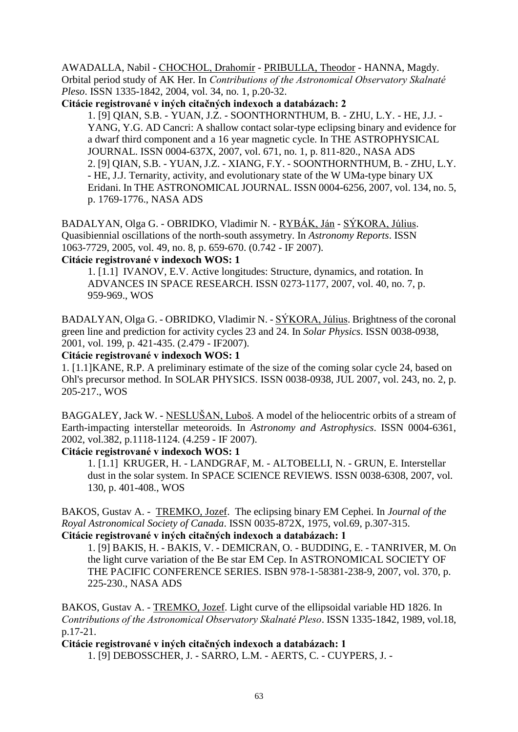AWADALLA, Nabil - CHOCHOL, Drahomír - PRIBULLA, Theodor - HANNA, Magdy. Orbital period study of AK Her. In *Contributions of the Astronomical Observatory Skalnaté Pleso*. ISSN 1335-1842, 2004, vol. 34, no. 1, p.20-32.

**Citácie registrované v iných citačných indexoch a databázach: 2**

1. [9] QIAN, S.B. - YUAN, J.Z. - SOONTHORNTHUM, B. - ZHU, L.Y. - HE, J.J. - YANG, Y.G. AD Cancri: A shallow contact solar-type eclipsing binary and evidence for a dwarf third component and a 16 year magnetic cycle. In THE ASTROPHYSICAL JOURNAL. ISSN 0004-637X, 2007, vol. 671, no. 1, p. 811-820., NASA ADS
2. [9] QIAN, S.B. - YUAN, J.Z. - XIANG, F.Y. - SOONTHORNTHUM, B. - ZHU, L.Y. - HE, J.J. Ternarity, activity, and evolutionary state of the W UMa-type binary UX Eridani. In THE ASTRONOMICAL JOURNAL. ISSN 0004-6256, 2007, vol. 134, no. 5, p. 1769-1776., NASA ADS

BADALYAN, Olga G. - OBRIDKO, Vladimir N. - RYBÁK, Ján - SÝKORA, Július. Quasibiennial oscillations of the north-south assymetry. In *Astronomy Reports*. ISSN 1063-7729, 2005, vol. 49, no. 8, p. 659-670. (0.742 - IF 2007).

**Citácie registrované v indexoch WOS: 1**

1. [1.1] IVANOV, E.V. Active longitudes: Structure, dynamics, and rotation. In ADVANCES IN SPACE RESEARCH. ISSN 0273-1177, 2007, vol. 40, no. 7, p. 959-969., WOS

BADALYAN, Olga G. - OBRIDKO, Vladimir N. - SÝKORA, Július. Brightness of the coronal green line and prediction for activity cycles 23 and 24. In *Solar Physics*. ISSN 0038-0938, 2001, vol. 199, p. 421-435. (2.479 - IF2007).

**Citácie registrované v indexoch WOS: 1**

1. [1.1]KANE, R.P. A preliminary estimate of the size of the coming solar cycle 24, based on Ohl's precursor method. In SOLAR PHYSICS. ISSN 0038-0938, JUL 2007, vol. 243, no. 2, p. 205-217., WOS

BAGGALEY, Jack W. - NESLUŠAN, Luboš. A model of the heliocentric orbits of a stream of Earth-impacting interstellar meteoroids. In *Astronomy and Astrophysics*. ISSN 0004-6361, 2002, vol.382, p.1118-1124. (4.259 - IF 2007).

**Citácie registrované v indexoch WOS: 1**

1. [1.1] KRUGER, H. - LANDGRAF, M. - ALTOBELLI, N. - GRUN, E. Interstellar dust in the solar system. In SPACE SCIENCE REVIEWS. ISSN 0038-6308, 2007, vol. 130, p. 401-408., WOS

BAKOS, Gustav A. - TREMKO, Jozef. The eclipsing binary EM Cephei. In *Journal of the Royal Astronomical Society of Canada*. ISSN 0035-872X, 1975, vol.69, p.307-315.

**Citácie registrované v iných citačných indexoch a databázach: 1**

1. [9] BAKIS, H. - BAKIS, V. - DEMICRAN, O. - BUDDING, E. - TANRIVER, M. On the light curve variation of the Be star EM Cep. In ASTRONOMICAL SOCIETY OF THE PACIFIC CONFERENCE SERIES. ISBN 978-1-58381-238-9, 2007, vol. 370, p. 225-230., NASA ADS

BAKOS, Gustav A. - TREMKO, Jozef. Light curve of the ellipsoidal variable HD 1826. In *Contributions of the Astronomical Observatory Skalnaté Pleso*. ISSN 1335-1842, 1989, vol.18, p.17-21.

**Citácie registrované v iných citačných indexoch a databázach: 1**

1. [9] DEBOSSCHER, J. - SARRO, L.M. - AERTS, C. - CUYPERS, J. -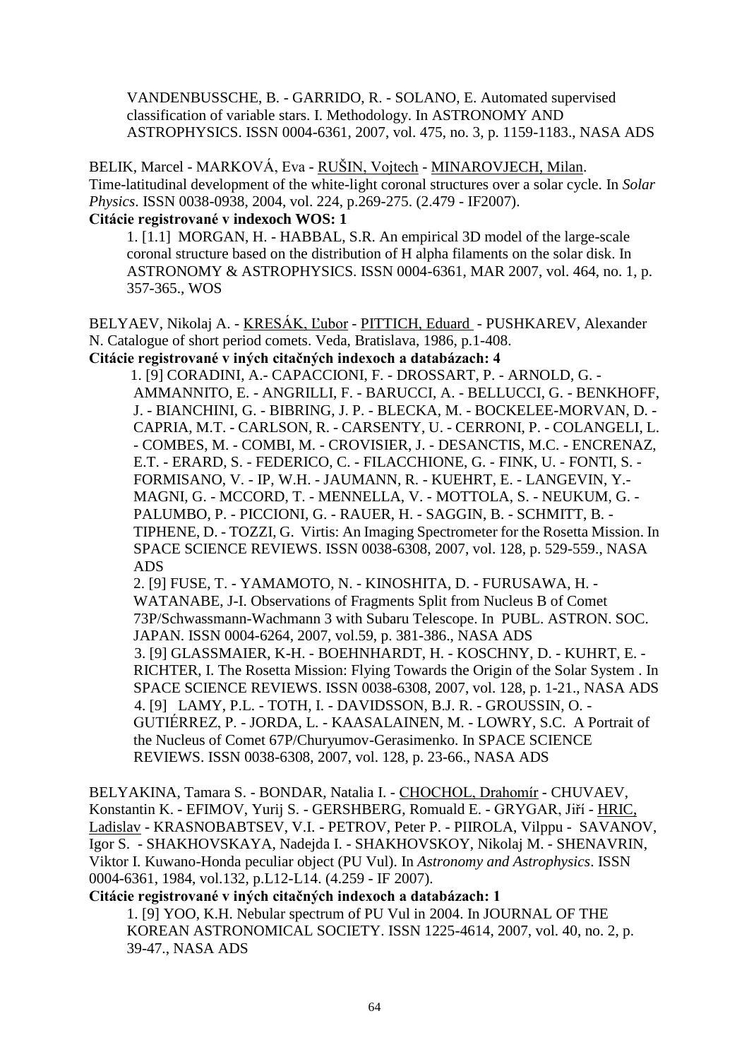VANDENBUSSCHE, B. - GARRIDO, R. - SOLANO, E. Automated supervised classification of variable stars. I. Methodology. In ASTRONOMY AND ASTROPHYSICS. ISSN 0004-6361, 2007, vol. 475, no. 3, p. 1159-1183., NASA ADS

BELIK, Marcel - MARKOVÁ, Eva - RUŠIN, Vojtech - MINAROVJECH, Milan. Time-latitudinal development of the white-light coronal structures over a solar cycle. In *Solar Physics*. ISSN 0038-0938, 2004, vol. 224, p.269-275. (2.479 - IF2007).

**Citácie registrované v indexoch WOS: 1**

1. [1.1] MORGAN, H. - HABBAL, S.R. An empirical 3D model of the large-scale coronal structure based on the distribution of H alpha filaments on the solar disk. In ASTRONOMY & ASTROPHYSICS. ISSN 0004-6361, MAR 2007, vol. 464, no. 1, p. 357-365., WOS

BELYAEV, Nikolaj A. - KRESÁK, Ľubor - PITTICH, Eduard - PUSHKAREV, Alexander N. Catalogue of short period comets. Veda, Bratislava, 1986, p.1-408.

**Citácie registrované v iných citačných indexoch a databázach: 4**

1. [9] CORADINI, A.- CAPACCIONI, F. - DROSSART, P. - ARNOLD, G. - AMMANNITO, E. - ANGRILLI, F. - BARUCCI, A. - BELLUCCI, G. - BENKHOFF, J. - BIANCHINI, G. - BIBRING, J. P. - BLECKA, M. - BOCKELEE-MORVAN, D. - CAPRIA, M.T. - CARLSON, R. - CARSENTY, U. - CERRONI, P. - COLANGELI, L. - COMBES, M. - COMBI, M. - CROVISIER, J. - DESANCTIS, M.C. - ENCRENAZ, E.T. - ERARD, S. - FEDERICO, C. - FILACCHIONE, G. - FINK, U. - FONTI, S. - FORMISANO, V. - IP, W.H. - JAUMANN, R. - KUEHRT, E. - LANGEVIN, Y.- MAGNI, G. - MCCORD, T. - MENNELLA, V. - MOTTOLA, S. - NEUKUM, G. - PALUMBO, P. - PICCIONI, G. - RAUER, H. - SAGGIN, B. - SCHMITT, B. - TIPHENE, D. - TOZZI, G. Virtis: An Imaging Spectrometer for the Rosetta Mission. In SPACE SCIENCE REVIEWS. ISSN 0038-6308, 2007, vol. 128, p. 529-559., NASA ADS
2. [9] FUSE, T. - YAMAMOTO, N. - KINOSHITA, D. - FURUSAWA, H. - WATANABE, J-I. Observations of Fragments Split from Nucleus B of Comet 73P/Schwassmann-Wachmann 3 with Subaru Telescope. In PUBL. ASTRON. SOC. JAPAN. ISSN 0004-6264, 2007, vol.59, p. 381-386., NASA ADS
3. [9] GLASSMAIER, K-H. - BOEHNHARDT, H. - KOSCHNY, D. - KUHRT, E. - RICHTER, I. The Rosetta Mission: Flying Towards the Origin of the Solar System . In SPACE SCIENCE REVIEWS. ISSN 0038-6308, 2007, vol. 128, p. 1-21., NASA ADS
4. [9] LAMY, P.L. - TOTH, I. - DAVIDSSON, B.J. R. - GROUSSIN, O. - GUTIÉRREZ, P. - JORDA, L. - KAASALAINEN, M. - LOWRY, S.C. A Portrait of the Nucleus of Comet 67P/Churyumov-Gerasimenko. In SPACE SCIENCE REVIEWS. ISSN 0038-6308, 2007, vol. 128, p. 23-66., NASA ADS

BELYAKINA, Tamara S. - BONDAR, Natalia I. - CHOCHOL, Drahomír - CHUVAEV, Konstantin K. - EFIMOV, Yurij S. - GERSHBERG, Romuald E. - GRYGAR, Jiří - HRIC, Ladislav - KRASNOBABTSEV, V.I. - PETROV, Peter P. - PIIROLA, Vilppu - SAVANOV, Igor S. - SHAKHOVSKAYA, Nadejda I. - SHAKHOVSKOY, Nikolaj M. - SHENAVRIN, Viktor I. Kuwano-Honda peculiar object (PU Vul). In *Astronomy and Astrophysics*. ISSN 0004-6361, 1984, vol.132, p.L12-L14. (4.259 - IF 2007).

**Citácie registrované v iných citačných indexoch a databázach: 1**

1. [9] YOO, K.H. Nebular spectrum of PU Vul in 2004. In JOURNAL OF THE KOREAN ASTRONOMICAL SOCIETY. ISSN 1225-4614, 2007, vol. 40, no. 2, p. 39-47., NASA ADS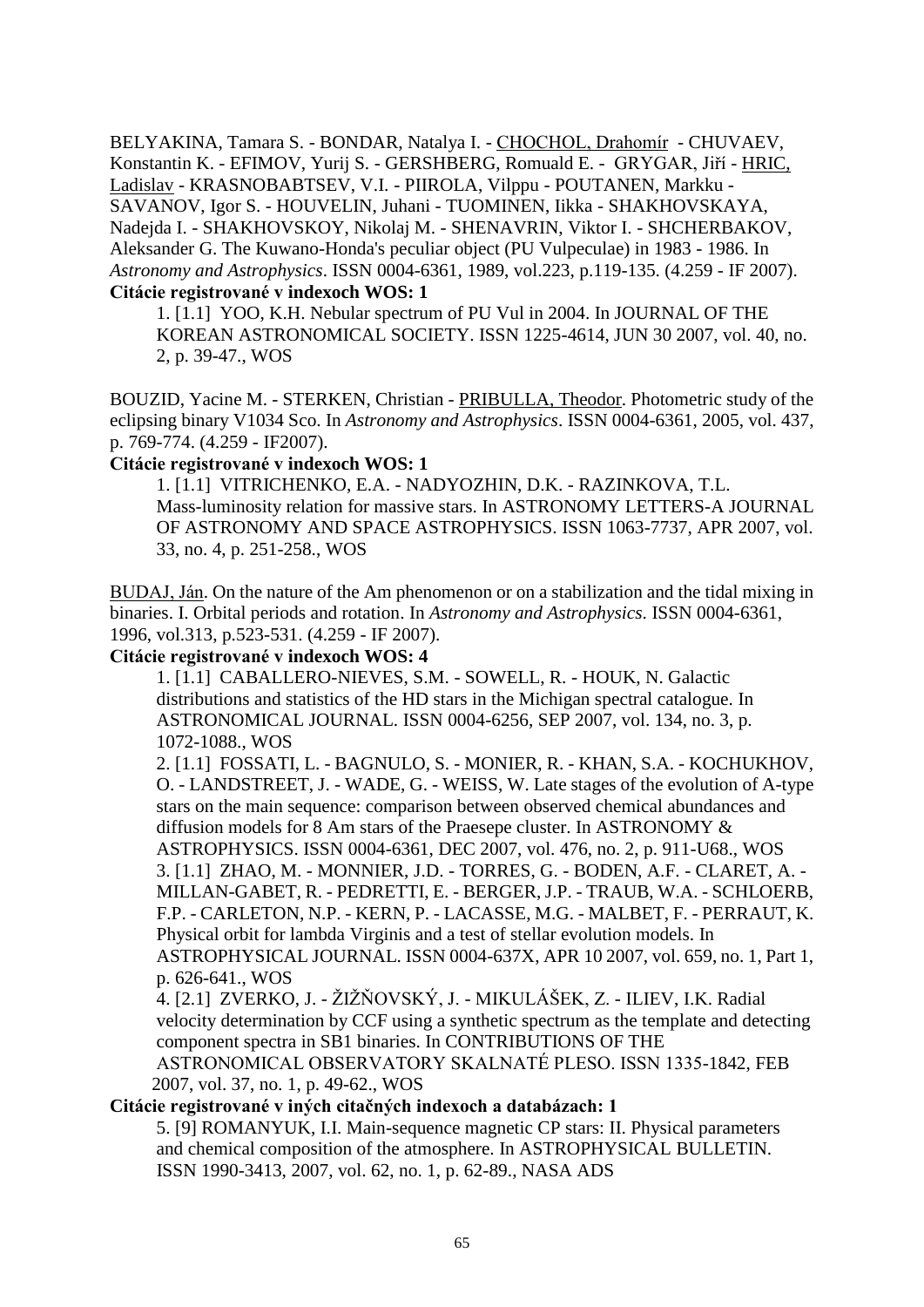BELYAKINA, Tamara S. - BONDAR, Natalya I. - CHOCHOL, Drahomír - CHUVAEV, Konstantin K. - EFIMOV, Yurij S. - GERSHBERG, Romuald E. - GRYGAR, Jiří - HRIC, Ladislav - KRASNOBABTSEV, V.I. - PIIROLA, Vilppu - POUTANEN, Markku - SAVANOV, Igor S. - HOUVELIN, Juhani - TUOMINEN, Iikka - SHAKHOVSKAYA, Nadejda I. - SHAKHOVSKOY, Nikolaj M. - SHENAVRIN, Viktor I. - SHCHERBAKOV, Aleksander G. The Kuwano-Honda's peculiar object (PU Vulpeculae) in 1983 - 1986. In *Astronomy and Astrophysics*. ISSN 0004-6361, 1989, vol.223, p.119-135. (4.259 - IF 2007).

**Citácie registrované v indexoch WOS: 1**

1. [1.1] YOO, K.H. Nebular spectrum of PU Vul in 2004. In JOURNAL OF THE KOREAN ASTRONOMICAL SOCIETY. ISSN 1225-4614, JUN 30 2007, vol. 40, no. 2, p. 39-47., WOS

BOUZID, Yacine M. - STERKEN, Christian - PRIBULLA, Theodor. Photometric study of the eclipsing binary V1034 Sco. In *Astronomy and Astrophysics*. ISSN 0004-6361, 2005, vol. 437, p. 769-774. (4.259 - IF2007).

**Citácie registrované v indexoch WOS: 1**

1. [1.1] VITRICHENKO, E.A. - NADYOZHIN, D.K. - RAZINKOVA, T.L. Mass-luminosity relation for massive stars. In ASTRONOMY LETTERS-A JOURNAL OF ASTRONOMY AND SPACE ASTROPHYSICS. ISSN 1063-7737, APR 2007, vol. 33, no. 4, p. 251-258., WOS

BUDAJ, Ján. On the nature of the Am phenomenon or on a stabilization and the tidal mixing in binaries. I. Orbital periods and rotation. In *Astronomy and Astrophysics*. ISSN 0004-6361, 1996, vol.313, p.523-531. (4.259 - IF 2007).

**Citácie registrované v indexoch WOS: 4**

1. [1.1] CABALLERO-NIEVES, S.M. - SOWELL, R. - HOUK, N. Galactic distributions and statistics of the HD stars in the Michigan spectral catalogue. In ASTRONOMICAL JOURNAL. ISSN 0004-6256, SEP 2007, vol. 134, no. 3, p. 1072-1088., WOS
2. [1.1] FOSSATI, L. - BAGNULO, S. - MONIER, R. - KHAN, S.A. - KOCHUKHOV, O. - LANDSTREET, J. - WADE, G. - WEISS, W. Late stages of the evolution of A-type stars on the main sequence: comparison between observed chemical abundances and diffusion models for 8 Am stars of the Praesepe cluster. In ASTRONOMY & ASTROPHYSICS. ISSN 0004-6361, DEC 2007, vol. 476, no. 2, p. 911-U68., WOS
3. [1.1] ZHAO, M. - MONNIER, J.D. - TORRES, G. - BODEN, A.F. - CLARET, A. - MILLAN-GABET, R. - PEDRETTI, E. - BERGER, J.P. - TRAUB, W.A. - SCHLOERB, F.P. - CARLETON, N.P. - KERN, P. - LACASSE, M.G. - MALBET, F. - PERRAUT, K. Physical orbit for lambda Virginis and a test of stellar evolution models. In ASTROPHYSICAL JOURNAL. ISSN 0004-637X, APR 10 2007, vol. 659, no. 1, Part 1, p. 626-641., WOS
4. [2.1] ZVERKO, J. - ŽIŽŇOVSKÝ, J. - MIKULÁŠEK, Z. - ILIEV, I.K. Radial velocity determination by CCF using a synthetic spectrum as the template and detecting component spectra in SB1 binaries. In CONTRIBUTIONS OF THE ASTRONOMICAL OBSERVATORY SKALNATÉ PLESO. ISSN 1335-1842, FEB 2007, vol. 37, no. 1, p. 49-62., WOS

**Citácie registrované v iných citačných indexoch a databázach: 1**

5. [9] ROMANYUK, I.I. Main-sequence magnetic CP stars: II. Physical parameters and chemical composition of the atmosphere. In ASTROPHYSICAL BULLETIN. ISSN 1990-3413, 2007, vol. 62, no. 1, p. 62-89., NASA ADS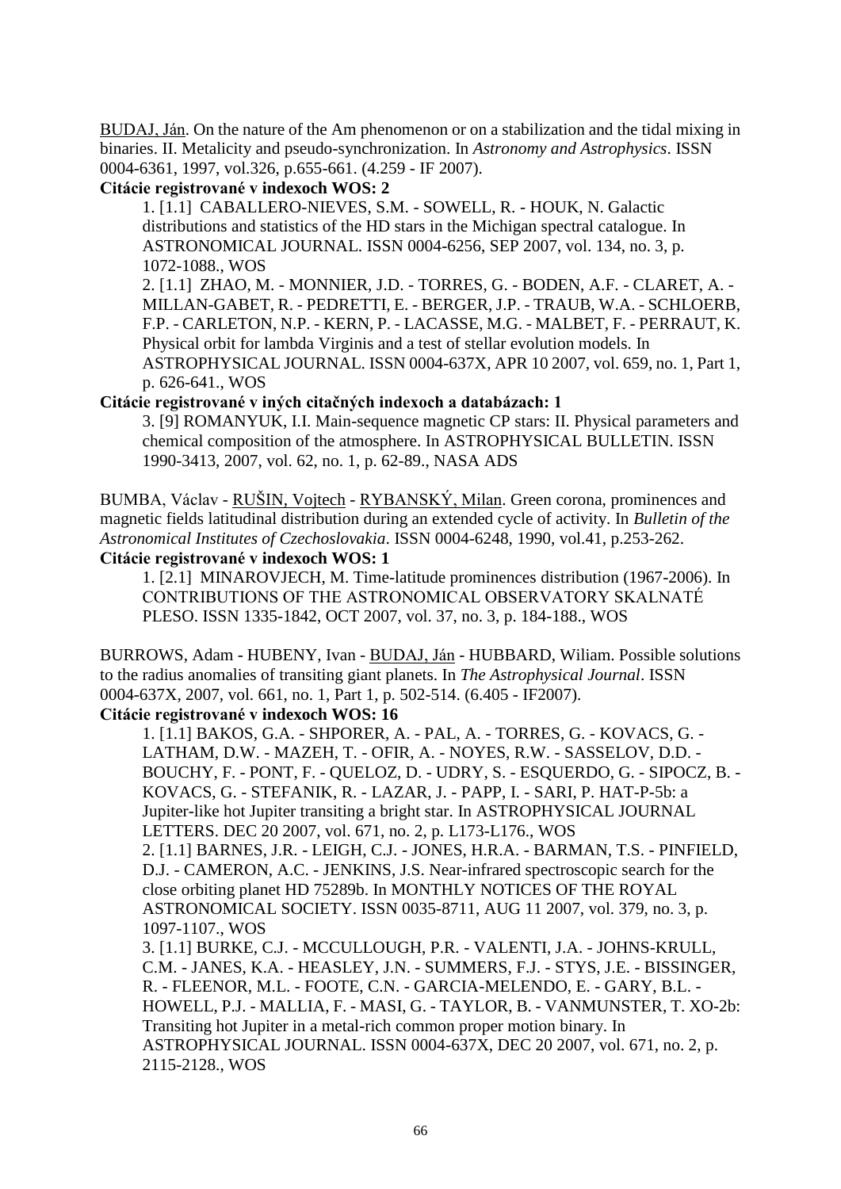BUDAJ, Ján. On the nature of the Am phenomenon or on a stabilization and the tidal mixing in binaries. II. Metalicity and pseudo-synchronization. In *Astronomy and Astrophysics*. ISSN 0004-6361, 1997, vol.326, p.655-661. (4.259 - IF 2007).

**Citácie registrované v indexoch WOS: 2**

1. [1.1] CABALLERO-NIEVES, S.M. - SOWELL, R. - HOUK, N. Galactic distributions and statistics of the HD stars in the Michigan spectral catalogue. In ASTRONOMICAL JOURNAL. ISSN 0004-6256, SEP 2007, vol. 134, no. 3, p. 1072-1088., WOS
2. [1.1] ZHAO, M. - MONNIER, J.D. - TORRES, G. - BODEN, A.F. - CLARET, A. - MILLAN-GABET, R. - PEDRETTI, E. - BERGER, J.P. - TRAUB, W.A. - SCHLOERB, F.P. - CARLETON, N.P. - KERN, P. - LACASSE, M.G. - MALBET, F. - PERRAUT, K. Physical orbit for lambda Virginis and a test of stellar evolution models. In ASTROPHYSICAL JOURNAL. ISSN 0004-637X, APR 10 2007, vol. 659, no. 1, Part 1, p. 626-641., WOS

**Citácie registrované v iných citačných indexoch a databázach: 1**

3. [9] ROMANYUK, I.I. Main-sequence magnetic CP stars: II. Physical parameters and chemical composition of the atmosphere. In ASTROPHYSICAL BULLETIN. ISSN 1990-3413, 2007, vol. 62, no. 1, p. 62-89., NASA ADS

BUMBA, Václav - RUŠIN, Vojtech - RYBANSKÝ, Milan. Green corona, prominences and magnetic fields latitudinal distribution during an extended cycle of activity. In *Bulletin of the Astronomical Institutes of Czechoslovakia*. ISSN 0004-6248, 1990, vol.41, p.253-262.

**Citácie registrované v indexoch WOS: 1**

1. [2.1] MINAROVJECH, M. Time-latitude prominences distribution (1967-2006). In CONTRIBUTIONS OF THE ASTRONOMICAL OBSERVATORY SKALNATÉ PLESO. ISSN 1335-1842, OCT 2007, vol. 37, no. 3, p. 184-188., WOS

BURROWS, Adam - HUBENY, Ivan - BUDAJ, Ján - HUBBARD, Wiliam. Possible solutions to the radius anomalies of transiting giant planets. In *The Astrophysical Journal*. ISSN 0004-637X, 2007, vol. 661, no. 1, Part 1, p. 502-514. (6.405 - IF2007).

**Citácie registrované v indexoch WOS: 16**

1. [1.1] BAKOS, G.A. - SHPORER, A. - PAL, A. - TORRES, G. - KOVACS, G. - LATHAM, D.W. - MAZEH, T. - OFIR, A. - NOYES, R.W. - SASSELOV, D.D. - BOUCHY, F. - PONT, F. - QUELOZ, D. - UDRY, S. - ESQUERDO, G. - SIPOCZ, B. - KOVACS, G. - STEFANIK, R. - LAZAR, J. - PAPP, I. - SARI, P. HAT-P-5b: a Jupiter-like hot Jupiter transiting a bright star. In ASTROPHYSICAL JOURNAL LETTERS. DEC 20 2007, vol. 671, no. 2, p. L173-L176., WOS
2. [1.1] BARNES, J.R. - LEIGH, C.J. - JONES, H.R.A. - BARMAN, T.S. - PINFIELD, D.J. - CAMERON, A.C. - JENKINS, J.S. Near-infrared spectroscopic search for the close orbiting planet HD 75289b. In MONTHLY NOTICES OF THE ROYAL ASTRONOMICAL SOCIETY. ISSN 0035-8711, AUG 11 2007, vol. 379, no. 3, p. 1097-1107., WOS
3. [1.1] BURKE, C.J. - MCCULLOUGH, P.R. - VALENTI, J.A. - JOHNS-KRULL, C.M. - JANES, K.A. - HEASLEY, J.N. - SUMMERS, F.J. - STYS, J.E. - BISSINGER, R. - FLEENOR, M.L. - FOOTE, C.N. - GARCIA-MELENDO, E. - GARY, B.L. - HOWELL, P.J. - MALLIA, F. - MASI, G. - TAYLOR, B. - VANMUNSTER, T. XO-2b: Transiting hot Jupiter in a metal-rich common proper motion binary. In ASTROPHYSICAL JOURNAL. ISSN 0004-637X, DEC 20 2007, vol. 671, no. 2, p. 2115-2128., WOS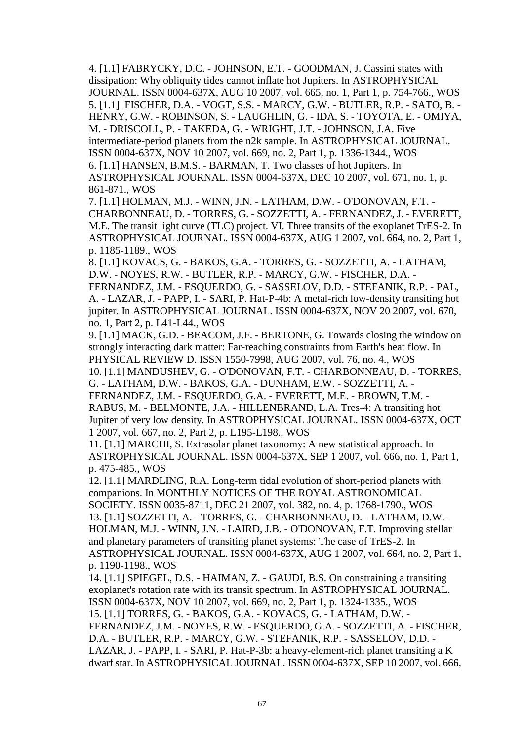4. [1.1] FABRYCKY, D.C. - JOHNSON, E.T. - GOODMAN, J. Cassini states with dissipation: Why obliquity tides cannot inflate hot Jupiters. In ASTROPHYSICAL JOURNAL. ISSN 0004-637X, AUG 10 2007, vol. 665, no. 1, Part 1, p. 754-766., WOS

5. [1.1] FISCHER, D.A. - VOGT, S.S. - MARCY, G.W. - BUTLER, R.P. - SATO, B. - HENRY, G.W. - ROBINSON, S. - LAUGHLIN, G. - IDA, S. - TOYOTA, E. - OMIYA, M. - DRISCOLL, P. - TAKEDA, G. - WRIGHT, J.T. - JOHNSON, J.A. Five intermediate-period planets from the n2k sample. In ASTROPHYSICAL JOURNAL. ISSN 0004-637X, NOV 10 2007, vol. 669, no. 2, Part 1, p. 1336-1344., WOS

6. [1.1] HANSEN, B.M.S. - BARMAN, T. Two classes of hot Jupiters. In ASTROPHYSICAL JOURNAL. ISSN 0004-637X, DEC 10 2007, vol. 671, no. 1, p. 861-871., WOS

7. [1.1] HOLMAN, M.J. - WINN, J.N. - LATHAM, D.W. - O'DONOVAN, F.T. - CHARBONNEAU, D. - TORRES, G. - SOZZETTI, A. - FERNANDEZ, J. - EVERETT, M.E. The transit light curve (TLC) project. VI. Three transits of the exoplanet TrES-2. In ASTROPHYSICAL JOURNAL. ISSN 0004-637X, AUG 1 2007, vol. 664, no. 2, Part 1, p. 1185-1189., WOS

8. [1.1] KOVACS, G. - BAKOS, G.A. - TORRES, G. - SOZZETTI, A. - LATHAM, D.W. - NOYES, R.W. - BUTLER, R.P. - MARCY, G.W. - FISCHER, D.A. - FERNANDEZ, J.M. - ESQUERDO, G. - SASSELOV, D.D. - STEFANIK, R.P. - PAL, A. - LAZAR, J. - PAPP, I. - SARI, P. Hat-P-4b: A metal-rich low-density transiting hot jupiter. In ASTROPHYSICAL JOURNAL. ISSN 0004-637X, NOV 20 2007, vol. 670, no. 1, Part 2, p. L41-L44., WOS

9. [1.1] MACK, G.D. - BEACOM, J.F. - BERTONE, G. Towards closing the window on strongly interacting dark matter: Far-reaching constraints from Earth's heat flow. In PHYSICAL REVIEW D. ISSN 1550-7998, AUG 2007, vol. 76, no. 4., WOS

10. [1.1] MANDUSHEV, G. - O'DONOVAN, F.T. - CHARBONNEAU, D. - TORRES, G. - LATHAM, D.W. - BAKOS, G.A. - DUNHAM, E.W. - SOZZETTI, A. - FERNANDEZ, J.M. - ESQUERDO, G.A. - EVERETT, M.E. - BROWN, T.M. - RABUS, M. - BELMONTE, J.A. - HILLENBRAND, L.A. Tres-4: A transiting hot Jupiter of very low density. In ASTROPHYSICAL JOURNAL. ISSN 0004-637X, OCT 1 2007, vol. 667, no. 2, Part 2, p. L195-L198., WOS

11. [1.1] MARCHI, S. Extrasolar planet taxonomy: A new statistical approach. In ASTROPHYSICAL JOURNAL. ISSN 0004-637X, SEP 1 2007, vol. 666, no. 1, Part 1, p. 475-485., WOS

12. [1.1] MARDLING, R.A. Long-term tidal evolution of short-period planets with companions. In MONTHLY NOTICES OF THE ROYAL ASTRONOMICAL SOCIETY. ISSN 0035-8711, DEC 21 2007, vol. 382, no. 4, p. 1768-1790., WOS

13. [1.1] SOZZETTI, A. - TORRES, G. - CHARBONNEAU, D. - LATHAM, D.W. - HOLMAN, M.J. - WINN, J.N. - LAIRD, J.B. - O'DONOVAN, F.T. Improving stellar and planetary parameters of transiting planet systems: The case of TrES-2. In ASTROPHYSICAL JOURNAL. ISSN 0004-637X, AUG 1 2007, vol. 664, no. 2, Part 1, p. 1190-1198., WOS

14. [1.1] SPIEGEL, D.S. - HAIMAN, Z. - GAUDI, B.S. On constraining a transiting exoplanet's rotation rate with its transit spectrum. In ASTROPHYSICAL JOURNAL. ISSN 0004-637X, NOV 10 2007, vol. 669, no. 2, Part 1, p. 1324-1335., WOS

15. [1.1] TORRES, G. - BAKOS, G.A. - KOVACS, G. - LATHAM, D.W. - FERNANDEZ, J.M. - NOYES, R.W. - ESQUERDO, G.A. - SOZZETTI, A. - FISCHER, D.A. - BUTLER, R.P. - MARCY, G.W. - STEFANIK, R.P. - SASSELOV, D.D. - LAZAR, J. - PAPP, I. - SARI, P. Hat-P-3b: a heavy-element-rich planet transiting a K dwarf star. In ASTROPHYSICAL JOURNAL. ISSN 0004-637X, SEP 10 2007, vol. 666,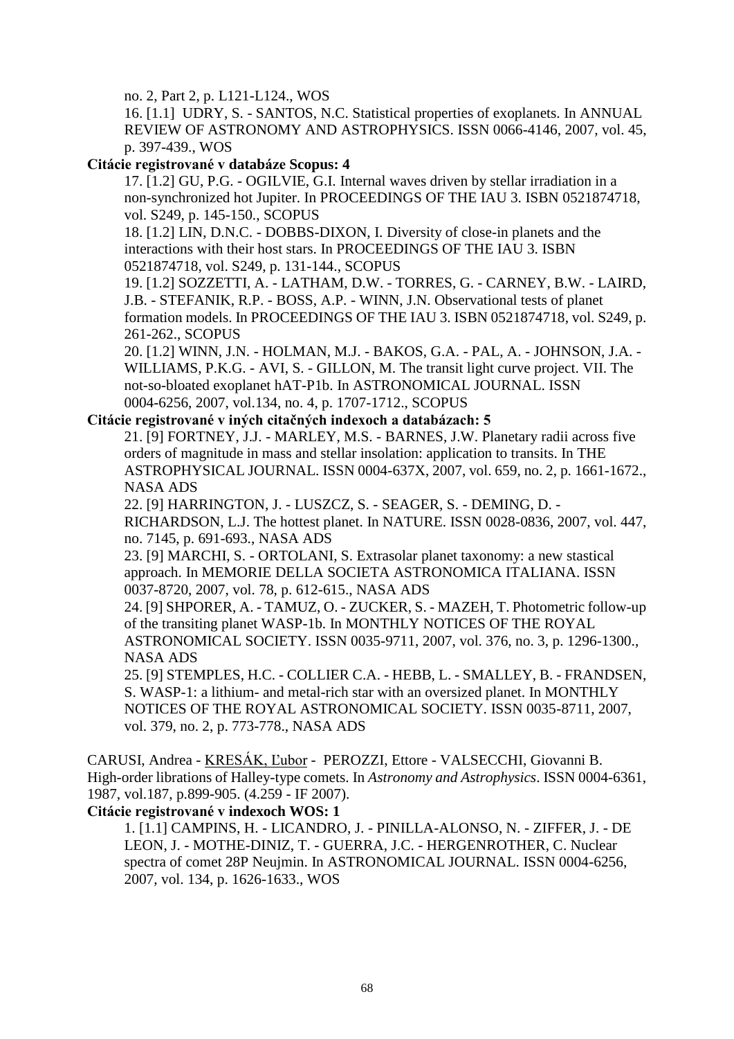no. 2, Part 2, p. L121-L124., WOS

16. [1.1] UDRY, S. - SANTOS, N.C. Statistical properties of exoplanets. In ANNUAL REVIEW OF ASTRONOMY AND ASTROPHYSICS. ISSN 0066-4146, 2007, vol. 45, p. 397-439., WOS

**Citácie registrované v databáze Scopus: 4**

17. [1.2] GU, P.G. - OGILVIE, G.I. Internal waves driven by stellar irradiation in a non-synchronized hot Jupiter. In PROCEEDINGS OF THE IAU 3. ISBN 0521874718, vol. S249, p. 145-150., SCOPUS

18. [1.2] LIN, D.N.C. - DOBBS-DIXON, I. Diversity of close-in planets and the interactions with their host stars. In PROCEEDINGS OF THE IAU 3. ISBN 0521874718, vol. S249, p. 131-144., SCOPUS

19. [1.2] SOZZETTI, A. - LATHAM, D.W. - TORRES, G. - CARNEY, B.W. - LAIRD, J.B. - STEFANIK, R.P. - BOSS, A.P. - WINN, J.N. Observational tests of planet formation models. In PROCEEDINGS OF THE IAU 3. ISBN 0521874718, vol. S249, p. 261-262., SCOPUS

20. [1.2] WINN, J.N. - HOLMAN, M.J. - BAKOS, G.A. - PAL, A. - JOHNSON, J.A. - WILLIAMS, P.K.G. - AVI, S. - GILLON, M. The transit light curve project. VII. The not-so-bloated exoplanet hAT-P1b. In ASTRONOMICAL JOURNAL. ISSN 0004-6256, 2007, vol.134, no. 4, p. 1707-1712., SCOPUS

**Citácie registrované v iných citačných indexoch a databázach: 5**

21. [9] FORTNEY, J.J. - MARLEY, M.S. - BARNES, J.W. Planetary radii across five orders of magnitude in mass and stellar insolation: application to transits. In THE ASTROPHYSICAL JOURNAL. ISSN 0004-637X, 2007, vol. 659, no. 2, p. 1661-1672., NASA ADS

22. [9] HARRINGTON, J. - LUSZCZ, S. - SEAGER, S. - DEMING, D. - RICHARDSON, L.J. The hottest planet. In NATURE. ISSN 0028-0836, 2007, vol. 447, no. 7145, p. 691-693., NASA ADS

23. [9] MARCHI, S. - ORTOLANI, S. Extrasolar planet taxonomy: a new stastical approach. In MEMORIE DELLA SOCIETA ASTRONOMICA ITALIANA. ISSN 0037-8720, 2007, vol. 78, p. 612-615., NASA ADS

24. [9] SHPORER, A. - TAMUZ, O. - ZUCKER, S. - MAZEH, T. Photometric follow-up of the transiting planet WASP-1b. In MONTHLY NOTICES OF THE ROYAL ASTRONOMICAL SOCIETY. ISSN 0035-9711, 2007, vol. 376, no. 3, p. 1296-1300., NASA ADS

25. [9] STEMPLES, H.C. - COLLIER C.A. - HEBB, L. - SMALLEY, B. - FRANDSEN, S. WASP-1: a lithium- and metal-rich star with an oversized planet. In MONTHLY NOTICES OF THE ROYAL ASTRONOMICAL SOCIETY. ISSN 0035-8711, 2007, vol. 379, no. 2, p. 773-778., NASA ADS

CARUSI, Andrea - KRESÁK, Ľubor - PEROZZI, Ettore - VALSECCHI, Giovanni B. High-order librations of Halley-type comets. In *Astronomy and Astrophysics*. ISSN 0004-6361, 1987, vol.187, p.899-905. (4.259 - IF 2007).

**Citácie registrované v indexoch WOS: 1**

1. [1.1] CAMPINS, H. - LICANDRO, J. - PINILLA-ALONSO, N. - ZIFFER, J. - DE LEON, J. - MOTHE-DINIZ, T. - GUERRA, J.C. - HERGENROTHER, C. Nuclear spectra of comet 28P Neujmin. In ASTRONOMICAL JOURNAL. ISSN 0004-6256, 2007, vol. 134, p. 1626-1633., WOS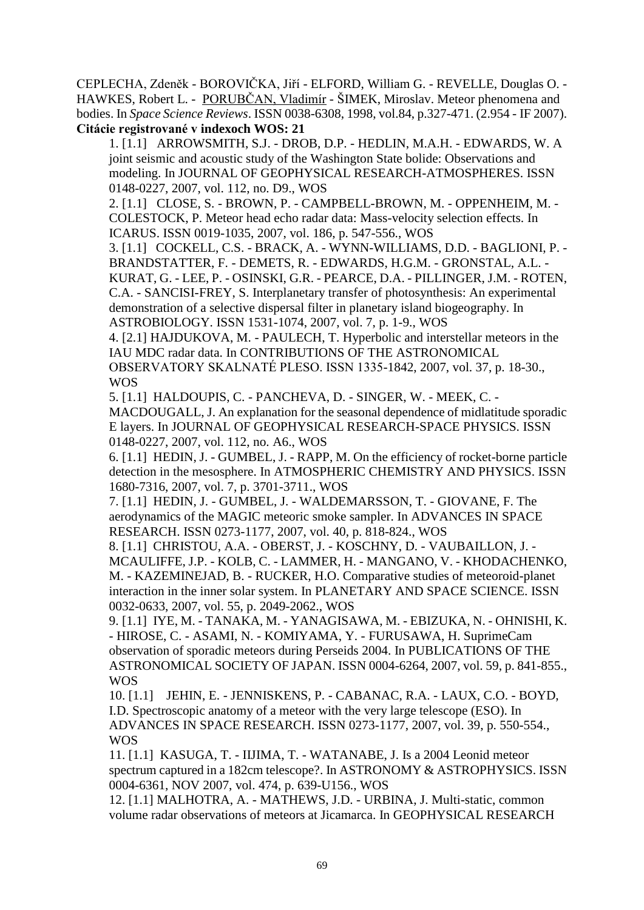CEPLECHA, Zdeněk - BOROVIČKA, Jiří - ELFORD, William G. - REVELLE, Douglas O. - HAWKES, Robert L. - PORUBČAN, Vladimír - ŠIMEK, Miroslav. Meteor phenomena and bodies. In *Space Science Reviews*. ISSN 0038-6308, 1998, vol.84, p.327-471. (2.954 - IF 2007).

**Citácie registrované v indexoch WOS: 21**

1. [1.1] ARROWSMITH, S.J. - DROB, D.P. - HEDLIN, M.A.H. - EDWARDS, W. A joint seismic and acoustic study of the Washington State bolide: Observations and modeling. In JOURNAL OF GEOPHYSICAL RESEARCH-ATMOSPHERES. ISSN 0148-0227, 2007, vol. 112, no. D9., WOS
2. [1.1] CLOSE, S. - BROWN, P. - CAMPBELL-BROWN, M. - OPPENHEIM, M. - COLESTOCK, P. Meteor head echo radar data: Mass-velocity selection effects. In ICARUS. ISSN 0019-1035, 2007, vol. 186, p. 547-556., WOS
3. [1.1] COCKELL, C.S. - BRACK, A. - WYNN-WILLIAMS, D.D. - BAGLIONI, P. - BRANDSTATTER, F. - DEMETS, R. - EDWARDS, H.G.M. - GRONSTAL, A.L. - KURAT, G. - LEE, P. - OSINSKI, G.R. - PEARCE, D.A. - PILLINGER, J.M. - ROTEN, C.A. - SANCISI-FREY, S. Interplanetary transfer of photosynthesis: An experimental demonstration of a selective dispersal filter in planetary island biogeography. In ASTROBIOLOGY. ISSN 1531-1074, 2007, vol. 7, p. 1-9., WOS
4. [2.1] HAJDUKOVA, M. - PAULECH, T. Hyperbolic and interstellar meteors in the IAU MDC radar data. In CONTRIBUTIONS OF THE ASTRONOMICAL OBSERVATORY SKALNATÉ PLESO. ISSN 1335-1842, 2007, vol. 37, p. 18-30., WOS
5. [1.1] HALDOUPIS, C. - PANCHEVA, D. - SINGER, W. - MEEK, C. - MACDOUGALL, J. An explanation for the seasonal dependence of midlatitude sporadic E layers. In JOURNAL OF GEOPHYSICAL RESEARCH-SPACE PHYSICS. ISSN 0148-0227, 2007, vol. 112, no. A6., WOS
6. [1.1] HEDIN, J. - GUMBEL, J. - RAPP, M. On the efficiency of rocket-borne particle detection in the mesosphere. In ATMOSPHERIC CHEMISTRY AND PHYSICS. ISSN 1680-7316, 2007, vol. 7, p. 3701-3711., WOS
7. [1.1] HEDIN, J. - GUMBEL, J. - WALDEMARSSON, T. - GIOVANE, F. The aerodynamics of the MAGIC meteoric smoke sampler. In ADVANCES IN SPACE RESEARCH. ISSN 0273-1177, 2007, vol. 40, p. 818-824., WOS
8. [1.1] CHRISTOU, A.A. - OBERST, J. - KOSCHNY, D. - VAUBAILLON, J. - MCAULIFFE, J.P. - KOLB, C. - LAMMER, H. - MANGANO, V. - KHODACHENKO, M. - KAZEMINEJAD, B. - RUCKER, H.O. Comparative studies of meteoroid-planet interaction in the inner solar system. In PLANETARY AND SPACE SCIENCE. ISSN 0032-0633, 2007, vol. 55, p. 2049-2062., WOS
9. [1.1] IYE, M. - TANAKA, M. - YANAGISAWA, M. - EBIZUKA, N. - OHNISHI, K. - HIROSE, C. - ASAMI, N. - KOMIYAMA, Y. - FURUSAWA, H. SuprimeCam observation of sporadic meteors during Perseids 2004. In PUBLICATIONS OF THE ASTRONOMICAL SOCIETY OF JAPAN. ISSN 0004-6264, 2007, vol. 59, p. 841-855., WOS
10. [1.1] JEHIN, E. - JENNISKENS, P. - CABANAC, R.A. - LAUX, C.O. - BOYD, I.D. Spectroscopic anatomy of a meteor with the very large telescope (ESO). In ADVANCES IN SPACE RESEARCH. ISSN 0273-1177, 2007, vol. 39, p. 550-554., WOS
11. [1.1] KASUGA, T. - IIJIMA, T. - WATANABE, J. Is a 2004 Leonid meteor spectrum captured in a 182cm telescope?. In ASTRONOMY & ASTROPHYSICS. ISSN 0004-6361, NOV 2007, vol. 474, p. 639-U156., WOS
12. [1.1] MALHOTRA, A. - MATHEWS, J.D. - URBINA, J. Multi-static, common volume radar observations of meteors at Jicamarca. In GEOPHYSICAL RESEARCH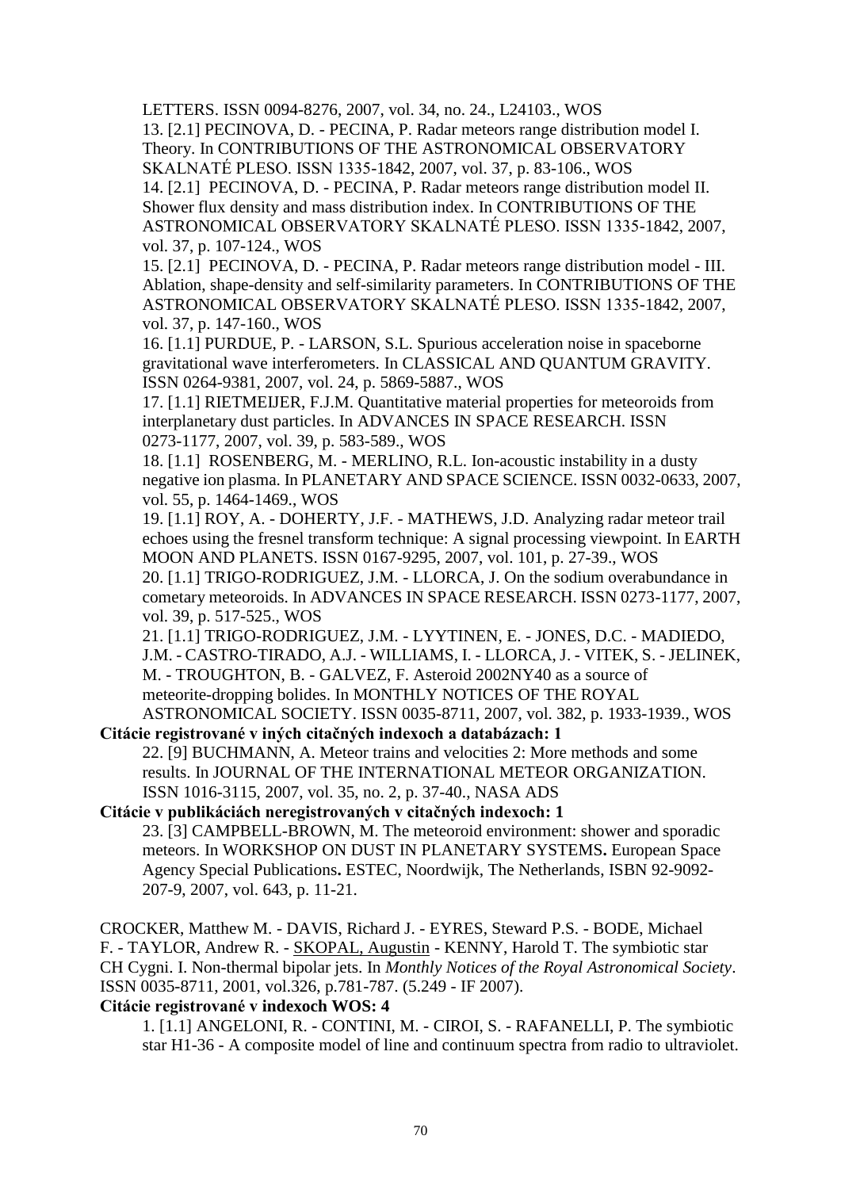LETTERS. ISSN 0094-8276, 2007, vol. 34, no. 24., L24103., WOS

13. [2.1] PECINOVA, D. - PECINA, P. Radar meteors range distribution model I. Theory. In CONTRIBUTIONS OF THE ASTRONOMICAL OBSERVATORY SKALNATÉ PLESO. ISSN 1335-1842, 2007, vol. 37, p. 83-106., WOS

14. [2.1] PECINOVA, D. - PECINA, P. Radar meteors range distribution model II. Shower flux density and mass distribution index. In CONTRIBUTIONS OF THE ASTRONOMICAL OBSERVATORY SKALNATÉ PLESO. ISSN 1335-1842, 2007, vol. 37, p. 107-124., WOS

15. [2.1] PECINOVA, D. - PECINA, P. Radar meteors range distribution model - III. Ablation, shape-density and self-similarity parameters. In CONTRIBUTIONS OF THE ASTRONOMICAL OBSERVATORY SKALNATÉ PLESO. ISSN 1335-1842, 2007, vol. 37, p. 147-160., WOS

16. [1.1] PURDUE, P. - LARSON, S.L. Spurious acceleration noise in spaceborne gravitational wave interferometers. In CLASSICAL AND QUANTUM GRAVITY. ISSN 0264-9381, 2007, vol. 24, p. 5869-5887., WOS

17. [1.1] RIETMEIJER, F.J.M. Quantitative material properties for meteoroids from interplanetary dust particles. In ADVANCES IN SPACE RESEARCH. ISSN 0273-1177, 2007, vol. 39, p. 583-589., WOS

18. [1.1] ROSENBERG, M. - MERLINO, R.L. Ion-acoustic instability in a dusty negative ion plasma. In PLANETARY AND SPACE SCIENCE. ISSN 0032-0633, 2007, vol. 55, p. 1464-1469., WOS

19. [1.1] ROY, A. - DOHERTY, J.F. - MATHEWS, J.D. Analyzing radar meteor trail echoes using the fresnel transform technique: A signal processing viewpoint. In EARTH MOON AND PLANETS. ISSN 0167-9295, 2007, vol. 101, p. 27-39., WOS

20. [1.1] TRIGO-RODRIGUEZ, J.M. - LLORCA, J. On the sodium overabundance in cometary meteoroids. In ADVANCES IN SPACE RESEARCH. ISSN 0273-1177, 2007, vol. 39, p. 517-525., WOS

21. [1.1] TRIGO-RODRIGUEZ, J.M. - LYYTINEN, E. - JONES, D.C. - MADIEDO, J.M. - CASTRO-TIRADO, A.J. - WILLIAMS, I. - LLORCA, J. - VITEK, S. - JELINEK, M. - TROUGHTON, B. - GALVEZ, F. Asteroid 2002NY40 as a source of meteorite-dropping bolides. In MONTHLY NOTICES OF THE ROYAL ASTRONOMICAL SOCIETY. ISSN 0035-8711, 2007, vol. 382, p. 1933-1939., WOS

**Citácie registrované v iných citačných indexoch a databázach: 1**

22. [9] BUCHMANN, A. Meteor trains and velocities 2: More methods and some results. In JOURNAL OF THE INTERNATIONAL METEOR ORGANIZATION. ISSN 1016-3115, 2007, vol. 35, no. 2, p. 37-40., NASA ADS

**Citácie v publikáciách neregistrovaných v citačných indexoch: 1**

23. [3] CAMPBELL-BROWN, M. The meteoroid environment: shower and sporadic meteors. In WORKSHOP ON DUST IN PLANETARY SYSTEMS**.** European Space Agency Special Publications**.** ESTEC, Noordwijk, The Netherlands, ISBN 92-9092-207-9, 2007, vol. 643, p. 11-21.

CROCKER, Matthew M. - DAVIS, Richard J. - EYRES, Steward P.S. - BODE, Michael F. - TAYLOR, Andrew R. - SKOPAL, Augustin - KENNY, Harold T. The symbiotic star CH Cygni. I. Non-thermal bipolar jets. In *Monthly Notices of the Royal Astronomical Society*. ISSN 0035-8711, 2001, vol.326, p.781-787. (5.249 - IF 2007).

**Citácie registrované v indexoch WOS: 4**

1. [1.1] ANGELONI, R. - CONTINI, M. - CIROI, S. - RAFANELLI, P. The symbiotic star H1-36 - A composite model of line and continuum spectra from radio to ultraviolet.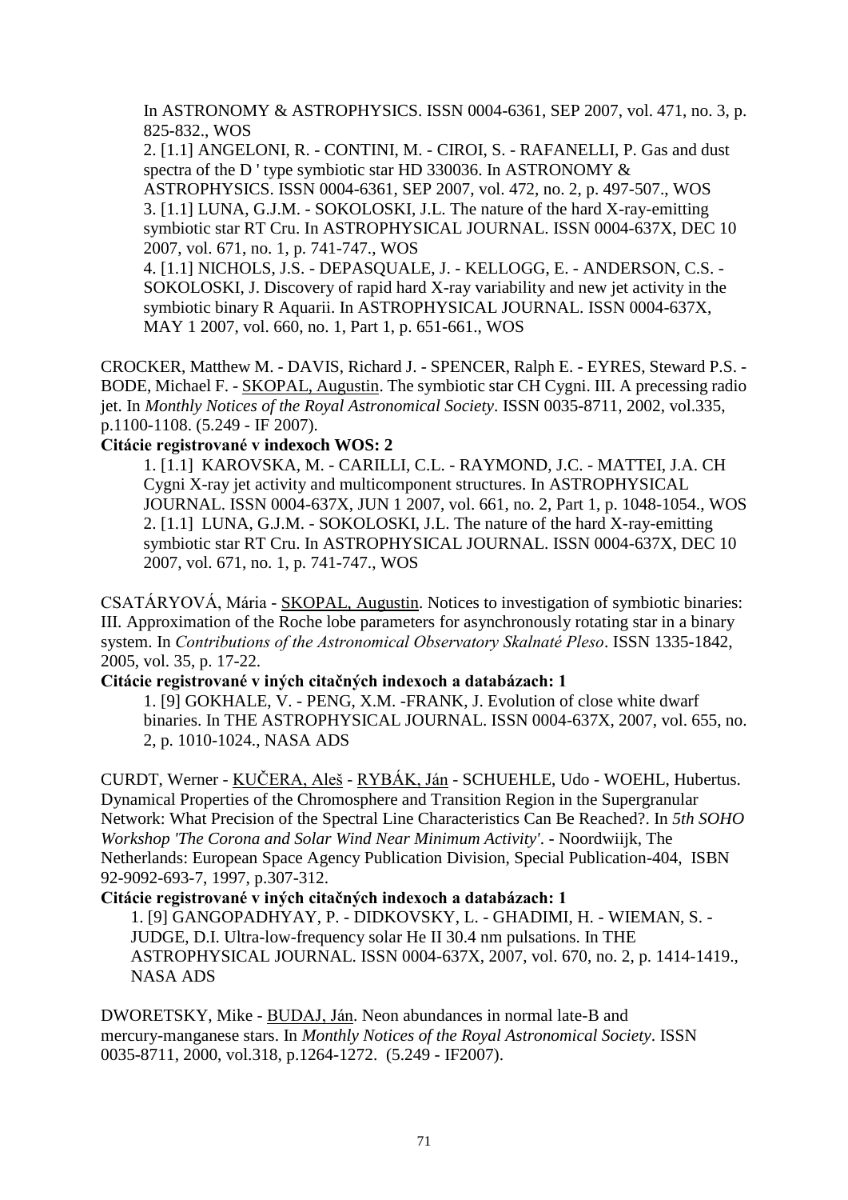In ASTRONOMY & ASTROPHYSICS. ISSN 0004-6361, SEP 2007, vol. 471, no. 3, p. 825-832., WOS

2. [1.1] ANGELONI, R. - CONTINI, M. - CIROI, S. - RAFANELLI, P. Gas and dust spectra of the D ' type symbiotic star HD 330036. In ASTRONOMY & ASTROPHYSICS. ISSN 0004-6361, SEP 2007, vol. 472, no. 2, p. 497-507., WOS

3. [1.1] LUNA, G.J.M. - SOKOLOSKI, J.L. The nature of the hard X-ray-emitting symbiotic star RT Cru. In ASTROPHYSICAL JOURNAL. ISSN 0004-637X, DEC 10 2007, vol. 671, no. 1, p. 741-747., WOS

4. [1.1] NICHOLS, J.S. - DEPASQUALE, J. - KELLOGG, E. - ANDERSON, C.S. - SOKOLOSKI, J. Discovery of rapid hard X-ray variability and new jet activity in the symbiotic binary R Aquarii. In ASTROPHYSICAL JOURNAL. ISSN 0004-637X, MAY 1 2007, vol. 660, no. 1, Part 1, p. 651-661., WOS

CROCKER, Matthew M. - DAVIS, Richard J. - SPENCER, Ralph E. - EYRES, Steward P.S. - BODE, Michael F. - SKOPAL, Augustin. The symbiotic star CH Cygni. III. A precessing radio jet. In *Monthly Notices of the Royal Astronomical Society*. ISSN 0035-8711, 2002, vol.335, p.1100-1108. (5.249 - IF 2007).

**Citácie registrované v indexoch WOS: 2**

1. [1.1] KAROVSKA, M. - CARILLI, C.L. - RAYMOND, J.C. - MATTEI, J.A. CH Cygni X-ray jet activity and multicomponent structures. In ASTROPHYSICAL JOURNAL. ISSN 0004-637X, JUN 1 2007, vol. 661, no. 2, Part 1, p. 1048-1054., WOS

2. [1.1] LUNA, G.J.M. - SOKOLOSKI, J.L. The nature of the hard X-ray-emitting symbiotic star RT Cru. In ASTROPHYSICAL JOURNAL. ISSN 0004-637X, DEC 10 2007, vol. 671, no. 1, p. 741-747., WOS

CSATÁRYOVÁ, Mária - SKOPAL, Augustin. Notices to investigation of symbiotic binaries: III. Approximation of the Roche lobe parameters for asynchronously rotating star in a binary system. In *Contributions of the Astronomical Observatory Skalnaté Pleso*. ISSN 1335-1842, 2005, vol. 35, p. 17-22.

**Citácie registrované v iných citačných indexoch a databázach: 1**

1. [9] GOKHALE, V. - PENG, X.M. -FRANK, J. Evolution of close white dwarf binaries. In THE ASTROPHYSICAL JOURNAL. ISSN 0004-637X, 2007, vol. 655, no. 2, p. 1010-1024., NASA ADS

CURDT, Werner - KUČERA, Aleš - RYBÁK, Ján - SCHUEHLE, Udo - WOEHL, Hubertus. Dynamical Properties of the Chromosphere and Transition Region in the Supergranular Network: What Precision of the Spectral Line Characteristics Can Be Reached?. In *5th SOHO Workshop 'The Corona and Solar Wind Near Minimum Activity'*. - Noordwiijk, The Netherlands: European Space Agency Publication Division, Special Publication-404, ISBN 92-9092-693-7, 1997, p.307-312.

**Citácie registrované v iných citačných indexoch a databázach: 1**

1. [9] GANGOPADHYAY, P. - DIDKOVSKY, L. - GHADIMI, H. - WIEMAN, S. - JUDGE, D.I. Ultra-low-frequency solar He II 30.4 nm pulsations. In THE ASTROPHYSICAL JOURNAL. ISSN 0004-637X, 2007, vol. 670, no. 2, p. 1414-1419., NASA ADS

DWORETSKY, Mike - BUDAJ, Ján. Neon abundances in normal late-B and mercury-manganese stars. In *Monthly Notices of the Royal Astronomical Society*. ISSN 0035-8711, 2000, vol.318, p.1264-1272. (5.249 - IF2007).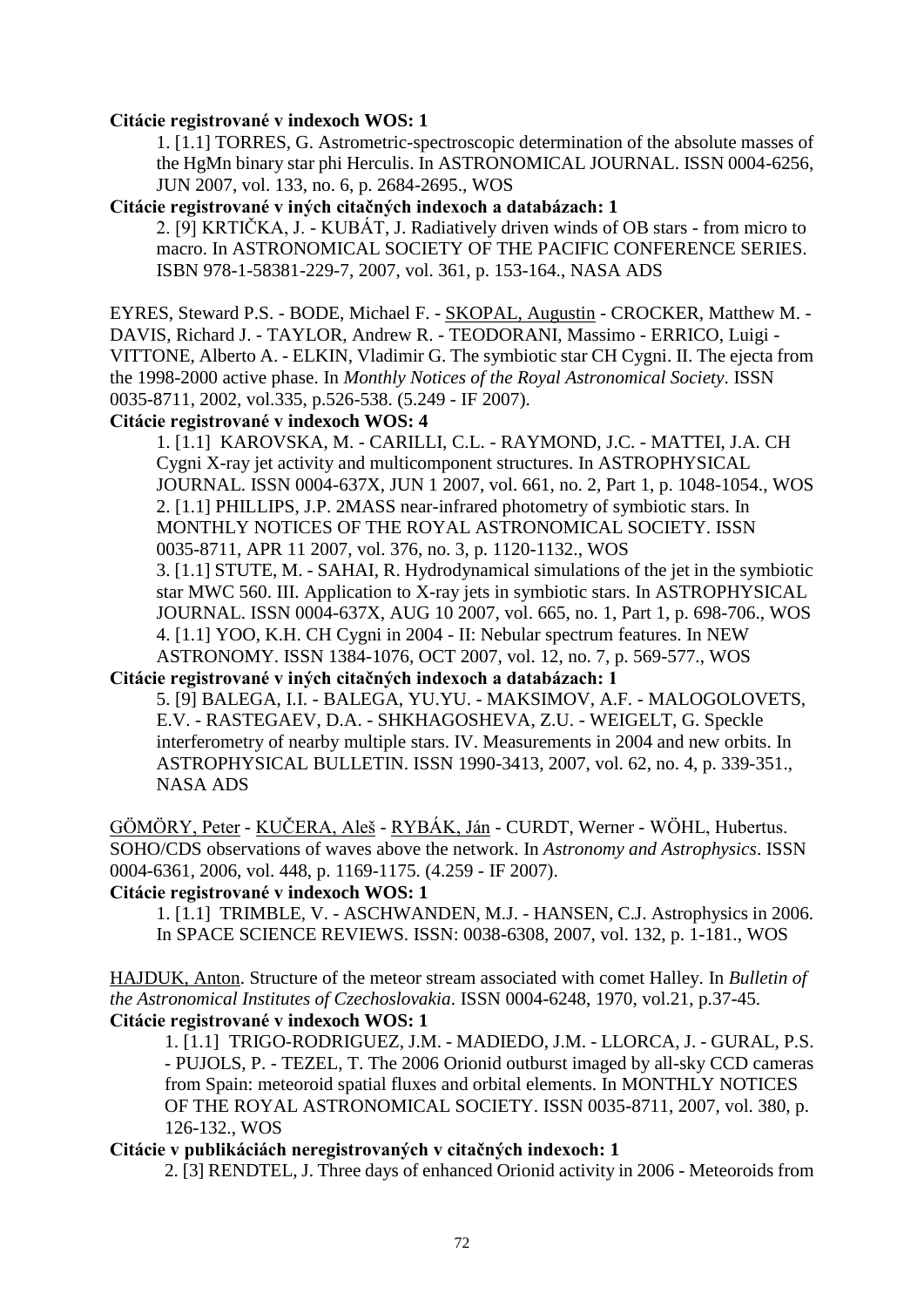**Citácie registrované v indexoch WOS: 1**

1. [1.1] TORRES, G. Astrometric-spectroscopic determination of the absolute masses of the HgMn binary star phi Herculis. In ASTRONOMICAL JOURNAL. ISSN 0004-6256, JUN 2007, vol. 133, no. 6, p. 2684-2695., WOS

**Citácie registrované v iných citačných indexoch a databázach: 1**

2. [9] KRTIČKA, J. - KUBÁT, J. Radiatively driven winds of OB stars - from micro to macro. In ASTRONOMICAL SOCIETY OF THE PACIFIC CONFERENCE SERIES. ISBN 978-1-58381-229-7, 2007, vol. 361, p. 153-164., NASA ADS

EYRES, Steward P.S. - BODE, Michael F. - SKOPAL, Augustin - CROCKER, Matthew M. - DAVIS, Richard J. - TAYLOR, Andrew R. - TEODORANI, Massimo - ERRICO, Luigi - VITTONE, Alberto A. - ELKIN, Vladimir G. The symbiotic star CH Cygni. II. The ejecta from the 1998-2000 active phase. In *Monthly Notices of the Royal Astronomical Society*. ISSN 0035-8711, 2002, vol.335, p.526-538. (5.249 - IF 2007).

**Citácie registrované v indexoch WOS: 4**

1. [1.1] KAROVSKA, M. - CARILLI, C.L. - RAYMOND, J.C. - MATTEI, J.A. CH Cygni X-ray jet activity and multicomponent structures. In ASTROPHYSICAL JOURNAL. ISSN 0004-637X, JUN 1 2007, vol. 661, no. 2, Part 1, p. 1048-1054., WOS
2. [1.1] PHILLIPS, J.P. 2MASS near-infrared photometry of symbiotic stars. In MONTHLY NOTICES OF THE ROYAL ASTRONOMICAL SOCIETY. ISSN 0035-8711, APR 11 2007, vol. 376, no. 3, p. 1120-1132., WOS
3. [1.1] STUTE, M. - SAHAI, R. Hydrodynamical simulations of the jet in the symbiotic star MWC 560. III. Application to X-ray jets in symbiotic stars. In ASTROPHYSICAL JOURNAL. ISSN 0004-637X, AUG 10 2007, vol. 665, no. 1, Part 1, p. 698-706., WOS
4. [1.1] YOO, K.H. CH Cygni in 2004 - II: Nebular spectrum features. In NEW ASTRONOMY. ISSN 1384-1076, OCT 2007, vol. 12, no. 7, p. 569-577., WOS

**Citácie registrované v iných citačných indexoch a databázach: 1**

5. [9] BALEGA, I.I. - BALEGA, YU.YU. - MAKSIMOV, A.F. - MALOGOLOVETS, E.V. - RASTEGAEV, D.A. - SHKHAGOSHEVA, Z.U. - WEIGELT, G. Speckle interferometry of nearby multiple stars. IV. Measurements in 2004 and new orbits. In ASTROPHYSICAL BULLETIN. ISSN 1990-3413, 2007, vol. 62, no. 4, p. 339-351., NASA ADS

GÖMÖRY, Peter - KUČERA, Aleš - RYBÁK, Ján - CURDT, Werner - WÖHL, Hubertus. SOHO/CDS observations of waves above the network. In *Astronomy and Astrophysics*. ISSN 0004-6361, 2006, vol. 448, p. 1169-1175. (4.259 - IF 2007).

**Citácie registrované v indexoch WOS: 1**

1. [1.1] TRIMBLE, V. - ASCHWANDEN, M.J. - HANSEN, C.J. Astrophysics in 2006. In SPACE SCIENCE REVIEWS. ISSN: 0038-6308, 2007, vol. 132, p. 1-181., WOS

HAJDUK, Anton. Structure of the meteor stream associated with comet Halley. In *Bulletin of the Astronomical Institutes of Czechoslovakia*. ISSN 0004-6248, 1970, vol.21, p.37-45.

**Citácie registrované v indexoch WOS: 1**

1. [1.1] TRIGO-RODRIGUEZ, J.M. - MADIEDO, J.M. - LLORCA, J. - GURAL, P.S. - PUJOLS, P. - TEZEL, T. The 2006 Orionid outburst imaged by all-sky CCD cameras from Spain: meteoroid spatial fluxes and orbital elements. In MONTHLY NOTICES OF THE ROYAL ASTRONOMICAL SOCIETY. ISSN 0035-8711, 2007, vol. 380, p. 126-132., WOS

**Citácie v publikáciách neregistrovaných v citačných indexoch: 1**

2. [3] RENDTEL, J. Three days of enhanced Orionid activity in 2006 - Meteoroids from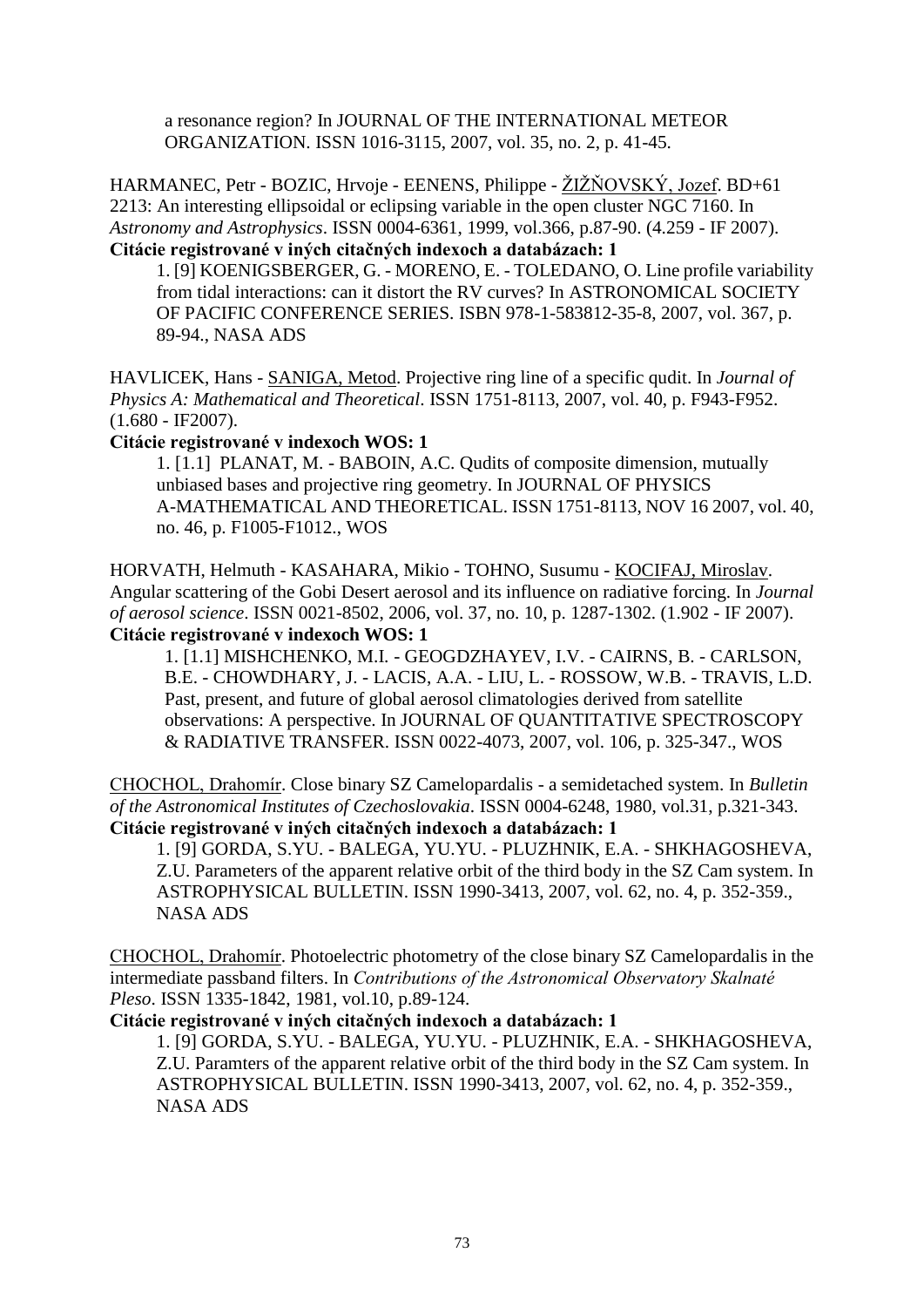a resonance region? In JOURNAL OF THE INTERNATIONAL METEOR ORGANIZATION. ISSN 1016-3115, 2007, vol. 35, no. 2, p. 41-45.

HARMANEC, Petr - BOZIC, Hrvoje - EENENS, Philippe - ŽIŽŇOVSKÝ, Jozef. BD+61 2213: An interesting ellipsoidal or eclipsing variable in the open cluster NGC 7160. In *Astronomy and Astrophysics*. ISSN 0004-6361, 1999, vol.366, p.87-90. (4.259 - IF 2007).
**Citácie registrované v iných citačných indexoch a databázach: 1**

1. [9] KOENIGSBERGER, G. - MORENO, E. - TOLEDANO, O. Line profile variability from tidal interactions: can it distort the RV curves? In ASTRONOMICAL SOCIETY OF PACIFIC CONFERENCE SERIES. ISBN 978-1-583812-35-8, 2007, vol. 367, p. 89-94., NASA ADS

HAVLICEK, Hans - SANIGA, Metod. Projective ring line of a specific qudit. In *Journal of Physics A: Mathematical and Theoretical*. ISSN 1751-8113, 2007, vol. 40, p. F943-F952. (1.680 - IF2007).
**Citácie registrované v indexoch WOS: 1**

1. [1.1] PLANAT, M. - BABOIN, A.C. Qudits of composite dimension, mutually unbiased bases and projective ring geometry. In JOURNAL OF PHYSICS A-MATHEMATICAL AND THEORETICAL. ISSN 1751-8113, NOV 16 2007, vol. 40, no. 46, p. F1005-F1012., WOS

HORVATH, Helmuth - KASAHARA, Mikio - TOHNO, Susumu - KOCIFAJ, Miroslav. Angular scattering of the Gobi Desert aerosol and its influence on radiative forcing. In *Journal of aerosol science*. ISSN 0021-8502, 2006, vol. 37, no. 10, p. 1287-1302. (1.902 - IF 2007).
**Citácie registrované v indexoch WOS: 1**

1. [1.1] MISHCHENKO, M.I. - GEOGDZHAYEV, I.V. - CAIRNS, B. - CARLSON, B.E. - CHOWDHARY, J. - LACIS, A.A. - LIU, L. - ROSSOW, W.B. - TRAVIS, L.D. Past, present, and future of global aerosol climatologies derived from satellite observations: A perspective. In JOURNAL OF QUANTITATIVE SPECTROSCOPY & RADIATIVE TRANSFER. ISSN 0022-4073, 2007, vol. 106, p. 325-347., WOS

CHOCHOL, Drahomír. Close binary SZ Camelopardalis - a semidetached system. In *Bulletin of the Astronomical Institutes of Czechoslovakia*. ISSN 0004-6248, 1980, vol.31, p.321-343.
**Citácie registrované v iných citačných indexoch a databázach: 1**

1. [9] GORDA, S.YU. - BALEGA, YU.YU. - PLUZHNIK, E.A. - SHKHAGOSHEVA, Z.U. Parameters of the apparent relative orbit of the third body in the SZ Cam system. In ASTROPHYSICAL BULLETIN. ISSN 1990-3413, 2007, vol. 62, no. 4, p. 352-359., NASA ADS

CHOCHOL, Drahomír. Photoelectric photometry of the close binary SZ Camelopardalis in the intermediate passband filters. In *Contributions of the Astronomical Observatory Skalnaté Pleso*. ISSN 1335-1842, 1981, vol.10, p.89-124.
**Citácie registrované v iných citačných indexoch a databázach: 1**

1. [9] GORDA, S.YU. - BALEGA, YU.YU. - PLUZHNIK, E.A. - SHKHAGOSHEVA, Z.U. Paramters of the apparent relative orbit of the third body in the SZ Cam system. In ASTROPHYSICAL BULLETIN. ISSN 1990-3413, 2007, vol. 62, no. 4, p. 352-359., NASA ADS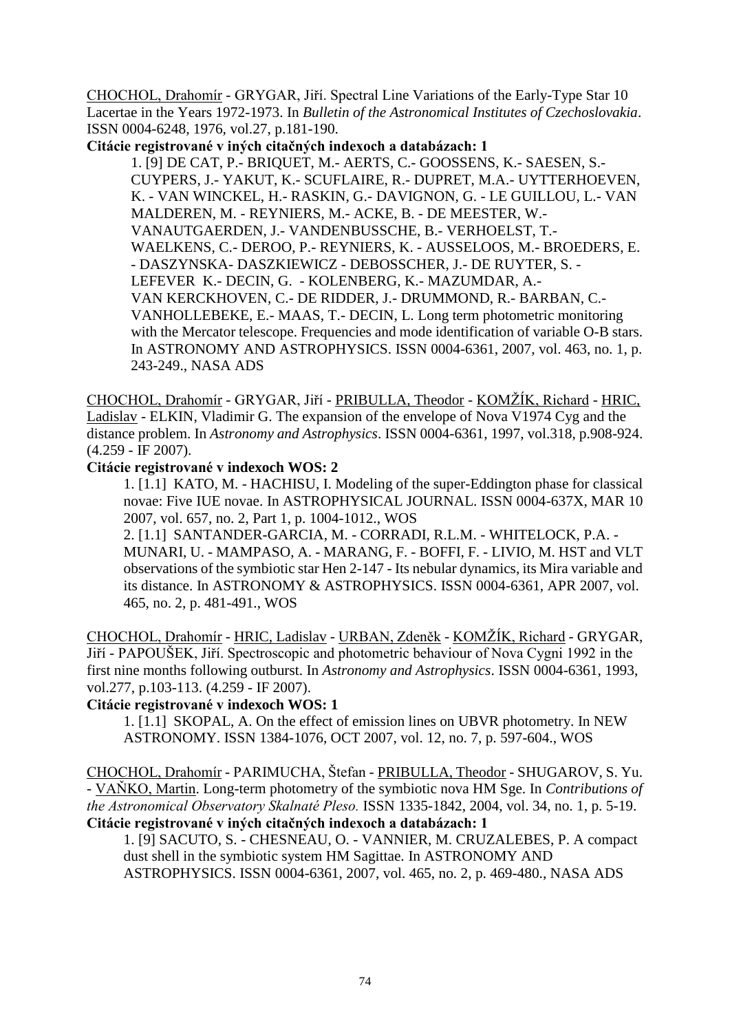CHOCHOL, Drahomír - GRYGAR, Jiří. Spectral Line Variations of the Early-Type Star 10 Lacertae in the Years 1972-1973. In *Bulletin of the Astronomical Institutes of Czechoslovakia*. ISSN 0004-6248, 1976, vol.27, p.181-190.

**Citácie registrované v iných citačných indexoch a databázach: 1**

1. [9] DE CAT, P.- BRIQUET, M.- AERTS, C.- GOOSSENS, K.- SAESEN, S.- CUYPERS, J.- YAKUT, K.- SCUFLAIRE, R.- DUPRET, M.A.- UYTTERHOEVEN, K. - VAN WINCKEL, H.- RASKIN, G.- DAVIGNON, G. - LE GUILLOU, L.- VAN MALDEREN, M. - REYNIERS, M.- ACKE, B. - DE MEESTER, W.- VANAUTGAERDEN, J.- VANDENBUSSCHE, B.- VERHOELST, T.- WAELKENS, C.- DEROO, P.- REYNIERS, K. - AUSSELOOS, M.- BROEDERS, E. - DASZYNSKA- DASZKIEWICZ - DEBOSSCHER, J.- DE RUYTER, S. - LEFEVER K.- DECIN, G. - KOLENBERG, K.- MAZUMDAR, A.- VAN KERCKHOVEN, C.- DE RIDDER, J.- DRUMMOND, R.- BARBAN, C.- VANHOLLEBEKE, E.- MAAS, T.- DECIN, L. Long term photometric monitoring with the Mercator telescope. Frequencies and mode identification of variable O-B stars. In ASTRONOMY AND ASTROPHYSICS. ISSN 0004-6361, 2007, vol. 463, no. 1, p. 243-249., NASA ADS

CHOCHOL, Drahomír - GRYGAR, Jiří - PRIBULLA, Theodor - KOMŽÍK, Richard - HRIC, Ladislav - ELKIN, Vladimir G. The expansion of the envelope of Nova V1974 Cyg and the distance problem. In *Astronomy and Astrophysics*. ISSN 0004-6361, 1997, vol.318, p.908-924. (4.259 - IF 2007).

**Citácie registrované v indexoch WOS: 2**

1. [1.1] KATO, M. - HACHISU, I. Modeling of the super-Eddington phase for classical novae: Five IUE novae. In ASTROPHYSICAL JOURNAL. ISSN 0004-637X, MAR 10 2007, vol. 657, no. 2, Part 1, p. 1004-1012., WOS
2. [1.1] SANTANDER-GARCIA, M. - CORRADI, R.L.M. - WHITELOCK, P.A. - MUNARI, U. - MAMPASO, A. - MARANG, F. - BOFFI, F. - LIVIO, M. HST and VLT observations of the symbiotic star Hen 2-147 - Its nebular dynamics, its Mira variable and its distance. In ASTRONOMY & ASTROPHYSICS. ISSN 0004-6361, APR 2007, vol. 465, no. 2, p. 481-491., WOS

CHOCHOL, Drahomír - HRIC, Ladislav - URBAN, Zdeněk - KOMŽÍK, Richard - GRYGAR, Jiří - PAPOUŠEK, Jiří. Spectroscopic and photometric behaviour of Nova Cygni 1992 in the first nine months following outburst. In *Astronomy and Astrophysics*. ISSN 0004-6361, 1993, vol.277, p.103-113. (4.259 - IF 2007).

**Citácie registrované v indexoch WOS: 1**

1. [1.1] SKOPAL, A. On the effect of emission lines on UBVR photometry. In NEW ASTRONOMY. ISSN 1384-1076, OCT 2007, vol. 12, no. 7, p. 597-604., WOS

CHOCHOL, Drahomír - PARIMUCHA, Štefan - PRIBULLA, Theodor - SHUGAROV, S. Yu. - VAŇKO, Martin. Long-term photometry of the symbiotic nova HM Sge. In *Contributions of the Astronomical Observatory Skalnaté Pleso.* ISSN 1335-1842, 2004, vol. 34, no. 1, p. 5-19.

**Citácie registrované v iných citačných indexoch a databázach: 1**

1. [9] SACUTO, S. - CHESNEAU, O. - VANNIER, M. CRUZALEBES, P. A compact dust shell in the symbiotic system HM Sagittae. In ASTRONOMY AND ASTROPHYSICS. ISSN 0004-6361, 2007, vol. 465, no. 2, p. 469-480., NASA ADS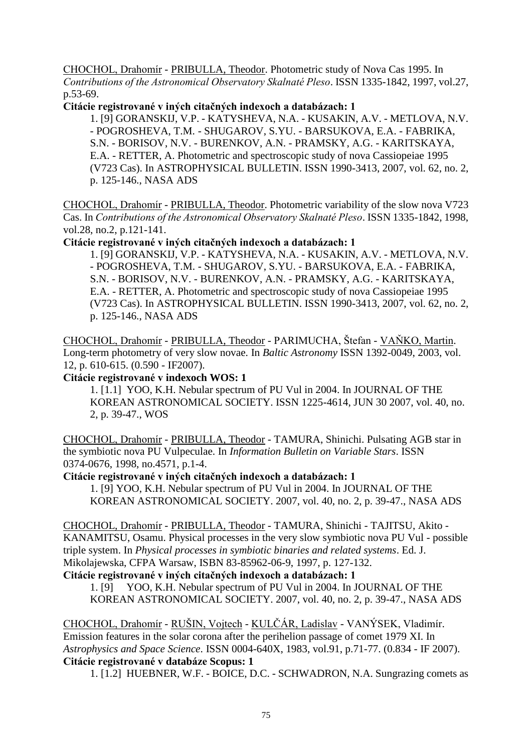CHOCHOL, Drahomír - PRIBULLA, Theodor. Photometric study of Nova Cas 1995. In *Contributions of the Astronomical Observatory Skalnaté Pleso*. ISSN 1335-1842, 1997, vol.27, p.53-69.

**Citácie registrované v iných citačných indexoch a databázach: 1**

1. [9] GORANSKIJ, V.P. - KATYSHEVA, N.A. - KUSAKIN, A.V. - METLOVA, N.V. - POGROSHEVA, T.M. - SHUGAROV, S.YU. - BARSUKOVA, E.A. - FABRIKA, S.N. - BORISOV, N.V. - BURENKOV, A.N. - PRAMSKY, A.G. - KARITSKAYA, E.A. - RETTER, A. Photometric and spectroscopic study of nova Cassiopeiae 1995 (V723 Cas). In ASTROPHYSICAL BULLETIN. ISSN 1990-3413, 2007, vol. 62, no. 2, p. 125-146., NASA ADS

CHOCHOL, Drahomír - PRIBULLA, Theodor. Photometric variability of the slow nova V723 Cas. In *Contributions of the Astronomical Observatory Skalnaté Pleso*. ISSN 1335-1842, 1998, vol.28, no.2, p.121-141.

**Citácie registrované v iných citačných indexoch a databázach: 1**

1. [9] GORANSKIJ, V.P. - KATYSHEVA, N.A. - KUSAKIN, A.V. - METLOVA, N.V. - POGROSHEVA, T.M. - SHUGAROV, S.YU. - BARSUKOVA, E.A. - FABRIKA, S.N. - BORISOV, N.V. - BURENKOV, A.N. - PRAMSKY, A.G. - KARITSKAYA, E.A. - RETTER, A. Photometric and spectroscopic study of nova Cassiopeiae 1995 (V723 Cas). In ASTROPHYSICAL BULLETIN. ISSN 1990-3413, 2007, vol. 62, no. 2, p. 125-146., NASA ADS

CHOCHOL, Drahomír - PRIBULLA, Theodor - PARIMUCHA, Štefan - VAŇKO, Martin. Long-term photometry of very slow novae. In *Baltic Astronomy* ISSN 1392-0049, 2003, vol. 12, p. 610-615. (0.590 - IF2007).

**Citácie registrované v indexoch WOS: 1**

1. [1.1] YOO, K.H. Nebular spectrum of PU Vul in 2004. In JOURNAL OF THE KOREAN ASTRONOMICAL SOCIETY. ISSN 1225-4614, JUN 30 2007, vol. 40, no. 2, p. 39-47., WOS

CHOCHOL, Drahomír - PRIBULLA, Theodor - TAMURA, Shinichi. Pulsating AGB star in the symbiotic nova PU Vulpeculae. In *Information Bulletin on Variable Stars*. ISSN 0374-0676, 1998, no.4571, p.1-4.

**Citácie registrované v iných citačných indexoch a databázach: 1**

1. [9] YOO, K.H. Nebular spectrum of PU Vul in 2004. In JOURNAL OF THE KOREAN ASTRONOMICAL SOCIETY. 2007, vol. 40, no. 2, p. 39-47., NASA ADS

CHOCHOL, Drahomír - PRIBULLA, Theodor - TAMURA, Shinichi - TAJITSU, Akito - KANAMITSU, Osamu. Physical processes in the very slow symbiotic nova PU Vul - possible triple system. In *Physical processes in symbiotic binaries and related systems*. Ed. J. Mikolajewska, CFPA Warsaw, ISBN 83-85962-06-9, 1997, p. 127-132.

**Citácie registrované v iných citačných indexoch a databázach: 1**

1. [9] YOO, K.H. Nebular spectrum of PU Vul in 2004. In JOURNAL OF THE KOREAN ASTRONOMICAL SOCIETY. 2007, vol. 40, no. 2, p. 39-47., NASA ADS

CHOCHOL, Drahomír - RUŠIN, Vojtech - KULČÁR, Ladislav - VANÝSEK, Vladimír. Emission features in the solar corona after the perihelion passage of comet 1979 XI. In *Astrophysics and Space Science*. ISSN 0004-640X, 1983, vol.91, p.71-77. (0.834 - IF 2007).

**Citácie registrované v databáze Scopus: 1**

1. [1.2] HUEBNER, W.F. - BOICE, D.C. - SCHWADRON, N.A. Sungrazing comets as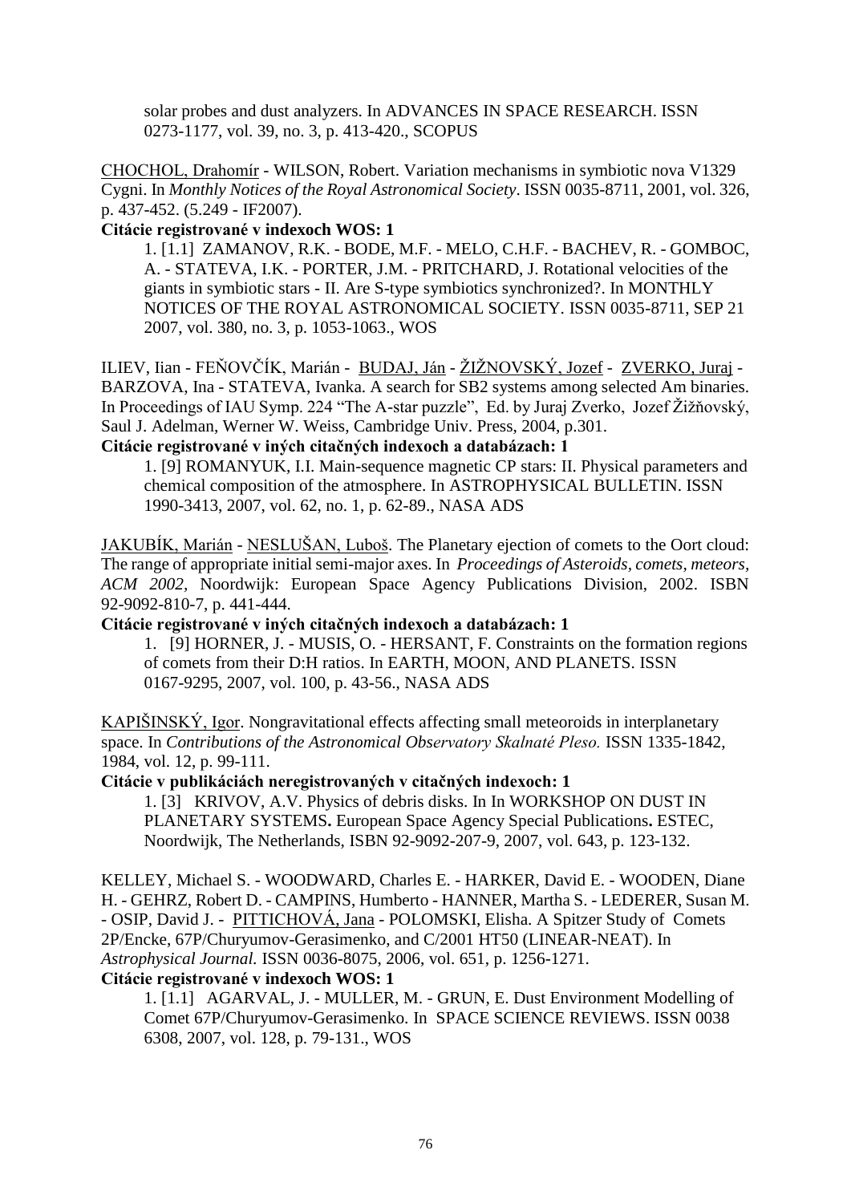solar probes and dust analyzers. In ADVANCES IN SPACE RESEARCH. ISSN 0273-1177, vol. 39, no. 3, p. 413-420., SCOPUS

CHOCHOL, Drahomír - WILSON, Robert. Variation mechanisms in symbiotic nova V1329 Cygni. In *Monthly Notices of the Royal Astronomical Society*. ISSN 0035-8711, 2001, vol. 326, p. 437-452. (5.249 - IF2007).

**Citácie registrované v indexoch WOS: 1**

1. [1.1] ZAMANOV, R.K. - BODE, M.F. - MELO, C.H.F. - BACHEV, R. - GOMBOC, A. - STATEVA, I.K. - PORTER, J.M. - PRITCHARD, J. Rotational velocities of the giants in symbiotic stars - II. Are S-type symbiotics synchronized?. In MONTHLY NOTICES OF THE ROYAL ASTRONOMICAL SOCIETY. ISSN 0035-8711, SEP 21 2007, vol. 380, no. 3, p. 1053-1063., WOS

ILIEV, Iian - FEŇOVČÍK, Marián - BUDAJ, Ján - ŽIŽNOVSKÝ, Jozef - ZVERKO, Juraj - BARZOVA, Ina - STATEVA, Ivanka. A search for SB2 systems among selected Am binaries. In Proceedings of IAU Symp. 224 "The A-star puzzle", Ed. by Juraj Zverko, Jozef Žižňovský, Saul J. Adelman, Werner W. Weiss, Cambridge Univ. Press, 2004, p.301.

**Citácie registrované v iných citačných indexoch a databázach: 1**

1. [9] ROMANYUK, I.I. Main-sequence magnetic CP stars: II. Physical parameters and chemical composition of the atmosphere. In ASTROPHYSICAL BULLETIN. ISSN 1990-3413, 2007, vol. 62, no. 1, p. 62-89., NASA ADS

JAKUBÍK, Marián - NESLUŠAN, Luboš. The Planetary ejection of comets to the Oort cloud: The range of appropriate initial semi-major axes. In *Proceedings of Asteroids, comets, meteors, ACM 2002*, Noordwijk: European Space Agency Publications Division, 2002. ISBN 92-9092-810-7, p. 441-444.

**Citácie registrované v iných citačných indexoch a databázach: 1**

1. [9] HORNER, J. - MUSIS, O. - HERSANT, F. Constraints on the formation regions of comets from their D:H ratios. In EARTH, MOON, AND PLANETS. ISSN 0167-9295, 2007, vol. 100, p. 43-56., NASA ADS

KAPIŠINSKÝ, Igor. Nongravitational effects affecting small meteoroids in interplanetary space. In *Contributions of the Astronomical Observatory Skalnaté Pleso.* ISSN 1335-1842, 1984, vol. 12, p. 99-111.

**Citácie v publikáciách neregistrovaných v citačných indexoch: 1**

1. [3] KRIVOV, A.V. Physics of debris disks. In In WORKSHOP ON DUST IN PLANETARY SYSTEMS**.** European Space Agency Special Publications**.** ESTEC, Noordwijk, The Netherlands, ISBN 92-9092-207-9, 2007, vol. 643, p. 123-132.

KELLEY, Michael S. - WOODWARD, Charles E. - HARKER, David E. - WOODEN, Diane H. - GEHRZ, Robert D. - CAMPINS, Humberto - HANNER, Martha S. - LEDERER, Susan M. - OSIP, David J. - PITTICHOVÁ, Jana - POLOMSKI, Elisha. A Spitzer Study of Comets 2P/Encke, 67P/Churyumov-Gerasimenko, and C/2001 HT50 (LINEAR-NEAT). In *Astrophysical Journal.* ISSN 0036-8075, 2006, vol. 651, p. 1256-1271.

**Citácie registrované v indexoch WOS: 1**

1. [1.1] AGARVAL, J. - MULLER, M. - GRUN, E. Dust Environment Modelling of Comet 67P/Churyumov-Gerasimenko. In SPACE SCIENCE REVIEWS. ISSN 0038 6308, 2007, vol. 128, p. 79-131., WOS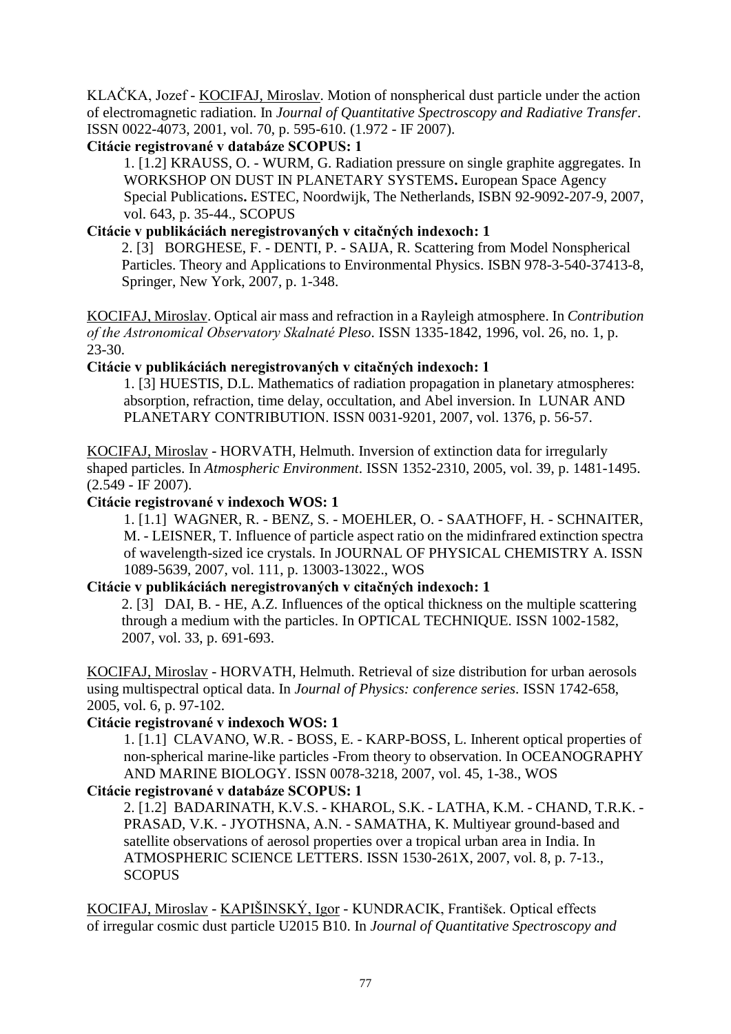KLAČKA, Jozef - KOCIFAJ, Miroslav. Motion of nonspherical dust particle under the action of electromagnetic radiation. In *Journal of Quantitative Spectroscopy and Radiative Transfer*. ISSN 0022-4073, 2001, vol. 70, p. 595-610. (1.972 - IF 2007).

**Citácie registrované v databáze SCOPUS: 1**

1. [1.2] KRAUSS, O. - WURM, G. Radiation pressure on single graphite aggregates. In WORKSHOP ON DUST IN PLANETARY SYSTEMS**.** European Space Agency Special Publications**.** ESTEC, Noordwijk, The Netherlands, ISBN 92-9092-207-9, 2007, vol. 643, p. 35-44., SCOPUS

**Citácie v publikáciách neregistrovaných v citačných indexoch: 1**

2. [3] BORGHESE, F. - DENTI, P. - SAIJA, R. Scattering from Model Nonspherical Particles. Theory and Applications to Environmental Physics. ISBN 978-3-540-37413-8, Springer, New York, 2007, p. 1-348.

KOCIFAJ, Miroslav. Optical air mass and refraction in a Rayleigh atmosphere. In *Contribution of the Astronomical Observatory Skalnaté Pleso*. ISSN 1335-1842, 1996, vol. 26, no. 1, p. 23-30.

**Citácie v publikáciách neregistrovaných v citačných indexoch: 1**

1. [3] HUESTIS, D.L. Mathematics of radiation propagation in planetary atmospheres: absorption, refraction, time delay, occultation, and Abel inversion. In LUNAR AND PLANETARY CONTRIBUTION. ISSN 0031-9201, 2007, vol. 1376, p. 56-57.

KOCIFAJ, Miroslav - HORVATH, Helmuth. Inversion of extinction data for irregularly shaped particles. In *Atmospheric Environment*. ISSN 1352-2310, 2005, vol. 39, p. 1481-1495. (2.549 - IF 2007).

**Citácie registrované v indexoch WOS: 1**

1. [1.1] WAGNER, R. - BENZ, S. - MOEHLER, O. - SAATHOFF, H. - SCHNAITER, M. - LEISNER, T. Influence of particle aspect ratio on the midinfrared extinction spectra of wavelength-sized ice crystals. In JOURNAL OF PHYSICAL CHEMISTRY A. ISSN 1089-5639, 2007, vol. 111, p. 13003-13022., WOS

**Citácie v publikáciách neregistrovaných v citačných indexoch: 1**

2. [3] DAI, B. - HE, A.Z. Influences of the optical thickness on the multiple scattering through a medium with the particles. In OPTICAL TECHNIQUE. ISSN 1002-1582, 2007, vol. 33, p. 691-693.

KOCIFAJ, Miroslav - HORVATH, Helmuth. Retrieval of size distribution for urban aerosols using multispectral optical data. In *Journal of Physics: conference series*. ISSN 1742-658, 2005, vol. 6, p. 97-102.

**Citácie registrované v indexoch WOS: 1**

1. [1.1] CLAVANO, W.R. - BOSS, E. - KARP-BOSS, L. Inherent optical properties of non-spherical marine-like particles -From theory to observation. In OCEANOGRAPHY AND MARINE BIOLOGY. ISSN 0078-3218, 2007, vol. 45, 1-38., WOS

**Citácie registrované v databáze SCOPUS: 1**

2. [1.2] BADARINATH, K.V.S. - KHAROL, S.K. - LATHA, K.M. - CHAND, T.R.K. - PRASAD, V.K. - JYOTHSNA, A.N. - SAMATHA, K. Multiyear ground-based and satellite observations of aerosol properties over a tropical urban area in India. In ATMOSPHERIC SCIENCE LETTERS. ISSN 1530-261X, 2007, vol. 8, p. 7-13., SCOPUS

KOCIFAJ, Miroslav - KAPIŠINSKÝ, Igor - KUNDRACIK, František. Optical effects of irregular cosmic dust particle U2015 B10. In *Journal of Quantitative Spectroscopy and*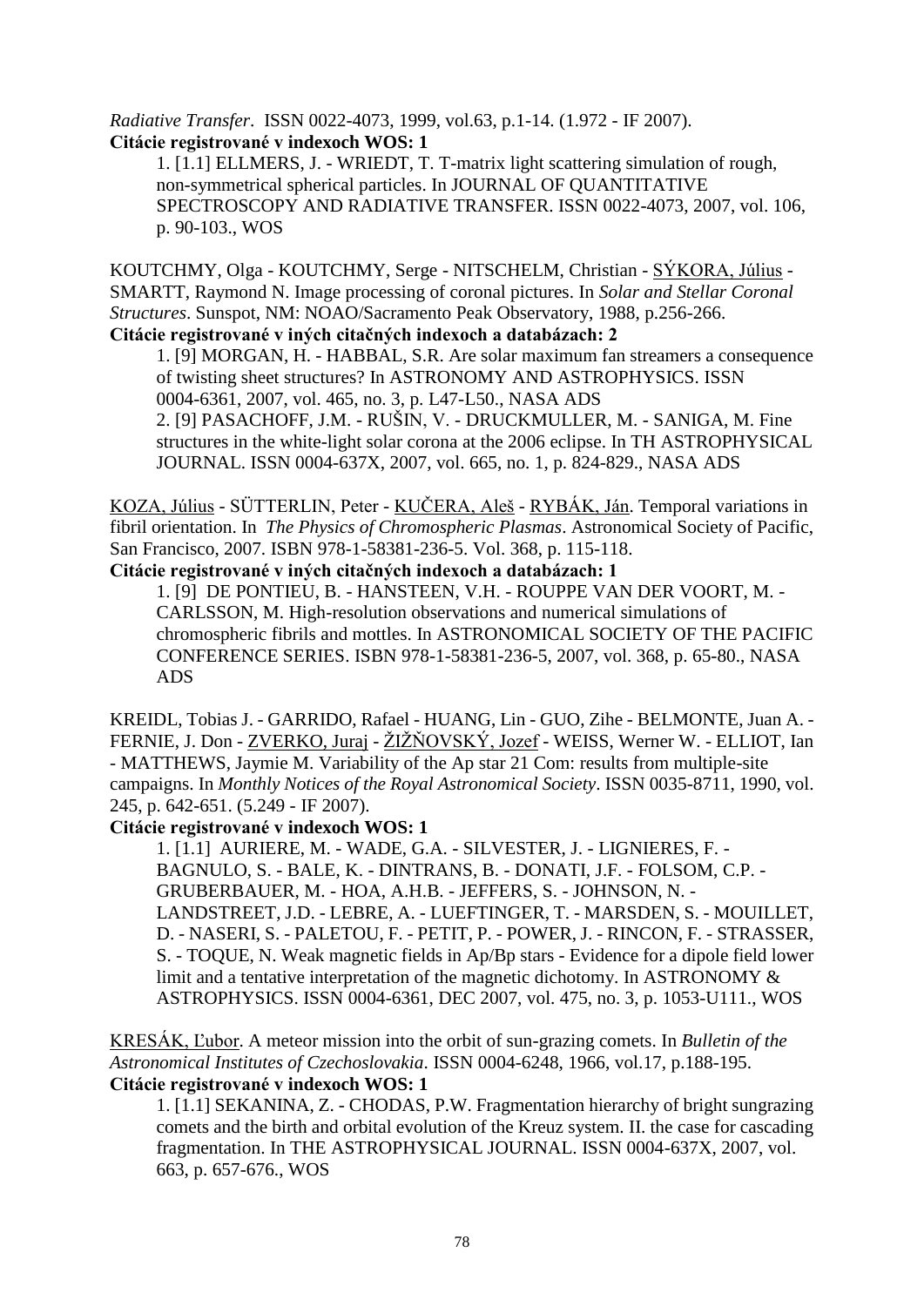*Radiative Transfer*. ISSN 0022-4073, 1999, vol.63, p.1-14. (1.972 - IF 2007).
**Citácie registrované v indexoch WOS: 1**

1. [1.1] ELLMERS, J. - WRIEDT, T. T-matrix light scattering simulation of rough, non-symmetrical spherical particles. In JOURNAL OF QUANTITATIVE SPECTROSCOPY AND RADIATIVE TRANSFER. ISSN 0022-4073, 2007, vol. 106, p. 90-103., WOS

KOUTCHMY, Olga - KOUTCHMY, Serge - NITSCHELM, Christian - SÝKORA, Július - SMARTT, Raymond N. Image processing of coronal pictures. In *Solar and Stellar Coronal Structures*. Sunspot, NM: NOAO/Sacramento Peak Observatory, 1988, p.256-266.
**Citácie registrované v iných citačných indexoch a databázach: 2**

1. [9] MORGAN, H. - HABBAL, S.R. Are solar maximum fan streamers a consequence of twisting sheet structures? In ASTRONOMY AND ASTROPHYSICS. ISSN 0004-6361, 2007, vol. 465, no. 3, p. L47-L50., NASA ADS
2. [9] PASACHOFF, J.M. - RUŠIN, V. - DRUCKMULLER, M. - SANIGA, M. Fine structures in the white-light solar corona at the 2006 eclipse. In TH ASTROPHYSICAL JOURNAL. ISSN 0004-637X, 2007, vol. 665, no. 1, p. 824-829., NASA ADS

KOZA, Július - SÜTTERLIN, Peter - KUČERA, Aleš - RYBÁK, Ján. Temporal variations in fibril orientation. In *The Physics of Chromospheric Plasmas*. Astronomical Society of Pacific, San Francisco, 2007. ISBN 978-1-58381-236-5. Vol. 368, p. 115-118.
**Citácie registrované v iných citačných indexoch a databázach: 1**

1. [9] DE PONTIEU, B. - HANSTEEN, V.H. - ROUPPE VAN DER VOORT, M. - CARLSSON, M. High-resolution observations and numerical simulations of chromospheric fibrils and mottles. In ASTRONOMICAL SOCIETY OF THE PACIFIC CONFERENCE SERIES. ISBN 978-1-58381-236-5, 2007, vol. 368, p. 65-80., NASA ADS

KREIDL, Tobias J. - GARRIDO, Rafael - HUANG, Lin - GUO, Zihe - BELMONTE, Juan A. - FERNIE, J. Don - ZVERKO, Juraj - ŽIŽŇOVSKÝ, Jozef - WEISS, Werner W. - ELLIOT, Ian - MATTHEWS, Jaymie M. Variability of the Ap star 21 Com: results from multiple-site campaigns. In *Monthly Notices of the Royal Astronomical Society*. ISSN 0035-8711, 1990, vol. 245, p. 642-651. (5.249 - IF 2007).
**Citácie registrované v indexoch WOS: 1**

1. [1.1] AURIERE, M. - WADE, G.A. - SILVESTER, J. - LIGNIERES, F. - BAGNULO, S. - BALE, K. - DINTRANS, B. - DONATI, J.F. - FOLSOM, C.P. - GRUBERBAUER, M. - HOA, A.H.B. - JEFFERS, S. - JOHNSON, N. - LANDSTREET, J.D. - LEBRE, A. - LUEFTINGER, T. - MARSDEN, S. - MOUILLET, D. - NASERI, S. - PALETOU, F. - PETIT, P. - POWER, J. - RINCON, F. - STRASSER, S. - TOQUE, N. Weak magnetic fields in Ap/Bp stars - Evidence for a dipole field lower limit and a tentative interpretation of the magnetic dichotomy. In ASTRONOMY & ASTROPHYSICS. ISSN 0004-6361, DEC 2007, vol. 475, no. 3, p. 1053-U111., WOS

KRESÁK, Ľubor. A meteor mission into the orbit of sun-grazing comets. In *Bulletin of the Astronomical Institutes of Czechoslovakia*. ISSN 0004-6248, 1966, vol.17, p.188-195.
**Citácie registrované v indexoch WOS: 1**

1. [1.1] SEKANINA, Z. - CHODAS, P.W. Fragmentation hierarchy of bright sungrazing comets and the birth and orbital evolution of the Kreuz system. II. the case for cascading fragmentation. In THE ASTROPHYSICAL JOURNAL. ISSN 0004-637X, 2007, vol. 663, p. 657-676., WOS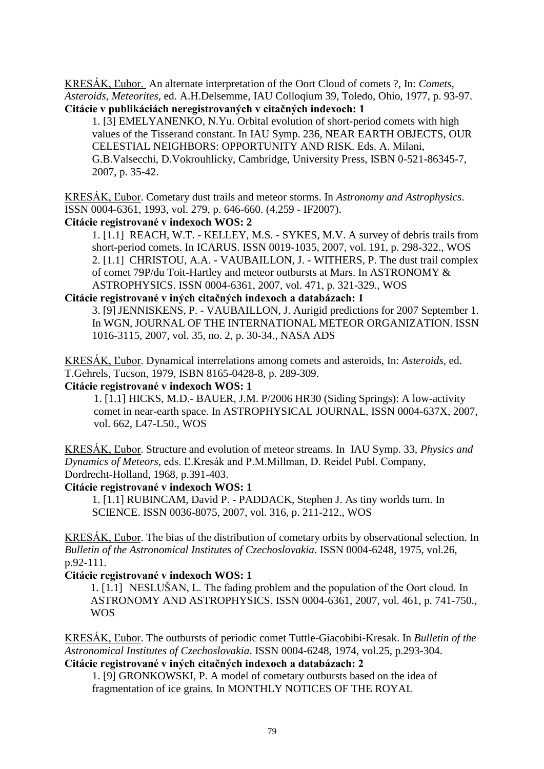KRESÁK, Ľubor. An alternate interpretation of the Oort Cloud of comets ?, In: *Comets, Asteroids, Meteorites*, ed. A.H.Delsemme, IAU Colloqium 39, Toledo, Ohio, 1977, p. 93-97.

**Citácie v publikáciách neregistrovaných v citačných indexoch: 1**

1. [3] EMELYANENKO, N.Yu. Orbital evolution of short-period comets with high values of the Tisserand constant. In IAU Symp. 236, NEAR EARTH OBJECTS, OUR CELESTIAL NEIGHBORS: OPPORTUNITY AND RISK. Eds. A. Milani, G.B.Valsecchi, D.Vokrouhlicky, Cambridge, University Press, ISBN 0-521-86345-7, 2007, p. 35-42.

KRESÁK, Ľubor. Cometary dust trails and meteor storms. In *Astronomy and Astrophysics*. ISSN 0004-6361, 1993, vol. 279, p. 646-660. (4.259 - IF2007).

**Citácie registrované v indexoch WOS: 2**

1. [1.1] REACH, W.T. - KELLEY, M.S. - SYKES, M.V. A survey of debris trails from short-period comets. In ICARUS. ISSN 0019-1035, 2007, vol. 191, p. 298-322., WOS
2. [1.1] CHRISTOU, A.A. - VAUBAILLON, J. - WITHERS, P. The dust trail complex of comet 79P/du Toit-Hartley and meteor outbursts at Mars. In ASTRONOMY & ASTROPHYSICS. ISSN 0004-6361, 2007, vol. 471, p. 321-329., WOS

**Citácie registrované v iných citačných indexoch a databázach: 1**

3. [9] JENNISKENS, P. - VAUBAILLON, J. Aurigid predictions for 2007 September 1. In WGN, JOURNAL OF THE INTERNATIONAL METEOR ORGANIZATION. ISSN 1016-3115, 2007, vol. 35, no. 2, p. 30-34., NASA ADS

KRESÁK, Ľubor. Dynamical interrelations among comets and asteroids, In: *Asteroids*, ed. T.Gehrels, Tucson, 1979, ISBN 8165-0428-8, p. 289-309.

**Citácie registrované v indexoch WOS: 1**

1. [1.1] HICKS, M.D.- BAUER, J.M. P/2006 HR30 (Siding Springs): A low-activity comet in near-earth space. In ASTROPHYSICAL JOURNAL, ISSN 0004-637X, 2007, vol. 662, L47-L50., WOS

KRESÁK, Ľubor. Structure and evolution of meteor streams. In IAU Symp. 33, *Physics and Dynamics of Meteors*, eds. Ľ.Kresák and P.M.Millman, D. Reidel Publ. Company, Dordrecht-Holland, 1968, p.391-403.

**Citácie registrované v indexoch WOS: 1**

1. [1.1] RUBINCAM, David P. - PADDACK, Stephen J. As tiny worlds turn. In SCIENCE. ISSN 0036-8075, 2007, vol. 316, p. 211-212., WOS

KRESÁK, Ľubor. The bias of the distribution of cometary orbits by observational selection. In *Bulletin of the Astronomical Institutes of Czechoslovakia*. ISSN 0004-6248, 1975, vol.26, p.92-111.

**Citácie registrované v indexoch WOS: 1**

1. [1.1] NESLUŠAN, L. The fading problem and the population of the Oort cloud. In ASTRONOMY AND ASTROPHYSICS. ISSN 0004-6361, 2007, vol. 461, p. 741-750., WOS

KRESÁK, Ľubor. The outbursts of periodic comet Tuttle-Giacobibi-Kresak. In *Bulletin of the Astronomical Institutes of Czechoslovakia*. ISSN 0004-6248, 1974, vol.25, p.293-304.

**Citácie registrované v iných citačných indexoch a databázach: 2**

1. [9] GRONKOWSKI, P. A model of cometary outbursts based on the idea of fragmentation of ice grains. In MONTHLY NOTICES OF THE ROYAL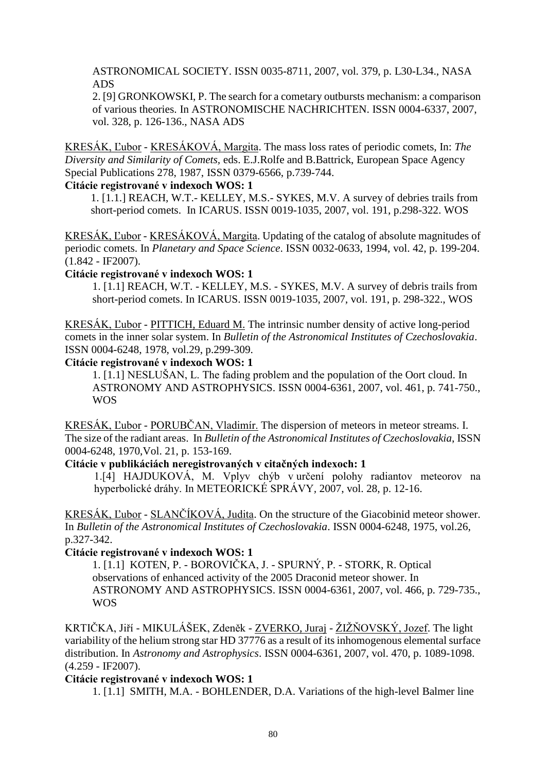ASTRONOMICAL SOCIETY. ISSN 0035-8711, 2007, vol. 379, p. L30-L34., NASA ADS

2. [9] GRONKOWSKI, P. The search for a cometary outbursts mechanism: a comparison of various theories. In ASTRONOMISCHE NACHRICHTEN. ISSN 0004-6337, 2007, vol. 328, p. 126-136., NASA ADS

KRESÁK, Ľubor - KRESÁKOVÁ, Margita. The mass loss rates of periodic comets, In: *The Diversity and Similarity of Comets*, eds. E.J.Rolfe and B.Battrick, European Space Agency Special Publications 278, 1987, ISSN 0379-6566, p.739-744.

**Citácie registrované v indexoch WOS: 1**

1. [1.1.] REACH, W.T.- KELLEY, M.S.- SYKES, M.V. A survey of debries trails from short-period comets. In ICARUS. ISSN 0019-1035, 2007, vol. 191, p.298-322. WOS

KRESÁK, Ľubor - KRESÁKOVÁ, Margita. Updating of the catalog of absolute magnitudes of periodic comets. In *Planetary and Space Science*. ISSN 0032-0633, 1994, vol. 42, p. 199-204. (1.842 - IF2007).

**Citácie registrované v indexoch WOS: 1**

1. [1.1] REACH, W.T. - KELLEY, M.S. - SYKES, M.V. A survey of debris trails from short-period comets. In ICARUS. ISSN 0019-1035, 2007, vol. 191, p. 298-322., WOS

KRESÁK, Ľubor - PITTICH, Eduard M. The intrinsic number density of active long-period comets in the inner solar system. In *Bulletin of the Astronomical Institutes of Czechoslovakia*. ISSN 0004-6248, 1978, vol.29, p.299-309.

**Citácie registrované v indexoch WOS: 1**

1. [1.1] NESLUŠAN, L. The fading problem and the population of the Oort cloud. In ASTRONOMY AND ASTROPHYSICS. ISSN 0004-6361, 2007, vol. 461, p. 741-750., WOS

KRESÁK, Ľubor - PORUBČAN, Vladimír. The dispersion of meteors in meteor streams. I. The size of the radiant areas. In *Bulletin of the Astronomical Institutes of Czechoslovakia*, ISSN 0004-6248, 1970,Vol. 21, p. 153-169.

**Citácie v publikáciách neregistrovaných v citačných indexoch: 1**

1.[4] HAJDUKOVÁ, M. Vplyv chýb v určení polohy radiantov meteorov na hyperbolické dráhy. In METEORICKÉ SPRÁVY, 2007, vol. 28, p. 12-16.

KRESÁK, Ľubor - SLANČÍKOVÁ, Judita. On the structure of the Giacobinid meteor shower. In *Bulletin of the Astronomical Institutes of Czechoslovakia*. ISSN 0004-6248, 1975, vol.26, p.327-342.

**Citácie registrované v indexoch WOS: 1**

1. [1.1] KOTEN, P. - BOROVIČKA, J. - SPURNÝ, P. - STORK, R. Optical observations of enhanced activity of the 2005 Draconid meteor shower. In ASTRONOMY AND ASTROPHYSICS. ISSN 0004-6361, 2007, vol. 466, p. 729-735., WOS

KRTIČKA, Jiří - MIKULÁŠEK, Zdeněk - ZVERKO, Juraj - ŽIŽŇOVSKÝ, Jozef. The light variability of the helium strong star HD 37776 as a result of its inhomogenous elemental surface distribution. In *Astronomy and Astrophysics*. ISSN 0004-6361, 2007, vol. 470, p. 1089-1098. (4.259 - IF2007).

**Citácie registrované v indexoch WOS: 1**

1. [1.1] SMITH, M.A. - BOHLENDER, D.A. Variations of the high-level Balmer line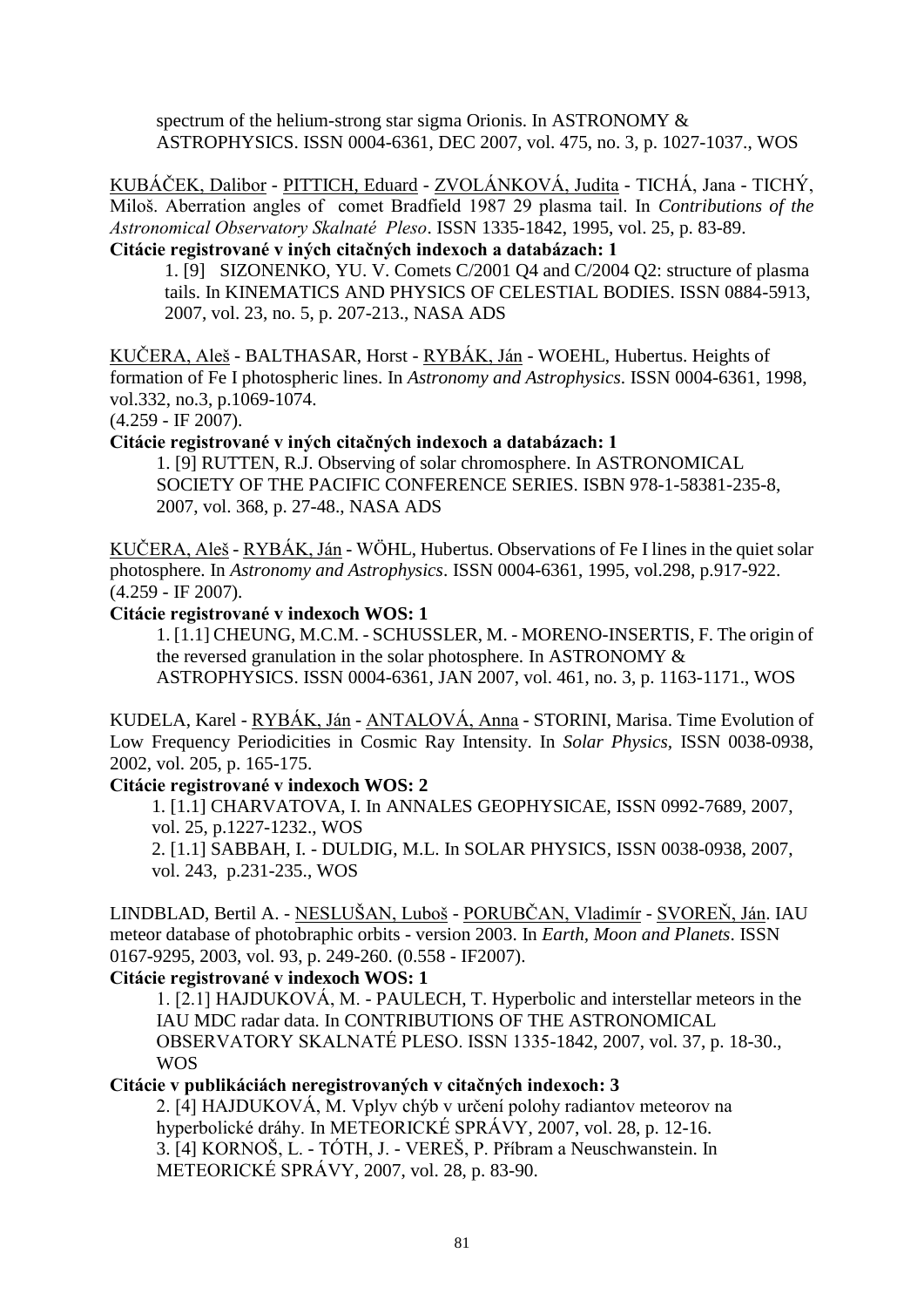spectrum of the helium-strong star sigma Orionis. In ASTRONOMY & ASTROPHYSICS. ISSN 0004-6361, DEC 2007, vol. 475, no. 3, p. 1027-1037., WOS

KUBÁČEK, Dalibor - PITTICH, Eduard - ZVOLÁNKOVÁ, Judita - TICHÁ, Jana - TICHÝ, Miloš. Aberration angles of comet Bradfield 1987 29 plasma tail. In *Contributions of the Astronomical Observatory Skalnaté Pleso*. ISSN 1335-1842, 1995, vol. 25, p. 83-89.

**Citácie registrované v iných citačných indexoch a databázach: 1**

1. [9] SIZONENKO, YU. V. Comets C/2001 Q4 and C/2004 Q2: structure of plasma tails. In KINEMATICS AND PHYSICS OF CELESTIAL BODIES. ISSN 0884-5913, 2007, vol. 23, no. 5, p. 207-213., NASA ADS

KUČERA, Aleš - BALTHASAR, Horst - RYBÁK, Ján - WOEHL, Hubertus. Heights of formation of Fe I photospheric lines. In *Astronomy and Astrophysics*. ISSN 0004-6361, 1998, vol.332, no.3, p.1069-1074.
(4.259 - IF 2007).

**Citácie registrované v iných citačných indexoch a databázach: 1**

1. [9] RUTTEN, R.J. Observing of solar chromosphere. In ASTRONOMICAL SOCIETY OF THE PACIFIC CONFERENCE SERIES. ISBN 978-1-58381-235-8, 2007, vol. 368, p. 27-48., NASA ADS

KUČERA, Aleš - RYBÁK, Ján - WÖHL, Hubertus. Observations of Fe I lines in the quiet solar photosphere. In *Astronomy and Astrophysics*. ISSN 0004-6361, 1995, vol.298, p.917-922. (4.259 - IF 2007).

**Citácie registrované v indexoch WOS: 1**

1. [1.1] CHEUNG, M.C.M. - SCHUSSLER, M. - MORENO-INSERTIS, F. The origin of the reversed granulation in the solar photosphere. In ASTRONOMY & ASTROPHYSICS. ISSN 0004-6361, JAN 2007, vol. 461, no. 3, p. 1163-1171., WOS

KUDELA, Karel - RYBÁK, Ján - ANTALOVÁ, Anna - STORINI, Marisa. Time Evolution of Low Frequency Periodicities in Cosmic Ray Intensity. In *Solar Physics,* ISSN 0038-0938, 2002, vol. 205, p. 165-175.

**Citácie registrované v indexoch WOS: 2**

1. [1.1] CHARVATOVA, I. In ANNALES GEOPHYSICAE, ISSN 0992-7689, 2007, vol. 25, p.1227-1232., WOS
2. [1.1] SABBAH, I. - DULDIG, M.L. In SOLAR PHYSICS, ISSN 0038-0938, 2007, vol. 243, p.231-235., WOS

LINDBLAD, Bertil A. - NESLUŠAN, Luboš - PORUBČAN, Vladimír - SVOREŇ, Ján. IAU meteor database of photobraphic orbits - version 2003. In *Earth, Moon and Planets*. ISSN 0167-9295, 2003, vol. 93, p. 249-260. (0.558 - IF2007).

**Citácie registrované v indexoch WOS: 1**

1. [2.1] HAJDUKOVÁ, M. - PAULECH, T. Hyperbolic and interstellar meteors in the IAU MDC radar data. In CONTRIBUTIONS OF THE ASTRONOMICAL OBSERVATORY SKALNATÉ PLESO. ISSN 1335-1842, 2007, vol. 37, p. 18-30., WOS

**Citácie v publikáciách neregistrovaných v citačných indexoch: 3**

2. [4] HAJDUKOVÁ, M. Vplyv chýb v určení polohy radiantov meteorov na hyperbolické dráhy. In METEORICKÉ SPRÁVY, 2007, vol. 28, p. 12-16.
3. [4] KORNOŠ, L. - TÓTH, J. - VEREŠ, P. Příbram a Neuschwanstein. In METEORICKÉ SPRÁVY, 2007, vol. 28, p. 83-90.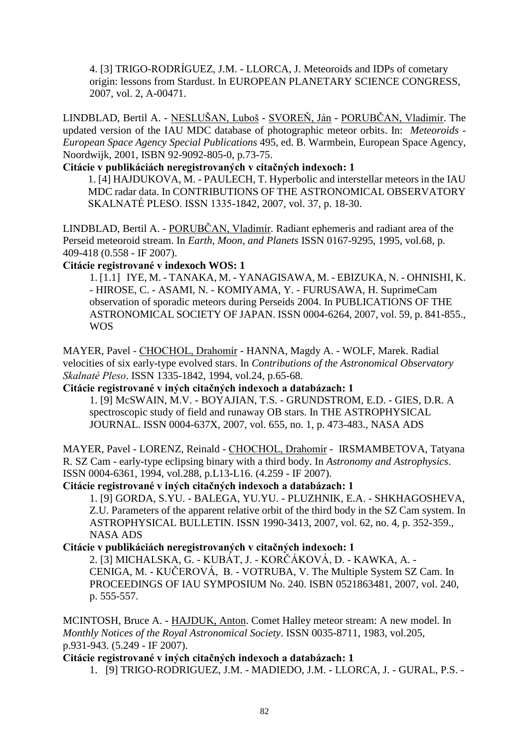4. [3] TRIGO-RODRÍGUEZ, J.M. - LLORCA, J. Meteoroids and IDPs of cometary origin: lessons from Stardust. In EUROPEAN PLANETARY SCIENCE CONGRESS, 2007, vol. 2, A-00471.

LINDBLAD, Bertil A. - NESLUŠAN, Luboš - SVOREŇ, Ján - PORUBČAN, Vladimír. The updated version of the IAU MDC database of photographic meteor orbits. In: *Meteoroids - European Space Agency Special Publications* 495, ed. B. Warmbein, European Space Agency, Noordwijk, 2001, ISBN 92-9092-805-0, p.73-75.

**Citácie v publikáciách neregistrovaných v citačných indexoch: 1**

1. [4] HAJDUKOVA, M. - PAULECH, T. Hyperbolic and interstellar meteors in the IAU MDC radar data. In CONTRIBUTIONS OF THE ASTRONOMICAL OBSERVATORY SKALNATÉ PLESO. ISSN 1335-1842, 2007, vol. 37, p. 18-30.

LINDBLAD, Bertil A. - PORUBČAN, Vladimír. Radiant ephemeris and radiant area of the Perseid meteoroid stream. In *Earth, Moon, and Planets* ISSN 0167-9295, 1995, vol.68, p. 409-418 (0.558 - IF 2007).

**Citácie registrované v indexoch WOS: 1**

1. [1.1] IYE, M. - TANAKA, M. - YANAGISAWA, M. - EBIZUKA, N. - OHNISHI, K. - HIROSE, C. - ASAMI, N. - KOMIYAMA, Y. - FURUSAWA, H. SuprimeCam observation of sporadic meteors during Perseids 2004. In PUBLICATIONS OF THE ASTRONOMICAL SOCIETY OF JAPAN. ISSN 0004-6264, 2007, vol. 59, p. 841-855., WOS

MAYER, Pavel - CHOCHOL, Drahomír - HANNA, Magdy A. - WOLF, Marek. Radial velocities of six early-type evolved stars. In *Contributions of the Astronomical Observatory Skalnaté Pleso*. ISSN 1335-1842, 1994, vol.24, p.65-68.

**Citácie registrované v iných citačných indexoch a databázach: 1**

1. [9] McSWAIN, M.V. - BOYAJIAN, T.S. - GRUNDSTROM, E.D. - GIES, D.R. A spectroscopic study of field and runaway OB stars. In THE ASTROPHYSICAL JOURNAL. ISSN 0004-637X, 2007, vol. 655, no. 1, p. 473-483., NASA ADS

MAYER, Pavel - LORENZ, Reinald - CHOCHOL, Drahomír - IRSMAMBETOVA, Tatyana R. SZ Cam - early-type eclipsing binary with a third body. In *Astronomy and Astrophysics*. ISSN 0004-6361, 1994, vol.288, p.L13-L16. (4.259 - IF 2007).

**Citácie registrované v iných citačných indexoch a databázach: 1**

1. [9] GORDA, S.YU. - BALEGA, YU.YU. - PLUZHNIK, E.A. - SHKHAGOSHEVA, Z.U. Parameters of the apparent relative orbit of the third body in the SZ Cam system. In ASTROPHYSICAL BULLETIN. ISSN 1990-3413, 2007, vol. 62, no. 4, p. 352-359., NASA ADS

**Citácie v publikáciách neregistrovaných v citačných indexoch: 1**

2. [3] MICHALSKA, G. - KUBÁT, J. - KORČÁKOVÁ, D. - KAWKA, A. - CENIGA, M. - KUČEROVÁ, B. - VOTRUBA, V. The Multiple System SZ Cam. In PROCEEDINGS OF IAU SYMPOSIUM No. 240. ISBN 0521863481, 2007, vol. 240, p. 555-557.

MCINTOSH, Bruce A. - HAJDUK, Anton. Comet Halley meteor stream: A new model. In *Monthly Notices of the Royal Astronomical Society*. ISSN 0035-8711, 1983, vol.205, p.931-943. (5.249 - IF 2007).

**Citácie registrované v iných citačných indexoch a databázach: 1**

1. [9] TRIGO-RODRIGUEZ, J.M. - MADIEDO, J.M. - LLORCA, J. - GURAL, P.S. -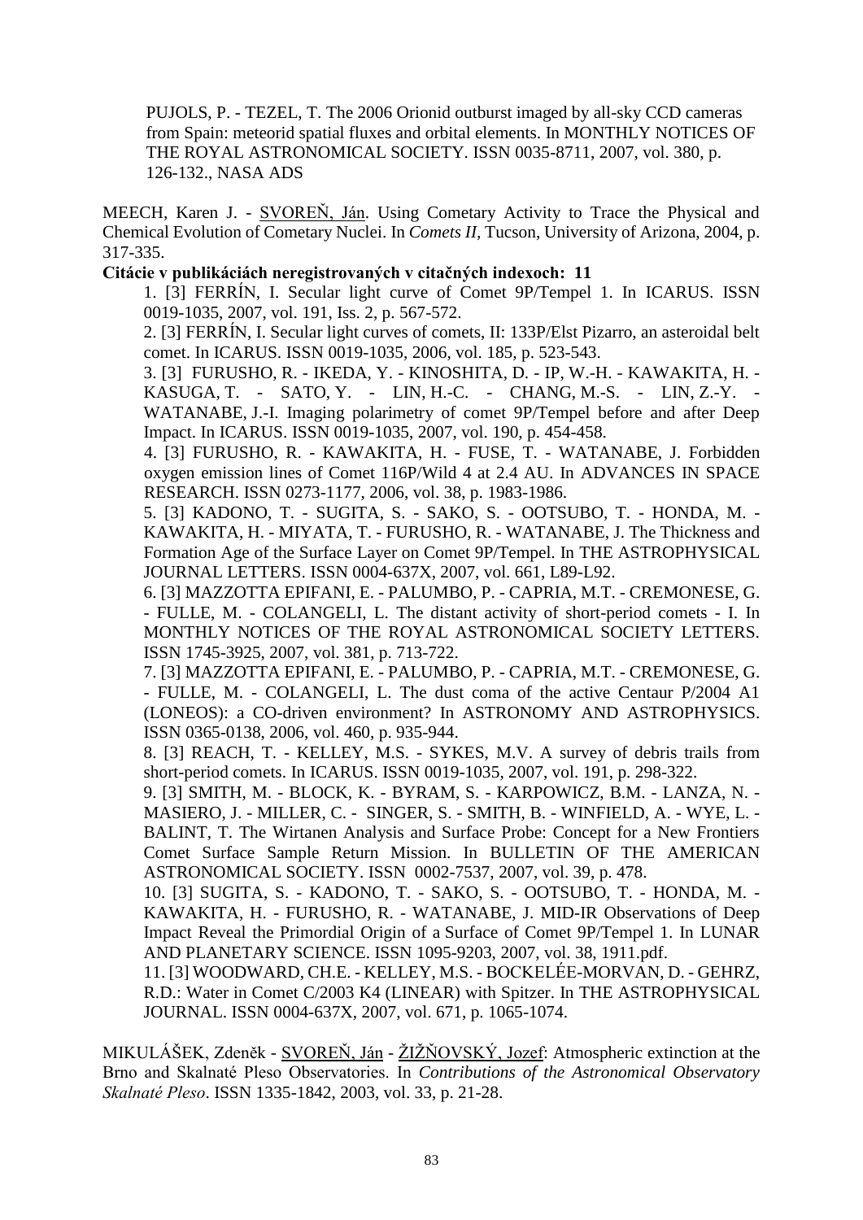PUJOLS, P. - TEZEL, T. The 2006 Orionid outburst imaged by all-sky CCD cameras from Spain: meteorid spatial fluxes and orbital elements. In MONTHLY NOTICES OF THE ROYAL ASTRONOMICAL SOCIETY. ISSN 0035-8711, 2007, vol. 380, p. 126-132., NASA ADS

MEECH, Karen J. - SVOREŇ, Ján. Using Cometary Activity to Trace the Physical and Chemical Evolution of Cometary Nuclei. In *Comets II*, Tucson, University of Arizona, 2004, p. 317-335.

**Citácie v publikáciách neregistrovaných v citačných indexoch: 11**

1. [3] FERRÍN, I. Secular light curve of Comet 9P/Tempel 1. In ICARUS. ISSN 0019-1035, 2007, vol. 191, Iss. 2, p. 567-572.
2. [3] FERRÍN, I. Secular light curves of comets, II: 133P/Elst Pizarro, an asteroidal belt comet. In ICARUS. ISSN 0019-1035, 2006, vol. 185, p. 523-543.
3. [3] FURUSHO, R. - IKEDA, Y. - KINOSHITA, D. - IP, W.-H. - KAWAKITA, H. - KASUGA, T. - SATO, Y. - LIN, H.-C. - CHANG, M.-S. - LIN, Z.-Y. - WATANABE, J.-I. Imaging polarimetry of comet 9P/Tempel before and after Deep Impact. In ICARUS. ISSN 0019-1035, 2007, vol. 190, p. 454-458.
4. [3] FURUSHO, R. - KAWAKITA, H. - FUSE, T. - WATANABE, J. Forbidden oxygen emission lines of Comet 116P/Wild 4 at 2.4 AU. In ADVANCES IN SPACE RESEARCH. ISSN 0273-1177, 2006, vol. 38, p. 1983-1986.
5. [3] KADONO, T. - SUGITA, S. - SAKO, S. - OOTSUBO, T. - HONDA, M. - KAWAKITA, H. - MIYATA, T. - FURUSHO, R. - WATANABE, J. The Thickness and Formation Age of the Surface Layer on Comet 9P/Tempel. In THE ASTROPHYSICAL JOURNAL LETTERS. ISSN 0004-637X, 2007, vol. 661, L89-L92.
6. [3] MAZZOTTA EPIFANI, E. - PALUMBO, P. - CAPRIA, M.T. - CREMONESE, G. - FULLE, M. - COLANGELI, L. The distant activity of short-period comets - I. In MONTHLY NOTICES OF THE ROYAL ASTRONOMICAL SOCIETY LETTERS. ISSN 1745-3925, 2007, vol. 381, p. 713-722.
7. [3] MAZZOTTA EPIFANI, E. - PALUMBO, P. - CAPRIA, M.T. - CREMONESE, G. - FULLE, M. - COLANGELI, L. The dust coma of the active Centaur P/2004 A1 (LONEOS): a CO-driven environment? In ASTRONOMY AND ASTROPHYSICS. ISSN 0365-0138, 2006, vol. 460, p. 935-944.
8. [3] REACH, T. - KELLEY, M.S. - SYKES, M.V. A survey of debris trails from short-period comets. In ICARUS. ISSN 0019-1035, 2007, vol. 191, p. 298-322.
9. [3] SMITH, M. - BLOCK, K. - BYRAM, S. - KARPOWICZ, B.M. - LANZA, N. - MASIERO, J. - MILLER, C. - SINGER, S. - SMITH, B. - WINFIELD, A. - WYE, L. - BALINT, T. The Wirtanen Analysis and Surface Probe: Concept for a New Frontiers Comet Surface Sample Return Mission. In BULLETIN OF THE AMERICAN ASTRONOMICAL SOCIETY. ISSN 0002-7537, 2007, vol. 39, p. 478.
10. [3] SUGITA, S. - KADONO, T. - SAKO, S. - OOTSUBO, T. - HONDA, M. - KAWAKITA, H. - FURUSHO, R. - WATANABE, J. MID-IR Observations of Deep Impact Reveal the Primordial Origin of a Surface of Comet 9P/Tempel 1. In LUNAR AND PLANETARY SCIENCE. ISSN 1095-9203, 2007, vol. 38, 1911.pdf.
11. [3] WOODWARD, CH.E. - KELLEY, M.S. - BOCKELÉE-MORVAN, D. - GEHRZ, R.D.: Water in Comet C/2003 K4 (LINEAR) with Spitzer. In THE ASTROPHYSICAL JOURNAL. ISSN 0004-637X, 2007, vol. 671, p. 1065-1074.

MIKULÁŠEK, Zdeněk - SVOREŇ, Ján - ŽIŽŇOVSKÝ, Jozef: Atmospheric extinction at the Brno and Skalnaté Pleso Observatories. In *Contributions of the Astronomical Observatory Skalnaté Pleso*. ISSN 1335-1842, 2003, vol. 33, p. 21-28.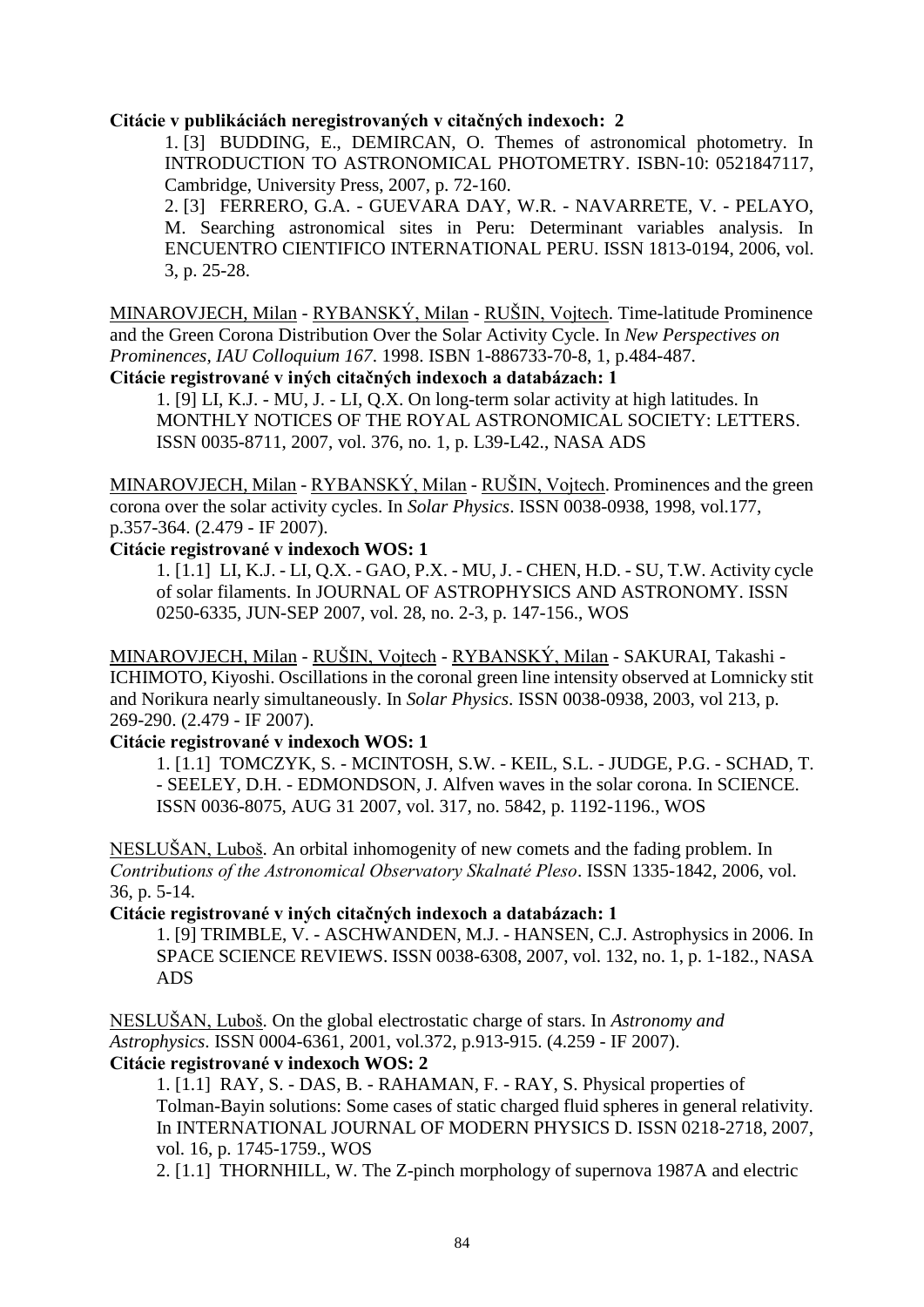**Citácie v publikáciách neregistrovaných v citačných indexoch: 2**

1. [3] BUDDING, E., DEMIRCAN, O. Themes of astronomical photometry. In INTRODUCTION TO ASTRONOMICAL PHOTOMETRY. ISBN-10: 0521847117, Cambridge, University Press, 2007, p. 72-160.
2. [3] FERRERO, G.A. - GUEVARA DAY, W.R. - NAVARRETE, V. - PELAYO, M. Searching astronomical sites in Peru: Determinant variables analysis. In ENCUENTRO CIENTIFICO INTERNATIONAL PERU. ISSN 1813-0194, 2006, vol. 3, p. 25-28.

MINAROVJECH, Milan - RYBANSKÝ, Milan - RUŠIN, Vojtech. Time-latitude Prominence and the Green Corona Distribution Over the Solar Activity Cycle. In *New Perspectives on Prominences, IAU Colloquium 167*. 1998. ISBN 1-886733-70-8, 1, p.484-487.

**Citácie registrované v iných citačných indexoch a databázach: 1**

1. [9] LI, K.J. - MU, J. - LI, Q.X. On long-term solar activity at high latitudes. In MONTHLY NOTICES OF THE ROYAL ASTRONOMICAL SOCIETY: LETTERS. ISSN 0035-8711, 2007, vol. 376, no. 1, p. L39-L42., NASA ADS

MINAROVJECH, Milan - RYBANSKÝ, Milan - RUŠIN, Vojtech. Prominences and the green corona over the solar activity cycles. In *Solar Physics*. ISSN 0038-0938, 1998, vol.177, p.357-364. (2.479 - IF 2007).

**Citácie registrované v indexoch WOS: 1**

1. [1.1] LI, K.J. - LI, Q.X. - GAO, P.X. - MU, J. - CHEN, H.D. - SU, T.W. Activity cycle of solar filaments. In JOURNAL OF ASTROPHYSICS AND ASTRONOMY. ISSN 0250-6335, JUN-SEP 2007, vol. 28, no. 2-3, p. 147-156., WOS

MINAROVJECH, Milan - RUŠIN, Vojtech - RYBANSKÝ, Milan - SAKURAI, Takashi - ICHIMOTO, Kiyoshi. Oscillations in the coronal green line intensity observed at Lomnicky stit and Norikura nearly simultaneously. In *Solar Physics*. ISSN 0038-0938, 2003, vol 213, p. 269-290. (2.479 - IF 2007).

**Citácie registrované v indexoch WOS: 1**

1. [1.1] TOMCZYK, S. - MCINTOSH, S.W. - KEIL, S.L. - JUDGE, P.G. - SCHAD, T. - SEELEY, D.H. - EDMONDSON, J. Alfven waves in the solar corona. In SCIENCE. ISSN 0036-8075, AUG 31 2007, vol. 317, no. 5842, p. 1192-1196., WOS

NESLUŠAN, Luboš. An orbital inhomogenity of new comets and the fading problem. In *Contributions of the Astronomical Observatory Skalnaté Pleso*. ISSN 1335-1842, 2006, vol. 36, p. 5-14.

**Citácie registrované v iných citačných indexoch a databázach: 1**

1. [9] TRIMBLE, V. - ASCHWANDEN, M.J. - HANSEN, C.J. Astrophysics in 2006. In SPACE SCIENCE REVIEWS. ISSN 0038-6308, 2007, vol. 132, no. 1, p. 1-182., NASA ADS

NESLUŠAN, Luboš. On the global electrostatic charge of stars. In *Astronomy and Astrophysics*. ISSN 0004-6361, 2001, vol.372, p.913-915. (4.259 - IF 2007).

**Citácie registrované v indexoch WOS: 2**

1. [1.1] RAY, S. - DAS, B. - RAHAMAN, F. - RAY, S. Physical properties of Tolman-Bayin solutions: Some cases of static charged fluid spheres in general relativity. In INTERNATIONAL JOURNAL OF MODERN PHYSICS D. ISSN 0218-2718, 2007, vol. 16, p. 1745-1759., WOS
2. [1.1] THORNHILL, W. The Z-pinch morphology of supernova 1987A and electric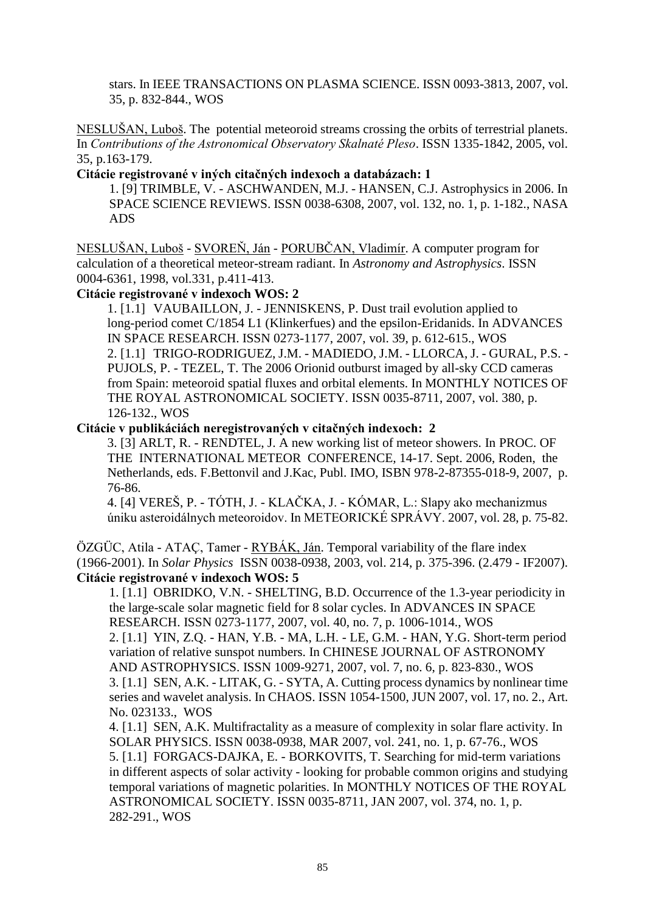stars. In IEEE TRANSACTIONS ON PLASMA SCIENCE. ISSN 0093-3813, 2007, vol. 35, p. 832-844., WOS

NESLUŠAN, Luboš. The potential meteoroid streams crossing the orbits of terrestrial planets. In *Contributions of the Astronomical Observatory Skalnaté Pleso*. ISSN 1335-1842, 2005, vol. 35, p.163-179.

**Citácie registrované v iných citačných indexoch a databázach: 1**

1. [9] TRIMBLE, V. - ASCHWANDEN, M.J. - HANSEN, C.J. Astrophysics in 2006. In SPACE SCIENCE REVIEWS. ISSN 0038-6308, 2007, vol. 132, no. 1, p. 1-182., NASA ADS

NESLUŠAN, Luboš - SVOREŇ, Ján - PORUBČAN, Vladimír. A computer program for calculation of a theoretical meteor-stream radiant. In *Astronomy and Astrophysics*. ISSN 0004-6361, 1998, vol.331, p.411-413.

**Citácie registrované v indexoch WOS: 2**

1. [1.1] VAUBAILLON, J. - JENNISKENS, P. Dust trail evolution applied to long-period comet C/1854 L1 (Klinkerfues) and the epsilon-Eridanids. In ADVANCES IN SPACE RESEARCH. ISSN 0273-1177, 2007, vol. 39, p. 612-615., WOS
2. [1.1] TRIGO-RODRIGUEZ, J.M. - MADIEDO, J.M. - LLORCA, J. - GURAL, P.S. - PUJOLS, P. - TEZEL, T. The 2006 Orionid outburst imaged by all-sky CCD cameras from Spain: meteoroid spatial fluxes and orbital elements. In MONTHLY NOTICES OF THE ROYAL ASTRONOMICAL SOCIETY. ISSN 0035-8711, 2007, vol. 380, p. 126-132., WOS

**Citácie v publikáciách neregistrovaných v citačných indexoch: 2**

3. [3] ARLT, R. - RENDTEL, J. A new working list of meteor showers. In PROC. OF THE INTERNATIONAL METEOR CONFERENCE, 14-17. Sept. 2006, Roden, the Netherlands, eds. F.Bettonvil and J.Kac, Publ. IMO, ISBN 978-2-87355-018-9, 2007, p. 76-86.
4. [4] VEREŠ, P. - TÓTH, J. - KLAČKA, J. - KÓMAR, L.: Slapy ako mechanizmus úniku asteroidálnych meteoroidov. In METEORICKÉ SPRÁVY. 2007, vol. 28, p. 75-82.

ÖZGÜC, Atila - ATAÇ, Tamer - RYBÁK, Ján. Temporal variability of the flare index (1966-2001). In *Solar Physics* ISSN 0038-0938, 2003, vol. 214, p. 375-396. (2.479 - IF2007).

**Citácie registrované v indexoch WOS: 5**

1. [1.1] OBRIDKO, V.N. - SHELTING, B.D. Occurrence of the 1.3-year periodicity in the large-scale solar magnetic field for 8 solar cycles. In ADVANCES IN SPACE RESEARCH. ISSN 0273-1177, 2007, vol. 40, no. 7, p. 1006-1014., WOS
2. [1.1] YIN, Z.Q. - HAN, Y.B. - MA, L.H. - LE, G.M. - HAN, Y.G. Short-term period variation of relative sunspot numbers. In CHINESE JOURNAL OF ASTRONOMY AND ASTROPHYSICS. ISSN 1009-9271, 2007, vol. 7, no. 6, p. 823-830., WOS
3. [1.1] SEN, A.K. - LITAK, G. - SYTA, A. Cutting process dynamics by nonlinear time series and wavelet analysis. In CHAOS. ISSN 1054-1500, JUN 2007, vol. 17, no. 2., Art. No. 023133., WOS
4. [1.1] SEN, A.K. Multifractality as a measure of complexity in solar flare activity. In SOLAR PHYSICS. ISSN 0038-0938, MAR 2007, vol. 241, no. 1, p. 67-76., WOS
5. [1.1] FORGACS-DAJKA, E. - BORKOVITS, T. Searching for mid-term variations in different aspects of solar activity - looking for probable common origins and studying temporal variations of magnetic polarities. In MONTHLY NOTICES OF THE ROYAL ASTRONOMICAL SOCIETY. ISSN 0035-8711, JAN 2007, vol. 374, no. 1, p. 282-291., WOS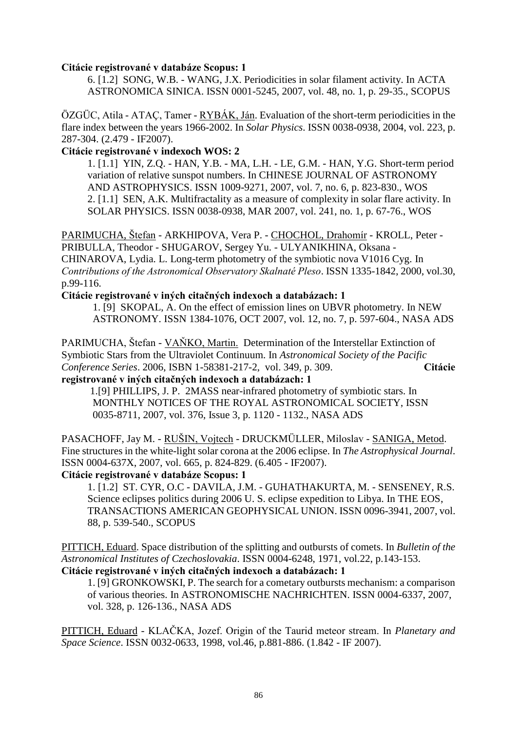**Citácie registrované v databáze Scopus: 1**

6. [1.2] SONG, W.B. - WANG, J.X. Periodicities in solar filament activity. In ACTA ASTRONOMICA SINICA. ISSN 0001-5245, 2007, vol. 48, no. 1, p. 29-35., SCOPUS

ÖZGÜC, Atila - ATAÇ, Tamer - RYBÁK, Ján. Evaluation of the short-term periodicities in the flare index between the years 1966-2002. In *Solar Physics*. ISSN 0038-0938, 2004, vol. 223, p. 287-304. (2.479 - IF2007).

**Citácie registrované v indexoch WOS: 2**

1. [1.1] YIN, Z.Q. - HAN, Y.B. - MA, L.H. - LE, G.M. - HAN, Y.G. Short-term period variation of relative sunspot numbers. In CHINESE JOURNAL OF ASTRONOMY AND ASTROPHYSICS. ISSN 1009-9271, 2007, vol. 7, no. 6, p. 823-830., WOS
2. [1.1] SEN, A.K. Multifractality as a measure of complexity in solar flare activity. In SOLAR PHYSICS. ISSN 0038-0938, MAR 2007, vol. 241, no. 1, p. 67-76., WOS

PARIMUCHA, Štefan - ARKHIPOVA, Vera P. - CHOCHOL, Drahomír - KROLL, Peter - PRIBULLA, Theodor - SHUGAROV, Sergey Yu. - ULYANIKHINA, Oksana - CHINAROVA, Lydia. L. Long-term photometry of the symbiotic nova V1016 Cyg. In *Contributions of the Astronomical Observatory Skalnaté Pleso*. ISSN 1335-1842, 2000, vol.30, p.99-116.

**Citácie registrované v iných citačných indexoch a databázach: 1**

1. [9] SKOPAL, A. On the effect of emission lines on UBVR photometry. In NEW ASTRONOMY. ISSN 1384-1076, OCT 2007, vol. 12, no. 7, p. 597-604., NASA ADS

PARIMUCHA, Štefan - VAŇKO, Martin. Determination of the Interstellar Extinction of Symbiotic Stars from the Ultraviolet Continuum. In *Astronomical Society of the Pacific Conference Series*. 2006, ISBN 1-58381-217-2, vol. 349, p. 309.

**Citácie registrované v iných citačných indexoch a databázach: 1**

1. [9] PHILLIPS, J. P. 2MASS near-infrared photometry of symbiotic stars. In MONTHLY NOTICES OF THE ROYAL ASTRONOMICAL SOCIETY, ISSN 0035-8711, 2007, vol. 376, Issue 3, p. 1120 - 1132., NASA ADS

PASACHOFF, Jay M. - RUŠIN, Vojtech - DRUCKMÜLLER, Miloslav - SANIGA, Metod. Fine structures in the white-light solar corona at the 2006 eclipse. In *The Astrophysical Journal*. ISSN 0004-637X, 2007, vol. 665, p. 824-829. (6.405 - IF2007).

**Citácie registrované v databáze Scopus: 1**

1. [1.2] ST. CYR, O.C - DAVILA, J.M. - GUHATHAKURTA, M. - SENSENEY, R.S. Science eclipses politics during 2006 U. S. eclipse expedition to Libya. In THE EOS, TRANSACTIONS AMERICAN GEOPHYSICAL UNION. ISSN 0096-3941, 2007, vol. 88, p. 539-540., SCOPUS

PITTICH, Eduard. Space distribution of the splitting and outbursts of comets. In *Bulletin of the Astronomical Institutes of Czechoslovakia*. ISSN 0004-6248, 1971, vol.22, p.143-153.

**Citácie registrované v iných citačných indexoch a databázach: 1**

1. [9] GRONKOWSKI, P. The search for a cometary outbursts mechanism: a comparison of various theories. In ASTRONOMISCHE NACHRICHTEN. ISSN 0004-6337, 2007, vol. 328, p. 126-136., NASA ADS

PITTICH, Eduard - KLAČKA, Jozef. Origin of the Taurid meteor stream. In *Planetary and Space Science*. ISSN 0032-0633, 1998, vol.46, p.881-886. (1.842 - IF 2007).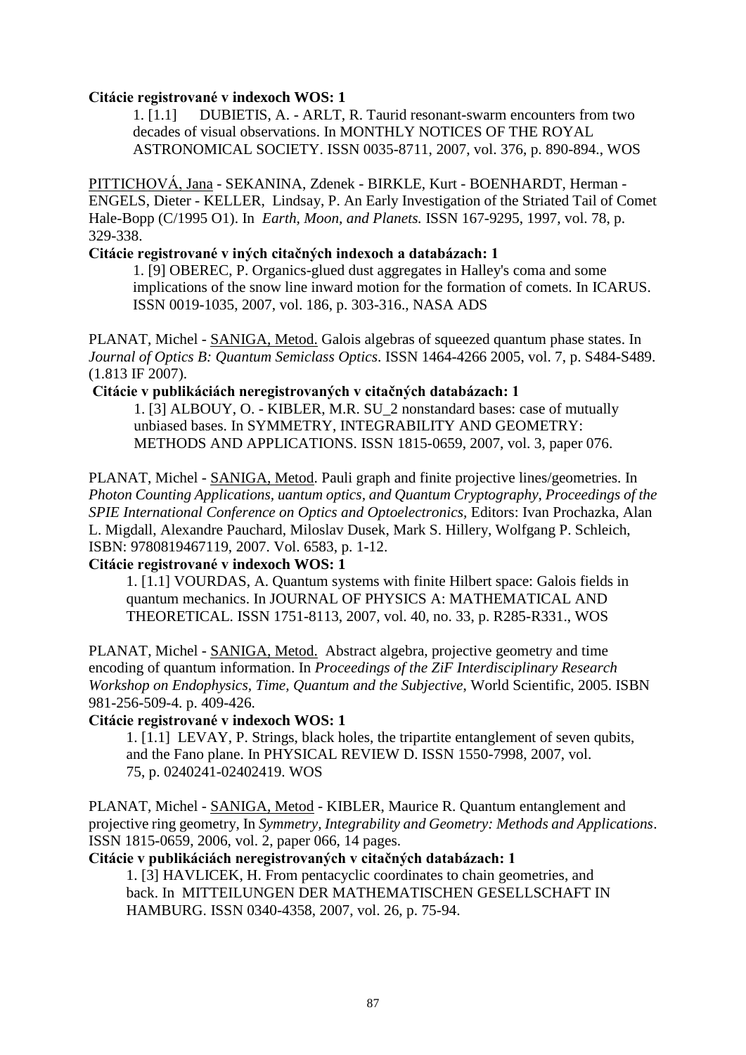**Citácie registrované v indexoch WOS: 1**

1. [1.1] DUBIETIS, A. - ARLT, R. Taurid resonant-swarm encounters from two decades of visual observations. In MONTHLY NOTICES OF THE ROYAL ASTRONOMICAL SOCIETY. ISSN 0035-8711, 2007, vol. 376, p. 890-894., WOS

PITTICHOVÁ, Jana - SEKANINA, Zdenek - BIRKLE, Kurt - BOENHARDT, Herman - ENGELS, Dieter - KELLER, Lindsay, P. An Early Investigation of the Striated Tail of Comet Hale-Bopp (C/1995 O1). In *Earth, Moon, and Planets.* ISSN 167-9295, 1997, vol. 78, p. 329-338.

**Citácie registrované v iných citačných indexoch a databázach: 1**

1. [9] OBEREC, P. Organics-glued dust aggregates in Halley's coma and some implications of the snow line inward motion for the formation of comets. In ICARUS. ISSN 0019-1035, 2007, vol. 186, p. 303-316., NASA ADS

PLANAT, Michel - SANIGA, Metod. Galois algebras of squeezed quantum phase states. In *Journal of Optics B: Quantum Semiclass Optics*. ISSN 1464-4266 2005, vol. 7, p. S484-S489. (1.813 IF 2007).

**Citácie v publikáciách neregistrovaných v citačných databázach: 1**

1. [3] ALBOUY, O. - KIBLER, M.R. SU_2 nonstandard bases: case of mutually unbiased bases. In SYMMETRY, INTEGRABILITY AND GEOMETRY: METHODS AND APPLICATIONS. ISSN 1815-0659, 2007, vol. 3, paper 076.

PLANAT, Michel - SANIGA, Metod. Pauli graph and finite projective lines/geometries. In *Photon Counting Applications, uantum optics, and Quantum Cryptography, Proceedings of the SPIE International Conference on Optics and Optoelectronics*, Editors: Ivan Prochazka, Alan L. Migdall, Alexandre Pauchard, Miloslav Dusek, Mark S. Hillery, Wolfgang P. Schleich, ISBN: 9780819467119, 2007. Vol. 6583, p. 1-12.

**Citácie registrované v indexoch WOS: 1**

1. [1.1] VOURDAS, A. Quantum systems with finite Hilbert space: Galois fields in quantum mechanics. In JOURNAL OF PHYSICS A: MATHEMATICAL AND THEORETICAL. ISSN 1751-8113, 2007, vol. 40, no. 33, p. R285-R331., WOS

PLANAT, Michel - SANIGA, Metod. Abstract algebra, projective geometry and time encoding of quantum information. In *Proceedings of the ZiF Interdisciplinary Research Workshop on Endophysics, Time, Quantum and the Subjective*, World Scientific, 2005. ISBN 981-256-509-4. p. 409-426.

**Citácie registrované v indexoch WOS: 1**

1. [1.1] LEVAY, P. Strings, black holes, the tripartite entanglement of seven qubits, and the Fano plane. In PHYSICAL REVIEW D. ISSN 1550-7998, 2007, vol. 75, p. 0240241-02402419. WOS

PLANAT, Michel - SANIGA, Metod - KIBLER, Maurice R. Quantum entanglement and projective ring geometry, In *Symmetry, Integrability and Geometry: Methods and Applications*. ISSN 1815-0659, 2006, vol. 2, paper 066, 14 pages.

**Citácie v publikáciách neregistrovaných v citačných databázach: 1**

1. [3] HAVLICEK, H. From pentacyclic coordinates to chain geometries, and back. In MITTEILUNGEN DER MATHEMATISCHEN GESELLSCHAFT IN HAMBURG. ISSN 0340-4358, 2007, vol. 26, p. 75-94.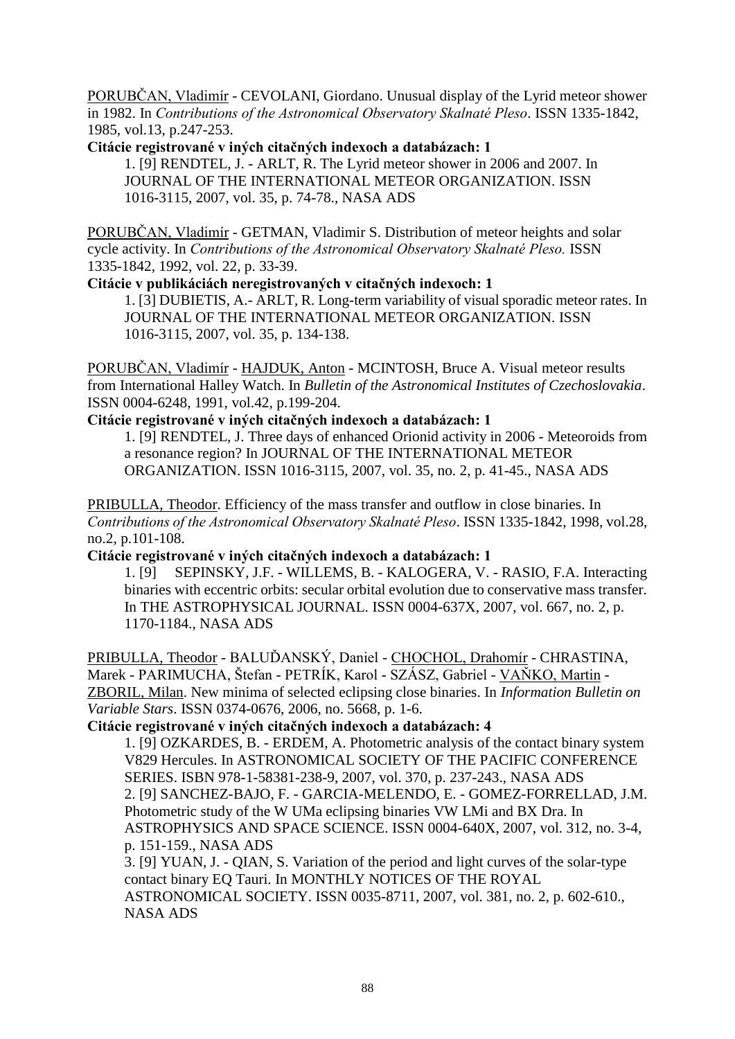PORUBČAN, Vladimír - CEVOLANI, Giordano. Unusual display of the Lyrid meteor shower in 1982. In *Contributions of the Astronomical Observatory Skalnaté Pleso*. ISSN 1335-1842, 1985, vol.13, p.247-253.

**Citácie registrované v iných citačných indexoch a databázach: 1**

1. [9] RENDTEL, J. - ARLT, R. The Lyrid meteor shower in 2006 and 2007. In JOURNAL OF THE INTERNATIONAL METEOR ORGANIZATION. ISSN 1016-3115, 2007, vol. 35, p. 74-78., NASA ADS

PORUBČAN, Vladimír - GETMAN, Vladimir S. Distribution of meteor heights and solar cycle activity. In *Contributions of the Astronomical Observatory Skalnaté Pleso.* ISSN 1335-1842, 1992, vol. 22, p. 33-39.

**Citácie v publikáciách neregistrovaných v citačných indexoch: 1**

1. [3] DUBIETIS, A.- ARLT, R. Long-term variability of visual sporadic meteor rates. In JOURNAL OF THE INTERNATIONAL METEOR ORGANIZATION. ISSN 1016-3115, 2007, vol. 35, p. 134-138.

PORUBČAN, Vladimír - HAJDUK, Anton - MCINTOSH, Bruce A. Visual meteor results from International Halley Watch. In *Bulletin of the Astronomical Institutes of Czechoslovakia*. ISSN 0004-6248, 1991, vol.42, p.199-204.

**Citácie registrované v iných citačných indexoch a databázach: 1**

1. [9] RENDTEL, J. Three days of enhanced Orionid activity in 2006 - Meteoroids from a resonance region? In JOURNAL OF THE INTERNATIONAL METEOR ORGANIZATION. ISSN 1016-3115, 2007, vol. 35, no. 2, p. 41-45., NASA ADS

PRIBULLA, Theodor. Efficiency of the mass transfer and outflow in close binaries. In *Contributions of the Astronomical Observatory Skalnaté Pleso*. ISSN 1335-1842, 1998, vol.28, no.2, p.101-108.

**Citácie registrované v iných citačných indexoch a databázach: 1**

1. [9] SEPINSKY, J.F. - WILLEMS, B. - KALOGERA, V. - RASIO, F.A. Interacting binaries with eccentric orbits: secular orbital evolution due to conservative mass transfer. In THE ASTROPHYSICAL JOURNAL. ISSN 0004-637X, 2007, vol. 667, no. 2, p. 1170-1184., NASA ADS

PRIBULLA, Theodor - BALUĎANSKÝ, Daniel - CHOCHOL, Drahomír - CHRASTINA, Marek - PARIMUCHA, Štefan - PETRÍK, Karol - SZÁSZ, Gabriel - VAŇKO, Martin - ZBORIL, Milan. New minima of selected eclipsing close binaries. In *Information Bulletin on Variable Stars*. ISSN 0374-0676, 2006, no. 5668, p. 1-6.

**Citácie registrované v iných citačných indexoch a databázach: 4**

1. [9] OZKARDES, B. - ERDEM, A. Photometric analysis of the contact binary system V829 Hercules. In ASTRONOMICAL SOCIETY OF THE PACIFIC CONFERENCE SERIES. ISBN 978-1-58381-238-9, 2007, vol. 370, p. 237-243., NASA ADS
2. [9] SANCHEZ-BAJO, F. - GARCIA-MELENDO, E. - GOMEZ-FORRELLAD, J.M. Photometric study of the W UMa eclipsing binaries VW LMi and BX Dra. In ASTROPHYSICS AND SPACE SCIENCE. ISSN 0004-640X, 2007, vol. 312, no. 3-4, p. 151-159., NASA ADS
3. [9] YUAN, J. - QIAN, S. Variation of the period and light curves of the solar-type contact binary EQ Tauri. In MONTHLY NOTICES OF THE ROYAL ASTRONOMICAL SOCIETY. ISSN 0035-8711, 2007, vol. 381, no. 2, p. 602-610., NASA ADS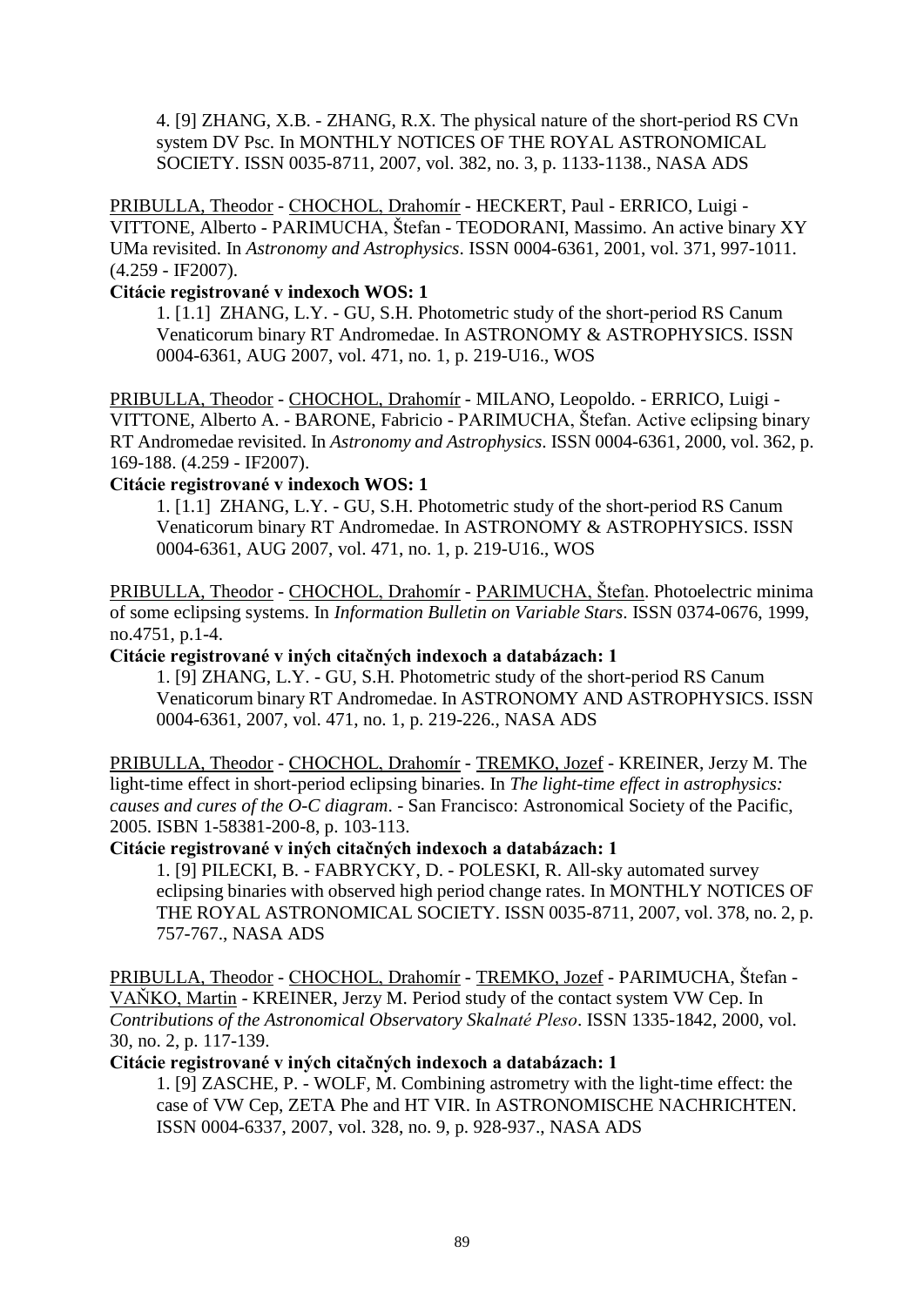4. [9] ZHANG, X.B. - ZHANG, R.X. The physical nature of the short-period RS CVn system DV Psc. In MONTHLY NOTICES OF THE ROYAL ASTRONOMICAL SOCIETY. ISSN 0035-8711, 2007, vol. 382, no. 3, p. 1133-1138., NASA ADS

PRIBULLA, Theodor - CHOCHOL, Drahomír - HECKERT, Paul - ERRICO, Luigi - VITTONE, Alberto - PARIMUCHA, Štefan - TEODORANI, Massimo. An active binary XY UMa revisited. In *Astronomy and Astrophysics*. ISSN 0004-6361, 2001, vol. 371, 997-1011. (4.259 - IF2007).

**Citácie registrované v indexoch WOS: 1**

1. [1.1] ZHANG, L.Y. - GU, S.H. Photometric study of the short-period RS Canum Venaticorum binary RT Andromedae. In ASTRONOMY & ASTROPHYSICS. ISSN 0004-6361, AUG 2007, vol. 471, no. 1, p. 219-U16., WOS

PRIBULLA, Theodor - CHOCHOL, Drahomír - MILANO, Leopoldo. - ERRICO, Luigi - VITTONE, Alberto A. - BARONE, Fabricio - PARIMUCHA, Štefan. Active eclipsing binary RT Andromedae revisited. In *Astronomy and Astrophysics*. ISSN 0004-6361, 2000, vol. 362, p. 169-188. (4.259 - IF2007).

**Citácie registrované v indexoch WOS: 1**

1. [1.1] ZHANG, L.Y. - GU, S.H. Photometric study of the short-period RS Canum Venaticorum binary RT Andromedae. In ASTRONOMY & ASTROPHYSICS. ISSN 0004-6361, AUG 2007, vol. 471, no. 1, p. 219-U16., WOS

PRIBULLA, Theodor - CHOCHOL, Drahomír - PARIMUCHA, Štefan. Photoelectric minima of some eclipsing systems. In *Information Bulletin on Variable Stars*. ISSN 0374-0676, 1999, no.4751, p.1-4.

**Citácie registrované v iných citačných indexoch a databázach: 1**

1. [9] ZHANG, L.Y. - GU, S.H. Photometric study of the short-period RS Canum Venaticorum binary RT Andromedae. In ASTRONOMY AND ASTROPHYSICS. ISSN 0004-6361, 2007, vol. 471, no. 1, p. 219-226., NASA ADS

PRIBULLA, Theodor - CHOCHOL, Drahomír - TREMKO, Jozef - KREINER, Jerzy M. The light-time effect in short-period eclipsing binaries. In *The light-time effect in astrophysics: causes and cures of the O-C diagram*. - San Francisco: Astronomical Society of the Pacific, 2005. ISBN 1-58381-200-8, p. 103-113.

**Citácie registrované v iných citačných indexoch a databázach: 1**

1. [9] PILECKI, B. - FABRYCKY, D. - POLESKI, R. All-sky automated survey eclipsing binaries with observed high period change rates. In MONTHLY NOTICES OF THE ROYAL ASTRONOMICAL SOCIETY. ISSN 0035-8711, 2007, vol. 378, no. 2, p. 757-767., NASA ADS

PRIBULLA, Theodor - CHOCHOL, Drahomír - TREMKO, Jozef - PARIMUCHA, Štefan - VAŇKO, Martin - KREINER, Jerzy M. Period study of the contact system VW Cep. In *Contributions of the Astronomical Observatory Skalnaté Pleso*. ISSN 1335-1842, 2000, vol. 30, no. 2, p. 117-139.

**Citácie registrované v iných citačných indexoch a databázach: 1**

1. [9] ZASCHE, P. - WOLF, M. Combining astrometry with the light-time effect: the case of VW Cep, ZETA Phe and HT VIR. In ASTRONOMISCHE NACHRICHTEN. ISSN 0004-6337, 2007, vol. 328, no. 9, p. 928-937., NASA ADS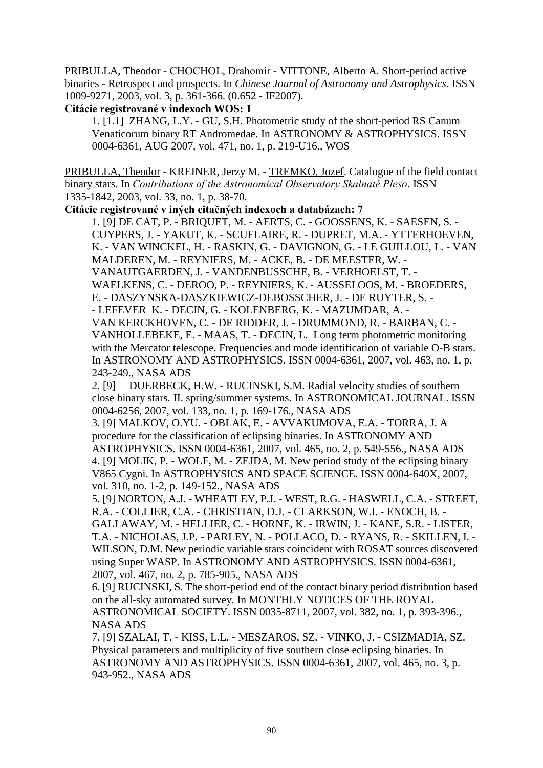PRIBULLA, Theodor - CHOCHOL, Drahomír - VITTONE, Alberto A. Short-period active binaries - Retrospect and prospects. In *Chinese Journal of Astronomy and Astrophysics*. ISSN 1009-9271, 2003, vol. 3, p. 361-366. (0.652 - IF2007).

**Citácie registrované v indexoch WOS: 1**

1. [1.1] ZHANG, L.Y. - GU, S.H. Photometric study of the short-period RS Canum Venaticorum binary RT Andromedae. In ASTRONOMY & ASTROPHYSICS. ISSN 0004-6361, AUG 2007, vol. 471, no. 1, p. 219-U16., WOS

PRIBULLA, Theodor - KREINER, Jerzy M. - TREMKO, Jozef. Catalogue of the field contact binary stars. In *Contributions of the Astronomical Observatory Skalnaté Pleso*. ISSN 1335-1842, 2003, vol. 33, no. 1, p. 38-70.

**Citácie registrované v iných citačných indexoch a databázach: 7**

1. [9] DE CAT, P. - BRIQUET, M. - AERTS, C. - GOOSSENS, K. - SAESEN, S. - CUYPERS, J. - YAKUT, K. - SCUFLAIRE, R. - DUPRET, M.A. - YTTERHOEVEN, K. - VAN WINCKEL, H. - RASKIN, G. - DAVIGNON, G. - LE GUILLOU, L. - VAN MALDEREN, M. - REYNIERS, M. - ACKE, B. - DE MEESTER, W. - VANAUTGAERDEN, J. - VANDENBUSSCHE, B. - VERHOELST, T. - WAELKENS, C. - DEROO, P. - REYNIERS, K. - AUSSELOOS, M. - BROEDERS, E. - DASZYNSKA-DASZKIEWICZ-DEBOSSCHER, J. - DE RUYTER, S. - - LEFEVER K. - DECIN, G. - KOLENBERG, K. - MAZUMDAR, A. - VAN KERCKHOVEN, C. - DE RIDDER, J. - DRUMMOND, R. - BARBAN, C. - VANHOLLEBEKE, E. - MAAS, T. - DECIN, L. Long term photometric monitoring with the Mercator telescope. Frequencies and mode identification of variable O-B stars. In ASTRONOMY AND ASTROPHYSICS. ISSN 0004-6361, 2007, vol. 463, no. 1, p. 243-249., NASA ADS
2. [9] DUERBECK, H.W. - RUCINSKI, S.M. Radial velocity studies of southern close binary stars. II. spring/summer systems. In ASTRONOMICAL JOURNAL. ISSN 0004-6256, 2007, vol. 133, no. 1, p. 169-176., NASA ADS
3. [9] MALKOV, O.YU. - OBLAK, E. - AVVAKUMOVA, E.A. - TORRA, J. A procedure for the classification of eclipsing binaries. In ASTRONOMY AND ASTROPHYSICS. ISSN 0004-6361, 2007, vol. 465, no. 2, p. 549-556., NASA ADS
4. [9] MOLIK, P. - WOLF, M. - ZEJDA, M. New period study of the eclipsing binary V865 Cygni. In ASTROPHYSICS AND SPACE SCIENCE. ISSN 0004-640X, 2007, vol. 310, no. 1-2, p. 149-152., NASA ADS
5. [9] NORTON, A.J. - WHEATLEY, P.J. - WEST, R.G. - HASWELL, C.A. - STREET, R.A. - COLLIER, C.A. - CHRISTIAN, D.J. - CLARKSON, W.I. - ENOCH, B. - GALLAWAY, M. - HELLIER, C. - HORNE, K. - IRWIN, J. - KANE, S.R. - LISTER, T.A. - NICHOLAS, J.P. - PARLEY, N. - POLLACO, D. - RYANS, R. - SKILLEN, I. - WILSON, D.M. New periodic variable stars coincident with ROSAT sources discovered using Super WASP. In ASTRONOMY AND ASTROPHYSICS. ISSN 0004-6361, 2007, vol. 467, no. 2, p. 785-905., NASA ADS
6. [9] RUCINSKI, S. The short-period end of the contact binary period distribution based on the all-sky automated survey. In MONTHLY NOTICES OF THE ROYAL ASTRONOMICAL SOCIETY. ISSN 0035-8711, 2007, vol. 382, no. 1, p. 393-396., NASA ADS
7. [9] SZALAI, T. - KISS, L.L. - MESZAROS, SZ. - VINKO, J. - CSIZMADIA, SZ. Physical parameters and multiplicity of five southern close eclipsing binaries. In ASTRONOMY AND ASTROPHYSICS. ISSN 0004-6361, 2007, vol. 465, no. 3, p. 943-952., NASA ADS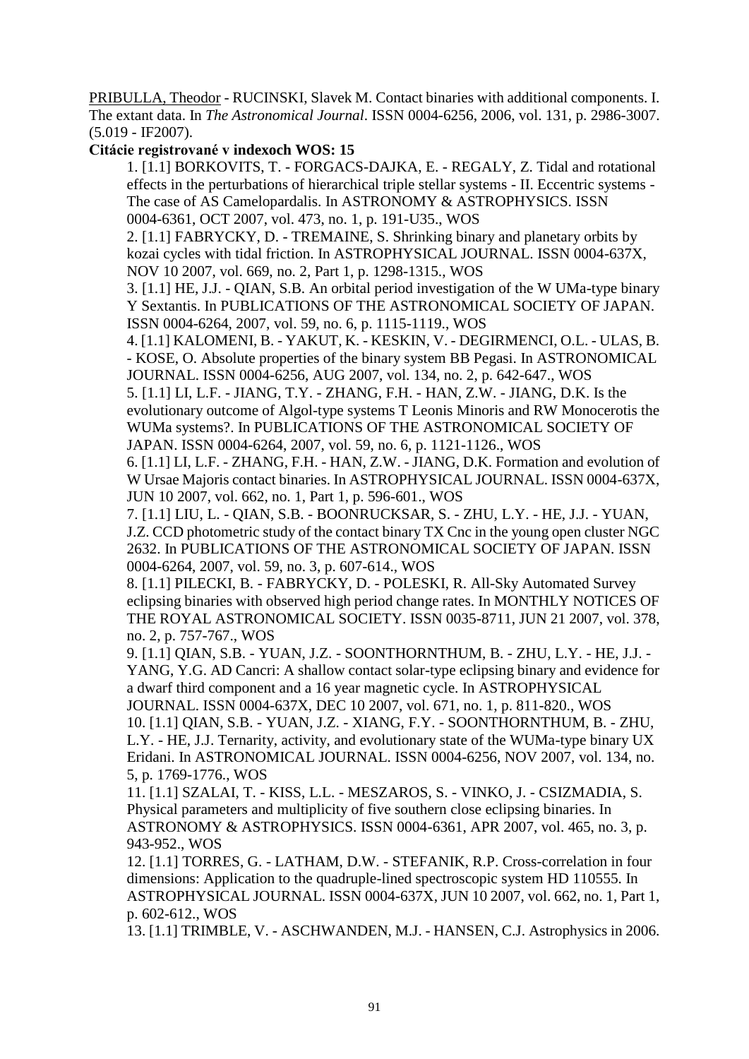PRIBULLA, Theodor - RUCINSKI, Slavek M. Contact binaries with additional components. I. The extant data. In *The Astronomical Journal*. ISSN 0004-6256, 2006, vol. 131, p. 2986-3007. (5.019 - IF2007).

**Citácie registrované v indexoch WOS: 15**

1. [1.1] BORKOVITS, T. - FORGACS-DAJKA, E. - REGALY, Z. Tidal and rotational effects in the perturbations of hierarchical triple stellar systems - II. Eccentric systems - The case of AS Camelopardalis. In ASTRONOMY & ASTROPHYSICS. ISSN 0004-6361, OCT 2007, vol. 473, no. 1, p. 191-U35., WOS
2. [1.1] FABRYCKY, D. - TREMAINE, S. Shrinking binary and planetary orbits by kozai cycles with tidal friction. In ASTROPHYSICAL JOURNAL. ISSN 0004-637X, NOV 10 2007, vol. 669, no. 2, Part 1, p. 1298-1315., WOS
3. [1.1] HE, J.J. - QIAN, S.B. An orbital period investigation of the W UMa-type binary Y Sextantis. In PUBLICATIONS OF THE ASTRONOMICAL SOCIETY OF JAPAN. ISSN 0004-6264, 2007, vol. 59, no. 6, p. 1115-1119., WOS
4. [1.1] KALOMENI, B. - YAKUT, K. - KESKIN, V. - DEGIRMENCI, O.L. - ULAS, B. - KOSE, O. Absolute properties of the binary system BB Pegasi. In ASTRONOMICAL JOURNAL. ISSN 0004-6256, AUG 2007, vol. 134, no. 2, p. 642-647., WOS
5. [1.1] LI, L.F. - JIANG, T.Y. - ZHANG, F.H. - HAN, Z.W. - JIANG, D.K. Is the evolutionary outcome of Algol-type systems T Leonis Minoris and RW Monocerotis the WUMa systems?. In PUBLICATIONS OF THE ASTRONOMICAL SOCIETY OF JAPAN. ISSN 0004-6264, 2007, vol. 59, no. 6, p. 1121-1126., WOS
6. [1.1] LI, L.F. - ZHANG, F.H. - HAN, Z.W. - JIANG, D.K. Formation and evolution of W Ursae Majoris contact binaries. In ASTROPHYSICAL JOURNAL. ISSN 0004-637X, JUN 10 2007, vol. 662, no. 1, Part 1, p. 596-601., WOS
7. [1.1] LIU, L. - QIAN, S.B. - BOONRUCKSAR, S. - ZHU, L.Y. - HE, J.J. - YUAN, J.Z. CCD photometric study of the contact binary TX Cnc in the young open cluster NGC 2632. In PUBLICATIONS OF THE ASTRONOMICAL SOCIETY OF JAPAN. ISSN 0004-6264, 2007, vol. 59, no. 3, p. 607-614., WOS
8. [1.1] PILECKI, B. - FABRYCKY, D. - POLESKI, R. All-Sky Automated Survey eclipsing binaries with observed high period change rates. In MONTHLY NOTICES OF THE ROYAL ASTRONOMICAL SOCIETY. ISSN 0035-8711, JUN 21 2007, vol. 378, no. 2, p. 757-767., WOS
9. [1.1] QIAN, S.B. - YUAN, J.Z. - SOONTHORNTHUM, B. - ZHU, L.Y. - HE, J.J. - YANG, Y.G. AD Cancri: A shallow contact solar-type eclipsing binary and evidence for a dwarf third component and a 16 year magnetic cycle. In ASTROPHYSICAL JOURNAL. ISSN 0004-637X, DEC 10 2007, vol. 671, no. 1, p. 811-820., WOS
10. [1.1] QIAN, S.B. - YUAN, J.Z. - XIANG, F.Y. - SOONTHORNTHUM, B. - ZHU, L.Y. - HE, J.J. Ternarity, activity, and evolutionary state of the WUMa-type binary UX Eridani. In ASTRONOMICAL JOURNAL. ISSN 0004-6256, NOV 2007, vol. 134, no. 5, p. 1769-1776., WOS
11. [1.1] SZALAI, T. - KISS, L.L. - MESZAROS, S. - VINKO, J. - CSIZMADIA, S. Physical parameters and multiplicity of five southern close eclipsing binaries. In ASTRONOMY & ASTROPHYSICS. ISSN 0004-6361, APR 2007, vol. 465, no. 3, p. 943-952., WOS
12. [1.1] TORRES, G. - LATHAM, D.W. - STEFANIK, R.P. Cross-correlation in four dimensions: Application to the quadruple-lined spectroscopic system HD 110555. In ASTROPHYSICAL JOURNAL. ISSN 0004-637X, JUN 10 2007, vol. 662, no. 1, Part 1, p. 602-612., WOS
13. [1.1] TRIMBLE, V. - ASCHWANDEN, M.J. - HANSEN, C.J. Astrophysics in 2006.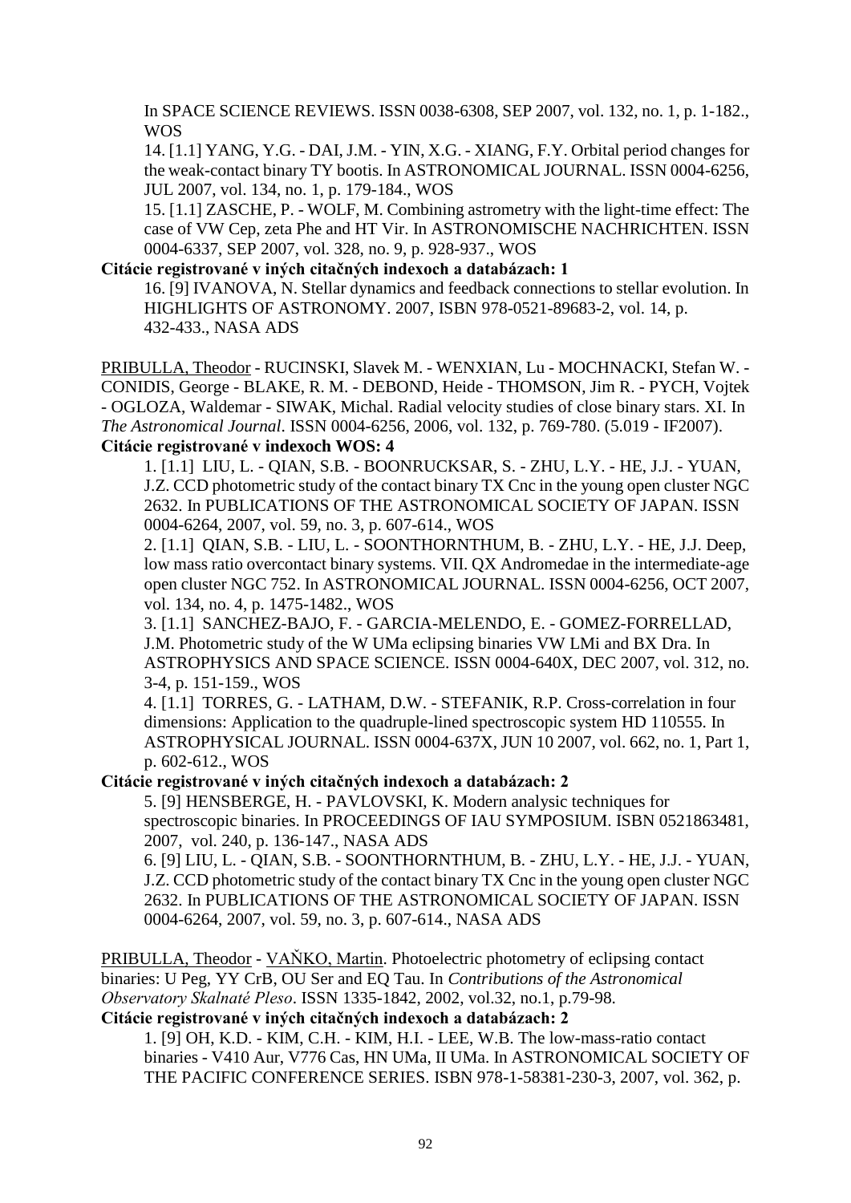In SPACE SCIENCE REVIEWS. ISSN 0038-6308, SEP 2007, vol. 132, no. 1, p. 1-182., WOS

14. [1.1] YANG, Y.G. - DAI, J.M. - YIN, X.G. - XIANG, F.Y. Orbital period changes for the weak-contact binary TY bootis. In ASTRONOMICAL JOURNAL. ISSN 0004-6256, JUL 2007, vol. 134, no. 1, p. 179-184., WOS

15. [1.1] ZASCHE, P. - WOLF, M. Combining astrometry with the light-time effect: The case of VW Cep, zeta Phe and HT Vir. In ASTRONOMISCHE NACHRICHTEN. ISSN 0004-6337, SEP 2007, vol. 328, no. 9, p. 928-937., WOS

**Citácie registrované v iných citačných indexoch a databázach: 1**

16. [9] IVANOVA, N. Stellar dynamics and feedback connections to stellar evolution. In HIGHLIGHTS OF ASTRONOMY. 2007, ISBN 978-0521-89683-2, vol. 14, p. 432-433., NASA ADS

PRIBULLA, Theodor - RUCINSKI, Slavek M. - WENXIAN, Lu - MOCHNACKI, Stefan W. - CONIDIS, George - BLAKE, R. M. - DEBOND, Heide - THOMSON, Jim R. - PYCH, Vojtek - OGLOZA, Waldemar - SIWAK, Michal. Radial velocity studies of close binary stars. XI. In *The Astronomical Journal*. ISSN 0004-6256, 2006, vol. 132, p. 769-780. (5.019 - IF2007).

**Citácie registrované v indexoch WOS: 4**

1. [1.1] LIU, L. - QIAN, S.B. - BOONRUCKSAR, S. - ZHU, L.Y. - HE, J.J. - YUAN, J.Z. CCD photometric study of the contact binary TX Cnc in the young open cluster NGC 2632. In PUBLICATIONS OF THE ASTRONOMICAL SOCIETY OF JAPAN. ISSN 0004-6264, 2007, vol. 59, no. 3, p. 607-614., WOS

2. [1.1] QIAN, S.B. - LIU, L. - SOONTHORNTHUM, B. - ZHU, L.Y. - HE, J.J. Deep, low mass ratio overcontact binary systems. VII. QX Andromedae in the intermediate-age open cluster NGC 752. In ASTRONOMICAL JOURNAL. ISSN 0004-6256, OCT 2007, vol. 134, no. 4, p. 1475-1482., WOS

3. [1.1] SANCHEZ-BAJO, F. - GARCIA-MELENDO, E. - GOMEZ-FORRELLAD, J.M. Photometric study of the W UMa eclipsing binaries VW LMi and BX Dra. In ASTROPHYSICS AND SPACE SCIENCE. ISSN 0004-640X, DEC 2007, vol. 312, no. 3-4, p. 151-159., WOS

4. [1.1] TORRES, G. - LATHAM, D.W. - STEFANIK, R.P. Cross-correlation in four dimensions: Application to the quadruple-lined spectroscopic system HD 110555. In ASTROPHYSICAL JOURNAL. ISSN 0004-637X, JUN 10 2007, vol. 662, no. 1, Part 1, p. 602-612., WOS

**Citácie registrované v iných citačných indexoch a databázach: 2**

5. [9] HENSBERGE, H. - PAVLOVSKI, K. Modern analysic techniques for spectroscopic binaries. In PROCEEDINGS OF IAU SYMPOSIUM. ISBN 0521863481, 2007, vol. 240, p. 136-147., NASA ADS

6. [9] LIU, L. - QIAN, S.B. - SOONTHORNTHUM, B. - ZHU, L.Y. - HE, J.J. - YUAN, J.Z. CCD photometric study of the contact binary TX Cnc in the young open cluster NGC 2632. In PUBLICATIONS OF THE ASTRONOMICAL SOCIETY OF JAPAN. ISSN 0004-6264, 2007, vol. 59, no. 3, p. 607-614., NASA ADS

PRIBULLA, Theodor - VAŇKO, Martin. Photoelectric photometry of eclipsing contact binaries: U Peg, YY CrB, OU Ser and EQ Tau. In *Contributions of the Astronomical Observatory Skalnaté Pleso*. ISSN 1335-1842, 2002, vol.32, no.1, p.79-98.

**Citácie registrované v iných citačných indexoch a databázach: 2**

1. [9] OH, K.D. - KIM, C.H. - KIM, H.I. - LEE, W.B. The low-mass-ratio contact binaries - V410 Aur, V776 Cas, HN UMa, II UMa. In ASTRONOMICAL SOCIETY OF THE PACIFIC CONFERENCE SERIES. ISBN 978-1-58381-230-3, 2007, vol. 362, p.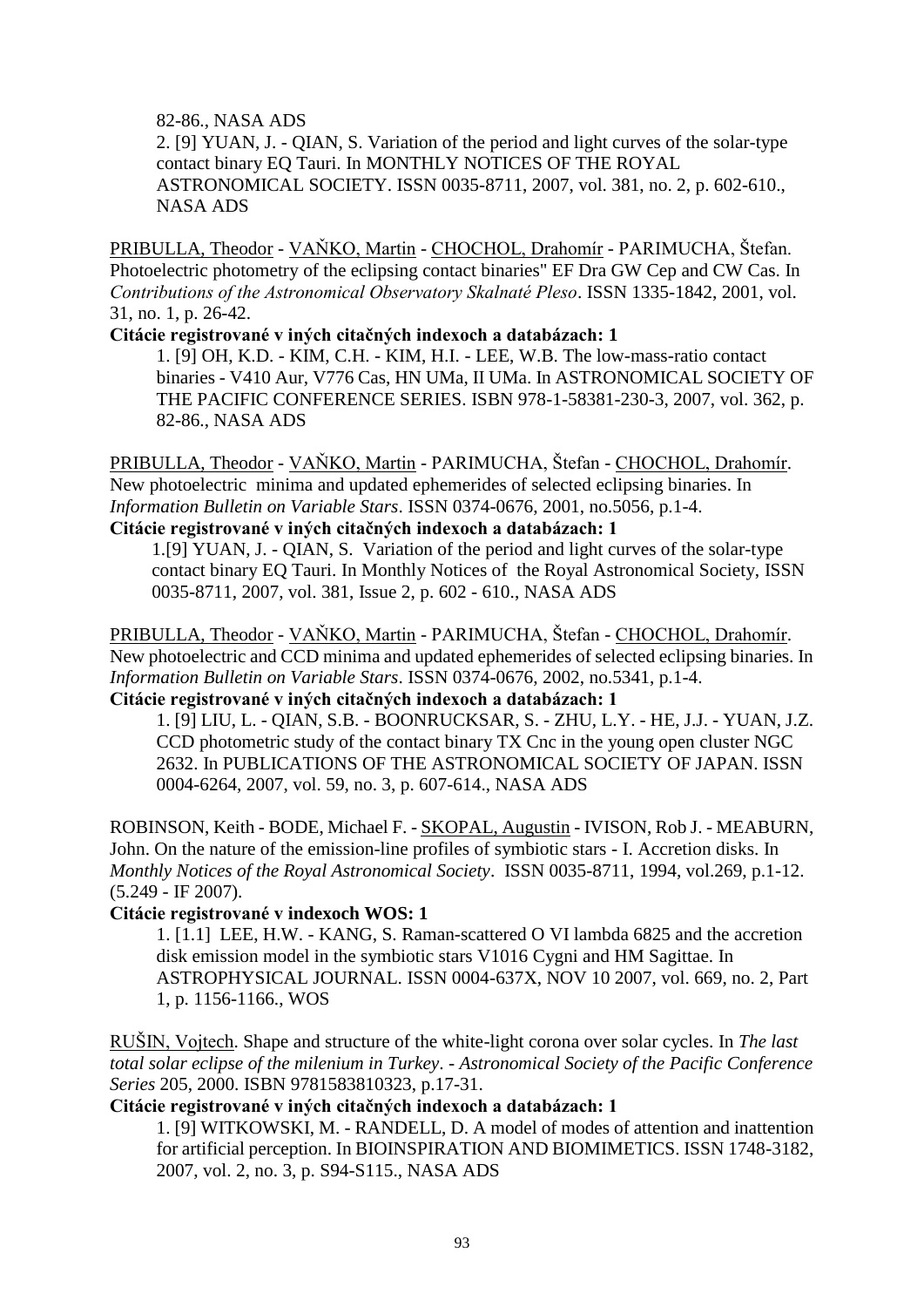82-86., NASA ADS

2. [9] YUAN, J. - QIAN, S. Variation of the period and light curves of the solar-type contact binary EQ Tauri. In MONTHLY NOTICES OF THE ROYAL ASTRONOMICAL SOCIETY. ISSN 0035-8711, 2007, vol. 381, no. 2, p. 602-610., NASA ADS

PRIBULLA, Theodor - VAŇKO, Martin - CHOCHOL, Drahomír - PARIMUCHA, Štefan. Photoelectric photometry of the eclipsing contact binaries" EF Dra GW Cep and CW Cas. In *Contributions of the Astronomical Observatory Skalnaté Pleso*. ISSN 1335-1842, 2001, vol. 31, no. 1, p. 26-42.

**Citácie registrované v iných citačných indexoch a databázach: 1**

1. [9] OH, K.D. - KIM, C.H. - KIM, H.I. - LEE, W.B. The low-mass-ratio contact binaries - V410 Aur, V776 Cas, HN UMa, II UMa. In ASTRONOMICAL SOCIETY OF THE PACIFIC CONFERENCE SERIES. ISBN 978-1-58381-230-3, 2007, vol. 362, p. 82-86., NASA ADS

PRIBULLA, Theodor - VAŇKO, Martin - PARIMUCHA, Štefan - CHOCHOL, Drahomír. New photoelectric minima and updated ephemerides of selected eclipsing binaries. In *Information Bulletin on Variable Stars*. ISSN 0374-0676, 2001, no.5056, p.1-4.

**Citácie registrované v iných citačných indexoch a databázach: 1**

1.[9] YUAN, J. - QIAN, S. Variation of the period and light curves of the solar-type contact binary EQ Tauri. In Monthly Notices of the Royal Astronomical Society, ISSN 0035-8711, 2007, vol. 381, Issue 2, p. 602 - 610., NASA ADS

PRIBULLA, Theodor - VAŇKO, Martin - PARIMUCHA, Štefan - CHOCHOL, Drahomír. New photoelectric and CCD minima and updated ephemerides of selected eclipsing binaries. In *Information Bulletin on Variable Stars*. ISSN 0374-0676, 2002, no.5341, p.1-4.

**Citácie registrované v iných citačných indexoch a databázach: 1**

1. [9] LIU, L. - QIAN, S.B. - BOONRUCKSAR, S. - ZHU, L.Y. - HE, J.J. - YUAN, J.Z. CCD photometric study of the contact binary TX Cnc in the young open cluster NGC 2632. In PUBLICATIONS OF THE ASTRONOMICAL SOCIETY OF JAPAN. ISSN 0004-6264, 2007, vol. 59, no. 3, p. 607-614., NASA ADS

ROBINSON, Keith - BODE, Michael F. - SKOPAL, Augustin - IVISON, Rob J. - MEABURN, John. On the nature of the emission-line profiles of symbiotic stars - I. Accretion disks. In *Monthly Notices of the Royal Astronomical Society*. ISSN 0035-8711, 1994, vol.269, p.1-12. (5.249 - IF 2007).

**Citácie registrované v indexoch WOS: 1**

1. [1.1] LEE, H.W. - KANG, S. Raman-scattered O VI lambda 6825 and the accretion disk emission model in the symbiotic stars V1016 Cygni and HM Sagittae. In ASTROPHYSICAL JOURNAL. ISSN 0004-637X, NOV 10 2007, vol. 669, no. 2, Part 1, p. 1156-1166., WOS

RUŠIN, Vojtech. Shape and structure of the white-light corona over solar cycles. In *The last total solar eclipse of the milenium in Turkey*. - *Astronomical Society of the Pacific Conference Series* 205, 2000. ISBN 9781583810323, p.17-31.

**Citácie registrované v iných citačných indexoch a databázach: 1**

1. [9] WITKOWSKI, M. - RANDELL, D. A model of modes of attention and inattention for artificial perception. In BIOINSPIRATION AND BIOMIMETICS. ISSN 1748-3182, 2007, vol. 2, no. 3, p. S94-S115., NASA ADS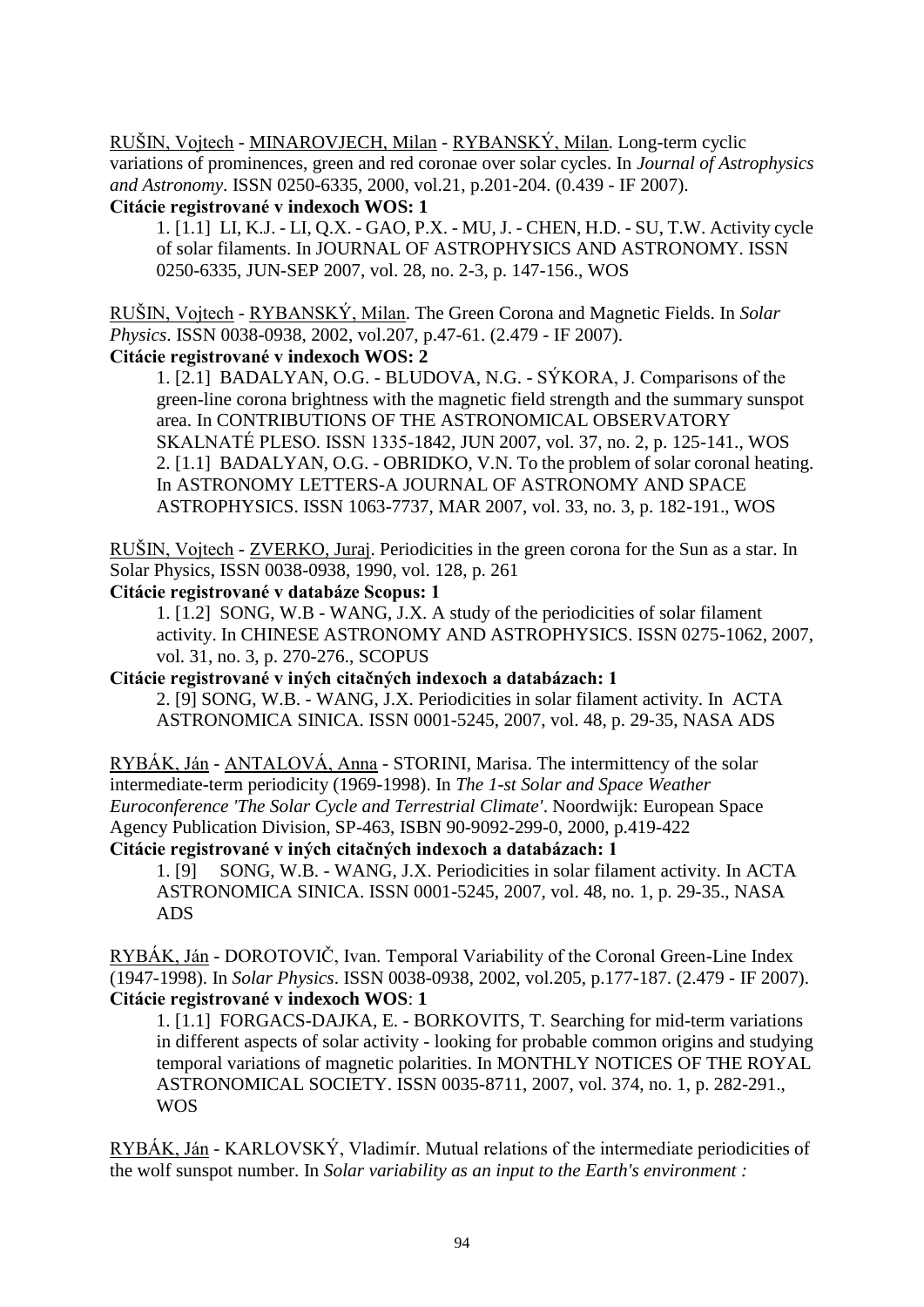RUŠIN, Vojtech - MINAROVJECH, Milan - RYBANSKÝ, Milan. Long-term cyclic variations of prominences, green and red coronae over solar cycles. In *Journal of Astrophysics and Astronomy*. ISSN 0250-6335, 2000, vol.21, p.201-204. (0.439 - IF 2007).

**Citácie registrované v indexoch WOS: 1**

1. [1.1] LI, K.J. - LI, Q.X. - GAO, P.X. - MU, J. - CHEN, H.D. - SU, T.W. Activity cycle of solar filaments. In JOURNAL OF ASTROPHYSICS AND ASTRONOMY. ISSN 0250-6335, JUN-SEP 2007, vol. 28, no. 2-3, p. 147-156., WOS

RUŠIN, Vojtech - RYBANSKÝ, Milan. The Green Corona and Magnetic Fields. In *Solar Physics*. ISSN 0038-0938, 2002, vol.207, p.47-61. (2.479 - IF 2007).

**Citácie registrované v indexoch WOS: 2**

1. [2.1] BADALYAN, O.G. - BLUDOVA, N.G. - SÝKORA, J. Comparisons of the green-line corona brightness with the magnetic field strength and the summary sunspot area. In CONTRIBUTIONS OF THE ASTRONOMICAL OBSERVATORY SKALNATÉ PLESO. ISSN 1335-1842, JUN 2007, vol. 37, no. 2, p. 125-141., WOS
2. [1.1] BADALYAN, O.G. - OBRIDKO, V.N. To the problem of solar coronal heating. In ASTRONOMY LETTERS-A JOURNAL OF ASTRONOMY AND SPACE ASTROPHYSICS. ISSN 1063-7737, MAR 2007, vol. 33, no. 3, p. 182-191., WOS

RUŠIN, Vojtech - ZVERKO, Juraj. Periodicities in the green corona for the Sun as a star. In Solar Physics, ISSN 0038-0938, 1990, vol. 128, p. 261

**Citácie registrované v databáze Scopus: 1**

1. [1.2] SONG, W.B - WANG, J.X. A study of the periodicities of solar filament activity. In CHINESE ASTRONOMY AND ASTROPHYSICS. ISSN 0275-1062, 2007, vol. 31, no. 3, p. 270-276., SCOPUS

**Citácie registrované v iných citačných indexoch a databázach: 1**

2. [9] SONG, W.B. - WANG, J.X. Periodicities in solar filament activity. In ACTA ASTRONOMICA SINICA. ISSN 0001-5245, 2007, vol. 48, p. 29-35, NASA ADS

RYBÁK, Ján - ANTALOVÁ, Anna - STORINI, Marisa. The intermittency of the solar intermediate-term periodicity (1969-1998). In *The 1-st Solar and Space Weather Euroconference 'The Solar Cycle and Terrestrial Climate'*. Noordwijk: European Space Agency Publication Division, SP-463, ISBN 90-9092-299-0, 2000, p.419-422

**Citácie registrované v iných citačných indexoch a databázach: 1**

1. [9] SONG, W.B. - WANG, J.X. Periodicities in solar filament activity. In ACTA ASTRONOMICA SINICA. ISSN 0001-5245, 2007, vol. 48, no. 1, p. 29-35., NASA ADS

RYBÁK, Ján - DOROTOVIČ, Ivan. Temporal Variability of the Coronal Green-Line Index (1947-1998). In *Solar Physics*. ISSN 0038-0938, 2002, vol.205, p.177-187. (2.479 - IF 2007).

**Citácie registrované v indexoch WOS: 1**

1. [1.1] FORGACS-DAJKA, E. - BORKOVITS, T. Searching for mid-term variations in different aspects of solar activity - looking for probable common origins and studying temporal variations of magnetic polarities. In MONTHLY NOTICES OF THE ROYAL ASTRONOMICAL SOCIETY. ISSN 0035-8711, 2007, vol. 374, no. 1, p. 282-291., WOS

RYBÁK, Ján - KARLOVSKÝ, Vladimír. Mutual relations of the intermediate periodicities of the wolf sunspot number. In *Solar variability as an input to the Earth's environment :*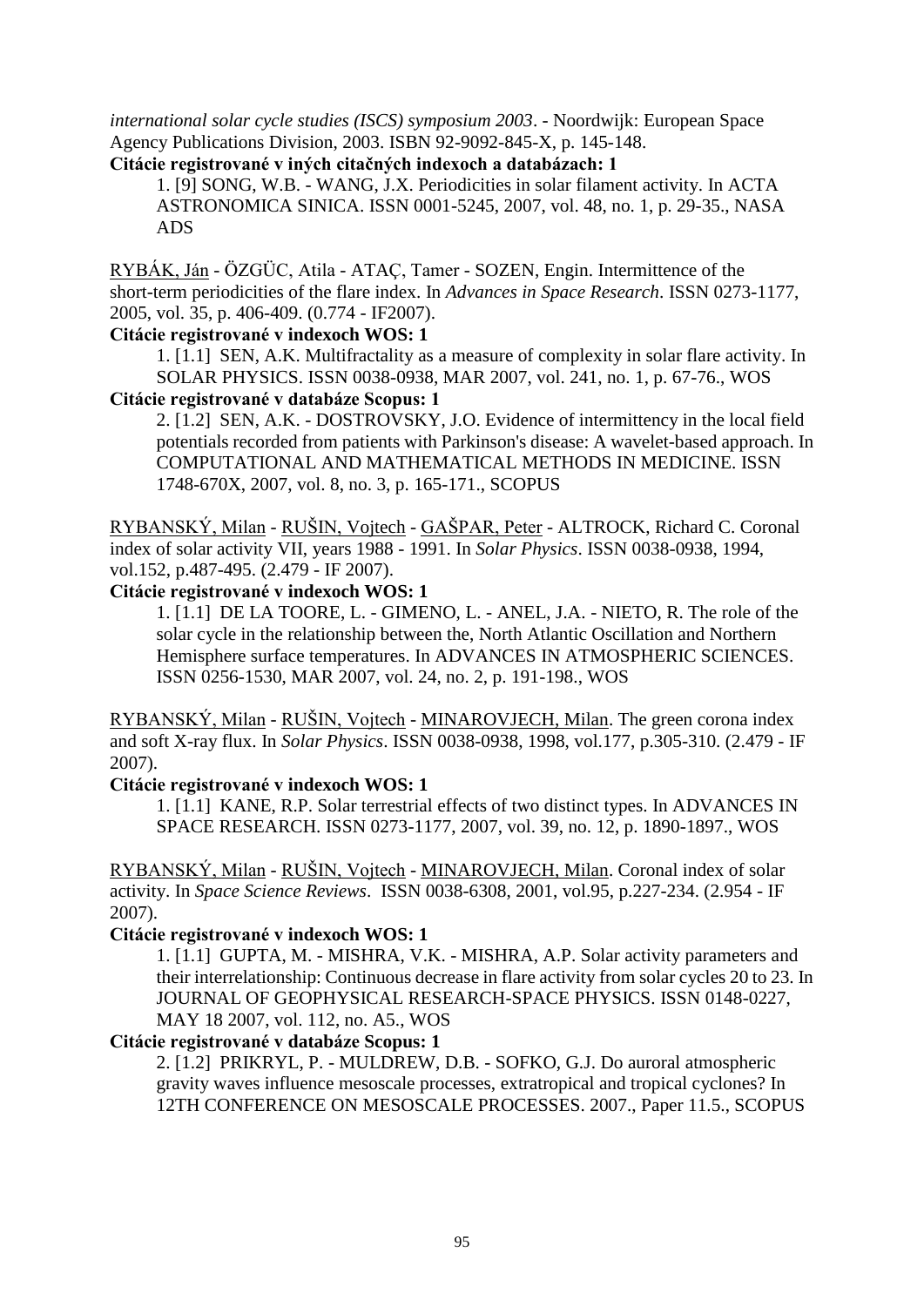*international solar cycle studies (ISCS) symposium 2003*. - Noordwijk: European Space Agency Publications Division, 2003. ISBN 92-9092-845-X, p. 145-148.

**Citácie registrované v iných citačných indexoch a databázach: 1**

1. [9] SONG, W.B. - WANG, J.X. Periodicities in solar filament activity. In ACTA ASTRONOMICA SINICA. ISSN 0001-5245, 2007, vol. 48, no. 1, p. 29-35., NASA ADS

RYBÁK, Ján - ÖZGÜC, Atila - ATAÇ, Tamer - SOZEN, Engin. Intermittence of the short-term periodicities of the flare index. In *Advances in Space Research*. ISSN 0273-1177, 2005, vol. 35, p. 406-409. (0.774 - IF2007).

**Citácie registrované v indexoch WOS: 1**

1. [1.1] SEN, A.K. Multifractality as a measure of complexity in solar flare activity. In SOLAR PHYSICS. ISSN 0038-0938, MAR 2007, vol. 241, no. 1, p. 67-76., WOS

**Citácie registrované v databáze Scopus: 1**

2. [1.2] SEN, A.K. - DOSTROVSKY, J.O. Evidence of intermittency in the local field potentials recorded from patients with Parkinson's disease: A wavelet-based approach. In COMPUTATIONAL AND MATHEMATICAL METHODS IN MEDICINE. ISSN 1748-670X, 2007, vol. 8, no. 3, p. 165-171., SCOPUS

RYBANSKÝ, Milan - RUŠIN, Vojtech - GAŠPAR, Peter - ALTROCK, Richard C. Coronal index of solar activity VII, years 1988 - 1991. In *Solar Physics*. ISSN 0038-0938, 1994, vol.152, p.487-495. (2.479 - IF 2007).

**Citácie registrované v indexoch WOS: 1**

1. [1.1] DE LA TOORE, L. - GIMENO, L. - ANEL, J.A. - NIETO, R. The role of the solar cycle in the relationship between the, North Atlantic Oscillation and Northern Hemisphere surface temperatures. In ADVANCES IN ATMOSPHERIC SCIENCES. ISSN 0256-1530, MAR 2007, vol. 24, no. 2, p. 191-198., WOS

RYBANSKÝ, Milan - RUŠIN, Vojtech - MINAROVJECH, Milan. The green corona index and soft X-ray flux. In *Solar Physics*. ISSN 0038-0938, 1998, vol.177, p.305-310. (2.479 - IF 2007).

**Citácie registrované v indexoch WOS: 1**

1. [1.1] KANE, R.P. Solar terrestrial effects of two distinct types. In ADVANCES IN SPACE RESEARCH. ISSN 0273-1177, 2007, vol. 39, no. 12, p. 1890-1897., WOS

RYBANSKÝ, Milan - RUŠIN, Vojtech - MINAROVJECH, Milan. Coronal index of solar activity. In *Space Science Reviews*. ISSN 0038-6308, 2001, vol.95, p.227-234. (2.954 - IF 2007).

**Citácie registrované v indexoch WOS: 1**

1. [1.1] GUPTA, M. - MISHRA, V.K. - MISHRA, A.P. Solar activity parameters and their interrelationship: Continuous decrease in flare activity from solar cycles 20 to 23. In JOURNAL OF GEOPHYSICAL RESEARCH-SPACE PHYSICS. ISSN 0148-0227, MAY 18 2007, vol. 112, no. A5., WOS

**Citácie registrované v databáze Scopus: 1**

2. [1.2] PRIKRYL, P. - MULDREW, D.B. - SOFKO, G.J. Do auroral atmospheric gravity waves influence mesoscale processes, extratropical and tropical cyclones? In 12TH CONFERENCE ON MESOSCALE PROCESSES. 2007., Paper 11.5., SCOPUS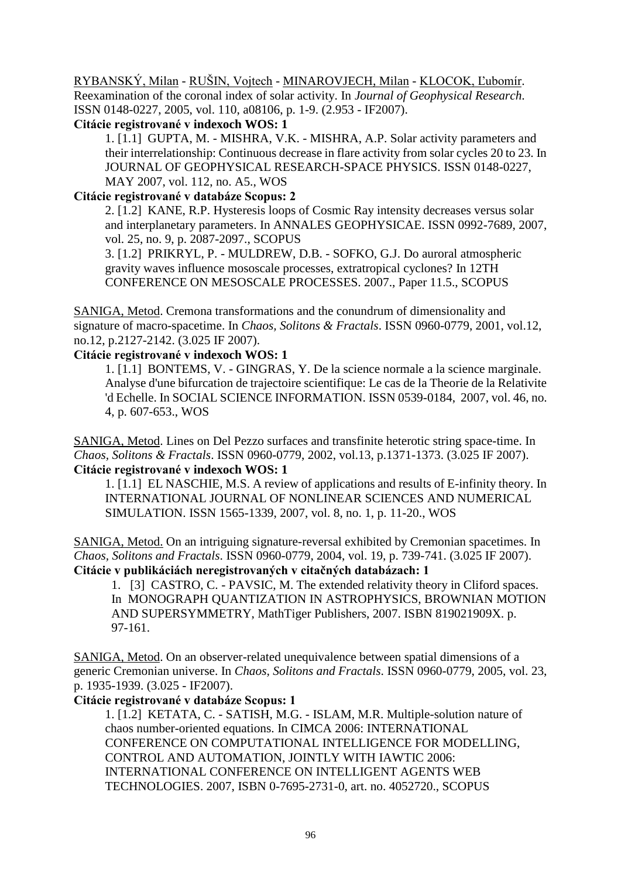RYBANSKÝ, Milan - RUŠIN, Vojtech - MINAROVJECH, Milan - KLOCOK, Ľubomír. Reexamination of the coronal index of solar activity. In *Journal of Geophysical Research*. ISSN 0148-0227, 2005, vol. 110, a08106, p. 1-9. (2.953 - IF2007).

**Citácie registrované v indexoch WOS: 1**

1. [1.1] GUPTA, M. - MISHRA, V.K. - MISHRA, A.P. Solar activity parameters and their interrelationship: Continuous decrease in flare activity from solar cycles 20 to 23. In JOURNAL OF GEOPHYSICAL RESEARCH-SPACE PHYSICS. ISSN 0148-0227, MAY 2007, vol. 112, no. A5., WOS

**Citácie registrované v databáze Scopus: 2**

2. [1.2] KANE, R.P. Hysteresis loops of Cosmic Ray intensity decreases versus solar and interplanetary parameters. In ANNALES GEOPHYSICAE. ISSN 0992-7689, 2007, vol. 25, no. 9, p. 2087-2097., SCOPUS

3. [1.2] PRIKRYL, P. - MULDREW, D.B. - SOFKO, G.J. Do auroral atmospheric gravity waves influence mososcale processes, extratropical cyclones? In 12TH CONFERENCE ON MESOSCALE PROCESSES. 2007., Paper 11.5., SCOPUS

SANIGA, Metod. Cremona transformations and the conundrum of dimensionality and signature of macro-spacetime. In *Chaos, Solitons & Fractals*. ISSN 0960-0779, 2001, vol.12, no.12, p.2127-2142. (3.025 IF 2007).

**Citácie registrované v indexoch WOS: 1**

1. [1.1] BONTEMS, V. - GINGRAS, Y. De la science normale a la science marginale. Analyse d'une bifurcation de trajectoire scientifique: Le cas de la Theorie de la Relativite 'd Echelle. In SOCIAL SCIENCE INFORMATION. ISSN 0539-0184, 2007, vol. 46, no. 4, p. 607-653., WOS

SANIGA, Metod. Lines on Del Pezzo surfaces and transfinite heterotic string space-time. In *Chaos, Solitons & Fractals*. ISSN 0960-0779, 2002, vol.13, p.1371-1373. (3.025 IF 2007).

**Citácie registrované v indexoch WOS: 1**

1. [1.1] EL NASCHIE, M.S. A review of applications and results of E-infinity theory. In INTERNATIONAL JOURNAL OF NONLINEAR SCIENCES AND NUMERICAL SIMULATION. ISSN 1565-1339, 2007, vol. 8, no. 1, p. 11-20., WOS

SANIGA, Metod. On an intriguing signature-reversal exhibited by Cremonian spacetimes. In *Chaos, Solitons and Fractals*. ISSN 0960-0779, 2004, vol. 19, p. 739-741. (3.025 IF 2007).

**Citácie v publikáciách neregistrovaných v citačných databázach: 1**

1. [3] CASTRO, C. - PAVSIC, M. The extended relativity theory in Cliford spaces. In MONOGRAPH QUANTIZATION IN ASTROPHYSICS, BROWNIAN MOTION AND SUPERSYMMETRY, MathTiger Publishers, 2007. ISBN 819021909X. p. 97-161.

SANIGA, Metod. On an observer-related unequivalence between spatial dimensions of a generic Cremonian universe. In *Chaos, Solitons and Fractals*. ISSN 0960-0779, 2005, vol. 23, p. 1935-1939. (3.025 - IF2007).

**Citácie registrované v databáze Scopus: 1**

1. [1.2] KETATA, C. - SATISH, M.G. - ISLAM, M.R. Multiple-solution nature of chaos number-oriented equations. In CIMCA 2006: INTERNATIONAL CONFERENCE ON COMPUTATIONAL INTELLIGENCE FOR MODELLING, CONTROL AND AUTOMATION, JOINTLY WITH IAWTIC 2006: INTERNATIONAL CONFERENCE ON INTELLIGENT AGENTS WEB TECHNOLOGIES. 2007, ISBN 0-7695-2731-0, art. no. 4052720., SCOPUS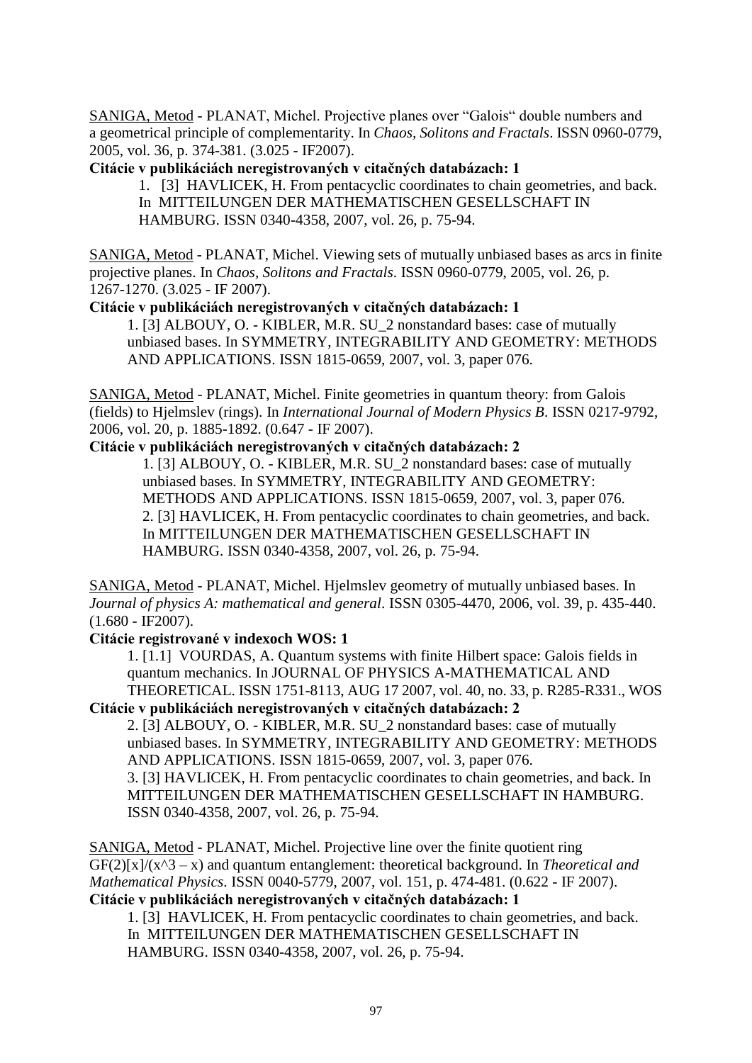SANIGA, Metod - PLANAT, Michel. Projective planes over “Galois“ double numbers and a geometrical principle of complementarity. In *Chaos, Solitons and Fractals*. ISSN 0960-0779, 2005, vol. 36, p. 374-381. (3.025 - IF2007).

**Citácie v publikáciách neregistrovaných v citačných databázach: 1**

1. [3] HAVLICEK, H. From pentacyclic coordinates to chain geometries, and back. In MITTEILUNGEN DER MATHEMATISCHEN GESELLSCHAFT IN HAMBURG. ISSN 0340-4358, 2007, vol. 26, p. 75-94.

SANIGA, Metod - PLANAT, Michel. Viewing sets of mutually unbiased bases as arcs in finite projective planes. In *Chaos, Solitons and Fractals*. ISSN 0960-0779, 2005, vol. 26, p. 1267-1270. (3.025 - IF 2007).

**Citácie v publikáciách neregistrovaných v citačných databázach: 1**

1. [3] ALBOUY, O. - KIBLER, M.R. SU_2 nonstandard bases: case of mutually unbiased bases. In SYMMETRY, INTEGRABILITY AND GEOMETRY: METHODS AND APPLICATIONS. ISSN 1815-0659, 2007, vol. 3, paper 076.

SANIGA, Metod - PLANAT, Michel. Finite geometries in quantum theory: from Galois (fields) to Hjelmslev (rings). In *International Journal of Modern Physics B*. ISSN 0217-9792, 2006, vol. 20, p. 1885-1892. (0.647 - IF 2007).

**Citácie v publikáciách neregistrovaných v citačných databázach: 2**

1. [3] ALBOUY, O. - KIBLER, M.R. SU_2 nonstandard bases: case of mutually unbiased bases. In SYMMETRY, INTEGRABILITY AND GEOMETRY: METHODS AND APPLICATIONS. ISSN 1815-0659, 2007, vol. 3, paper 076.
2. [3] HAVLICEK, H. From pentacyclic coordinates to chain geometries, and back. In MITTEILUNGEN DER MATHEMATISCHEN GESELLSCHAFT IN HAMBURG. ISSN 0340-4358, 2007, vol. 26, p. 75-94.

SANIGA, Metod - PLANAT, Michel. Hjelmslev geometry of mutually unbiased bases. In *Journal of physics A: mathematical and general*. ISSN 0305-4470, 2006, vol. 39, p. 435-440. (1.680 - IF2007).

**Citácie registrované v indexoch WOS: 1**

1. [1.1] VOURDAS, A. Quantum systems with finite Hilbert space: Galois fields in quantum mechanics. In JOURNAL OF PHYSICS A-MATHEMATICAL AND THEORETICAL. ISSN 1751-8113, AUG 17 2007, vol. 40, no. 33, p. R285-R331., WOS

**Citácie v publikáciách neregistrovaných v citačných databázach: 2**

2. [3] ALBOUY, O. - KIBLER, M.R. SU_2 nonstandard bases: case of mutually unbiased bases. In SYMMETRY, INTEGRABILITY AND GEOMETRY: METHODS AND APPLICATIONS. ISSN 1815-0659, 2007, vol. 3, paper 076.
3. [3] HAVLICEK, H. From pentacyclic coordinates to chain geometries, and back. In MITTEILUNGEN DER MATHEMATISCHEN GESELLSCHAFT IN HAMBURG. ISSN 0340-4358, 2007, vol. 26, p. 75-94.

SANIGA, Metod - PLANAT, Michel. Projective line over the finite quotient ring GF(2)[x]/(x^3 – x) and quantum entanglement: theoretical background. In *Theoretical and Mathematical Physics*. ISSN 0040-5779, 2007, vol. 151, p. 474-481. (0.622 - IF 2007).

**Citácie v publikáciách neregistrovaných v citačných databázach: 1**

1. [3] HAVLICEK, H. From pentacyclic coordinates to chain geometries, and back. In MITTEILUNGEN DER MATHEMATISCHEN GESELLSCHAFT IN HAMBURG. ISSN 0340-4358, 2007, vol. 26, p. 75-94.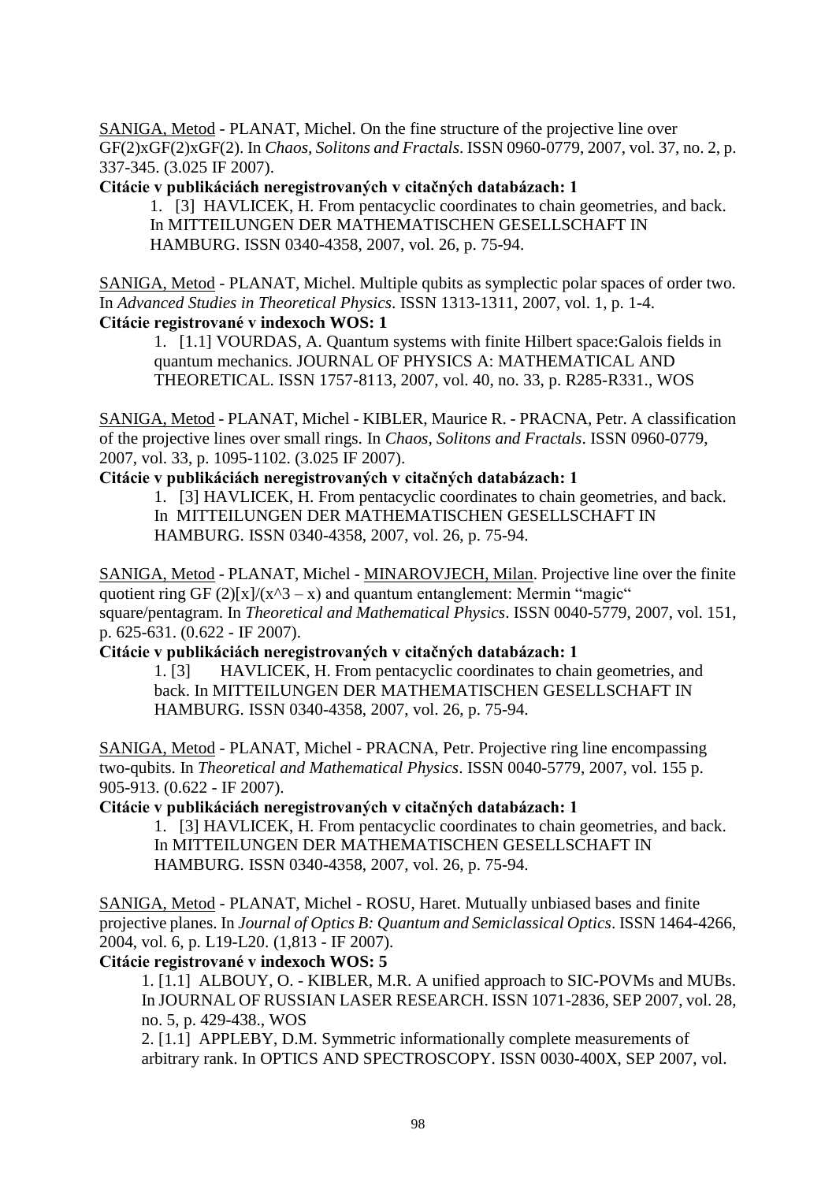SANIGA, Metod - PLANAT, Michel. On the fine structure of the projective line over GF(2)xGF(2)xGF(2). In *Chaos, Solitons and Fractals*. ISSN 0960-0779, 2007, vol. 37, no. 2, p. 337-345. (3.025 IF 2007).

**Citácie v publikáciách neregistrovaných v citačných databázach: 1**

1. [3] HAVLICEK, H. From pentacyclic coordinates to chain geometries, and back. In MITTEILUNGEN DER MATHEMATISCHEN GESELLSCHAFT IN HAMBURG. ISSN 0340-4358, 2007, vol. 26, p. 75-94.

SANIGA, Metod - PLANAT, Michel. Multiple qubits as symplectic polar spaces of order two. In *Advanced Studies in Theoretical Physics*. ISSN 1313-1311, 2007, vol. 1, p. 1-4.

**Citácie registrované v indexoch WOS: 1**

1. [1.1] VOURDAS, A. Quantum systems with finite Hilbert space:Galois fields in quantum mechanics. JOURNAL OF PHYSICS A: MATHEMATICAL AND THEORETICAL. ISSN 1757-8113, 2007, vol. 40, no. 33, p. R285-R331., WOS

SANIGA, Metod - PLANAT, Michel - KIBLER, Maurice R. - PRACNA, Petr. A classification of the projective lines over small rings. In *Chaos, Solitons and Fractals*. ISSN 0960-0779, 2007, vol. 33, p. 1095-1102. (3.025 IF 2007).

**Citácie v publikáciách neregistrovaných v citačných databázach: 1**

1. [3] HAVLICEK, H. From pentacyclic coordinates to chain geometries, and back. In MITTEILUNGEN DER MATHEMATISCHEN GESELLSCHAFT IN HAMBURG. ISSN 0340-4358, 2007, vol. 26, p. 75-94.

SANIGA, Metod - PLANAT, Michel - MINAROVJECH, Milan. Projective line over the finite quotient ring GF (2)[x]/(x^3 – x) and quantum entanglement: Mermin "magic" square/pentagram. In *Theoretical and Mathematical Physics*. ISSN 0040-5779, 2007, vol. 151, p. 625-631. (0.622 - IF 2007).

**Citácie v publikáciách neregistrovaných v citačných databázach: 1**

1. [3] HAVLICEK, H. From pentacyclic coordinates to chain geometries, and back. In MITTEILUNGEN DER MATHEMATISCHEN GESELLSCHAFT IN HAMBURG. ISSN 0340-4358, 2007, vol. 26, p. 75-94.

SANIGA, Metod - PLANAT, Michel - PRACNA, Petr. Projective ring line encompassing two-qubits. In *Theoretical and Mathematical Physics*. ISSN 0040-5779, 2007, vol. 155 p. 905-913. (0.622 - IF 2007).

**Citácie v publikáciách neregistrovaných v citačných databázach: 1**

1. [3] HAVLICEK, H. From pentacyclic coordinates to chain geometries, and back. In MITTEILUNGEN DER MATHEMATISCHEN GESELLSCHAFT IN HAMBURG. ISSN 0340-4358, 2007, vol. 26, p. 75-94.

SANIGA, Metod - PLANAT, Michel - ROSU, Haret. Mutually unbiased bases and finite projective planes. In *Journal of Optics B: Quantum and Semiclassical Optics*. ISSN 1464-4266, 2004, vol. 6, p. L19-L20. (1,813 - IF 2007).

**Citácie registrované v indexoch WOS: 5**

1. [1.1] ALBOUY, O. - KIBLER, M.R. A unified approach to SIC-POVMs and MUBs. In JOURNAL OF RUSSIAN LASER RESEARCH. ISSN 1071-2836, SEP 2007, vol. 28, no. 5, p. 429-438., WOS
2. [1.1] APPLEBY, D.M. Symmetric informationally complete measurements of arbitrary rank. In OPTICS AND SPECTROSCOPY. ISSN 0030-400X, SEP 2007, vol.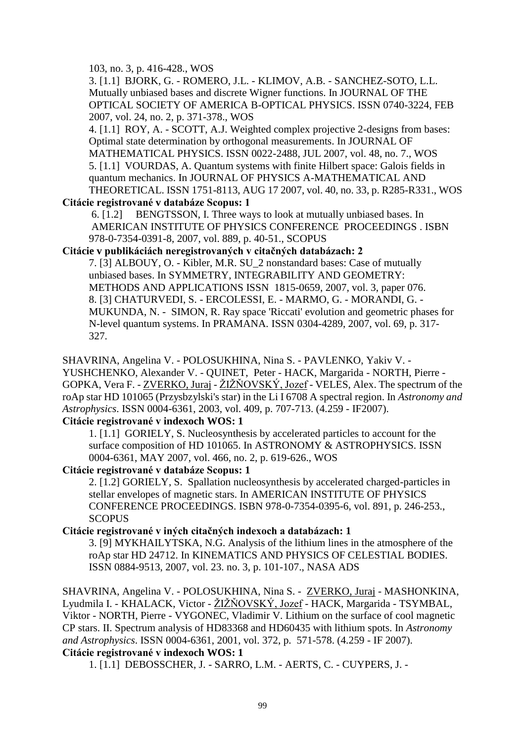103, no. 3, p. 416-428., WOS

3. [1.1] BJORK, G. - ROMERO, J.L. - KLIMOV, A.B. - SANCHEZ-SOTO, L.L. Mutually unbiased bases and discrete Wigner functions. In JOURNAL OF THE OPTICAL SOCIETY OF AMERICA B-OPTICAL PHYSICS. ISSN 0740-3224, FEB 2007, vol. 24, no. 2, p. 371-378., WOS

4. [1.1] ROY, A. - SCOTT, A.J. Weighted complex projective 2-designs from bases: Optimal state determination by orthogonal measurements. In JOURNAL OF MATHEMATICAL PHYSICS. ISSN 0022-2488, JUL 2007, vol. 48, no. 7., WOS

5. [1.1] VOURDAS, A. Quantum systems with finite Hilbert space: Galois fields in quantum mechanics. In JOURNAL OF PHYSICS A-MATHEMATICAL AND THEORETICAL. ISSN 1751-8113, AUG 17 2007, vol. 40, no. 33, p. R285-R331., WOS

**Citácie registrované v databáze Scopus: 1**

6. [1.2] BENGTSSON, I. Three ways to look at mutually unbiased bases. In AMERICAN INSTITUTE OF PHYSICS CONFERENCE PROCEEDINGS . ISBN 978-0-7354-0391-8, 2007, vol. 889, p. 40-51., SCOPUS

**Citácie v publikáciách neregistrovaných v citačných databázach: 2**

7. [3] ALBOUY, O. - Kibler, M.R. SU_2 nonstandard bases: Case of mutually unbiased bases. In SYMMETRY, INTEGRABILITY AND GEOMETRY: METHODS AND APPLICATIONS ISSN 1815-0659, 2007, vol. 3, paper 076.

8. [3] CHATURVEDI, S. - ERCOLESSI, E. - MARMO, G. - MORANDI, G. - MUKUNDA, N. - SIMON, R. Ray space 'Riccati' evolution and geometric phases for N-level quantum systems. In PRAMANA. ISSN 0304-4289, 2007, vol. 69, p. 317-327.

SHAVRINA, Angelina V. - POLOSUKHINA, Nina S. - PAVLENKO, Yakiv V. - YUSHCHENKO, Alexander V. - QUINET, Peter - HACK, Margarida - NORTH, Pierre - GOPKA, Vera F. - ZVERKO, Juraj - ŽIŽŇOVSKÝ, Jozef - VELES, Alex. The spectrum of the roAp star HD 101065 (Przysbzylski's star) in the Li I 6708 A spectral region. In *Astronomy and Astrophysics*. ISSN 0004-6361, 2003, vol. 409, p. 707-713. (4.259 - IF2007).

**Citácie registrované v indexoch WOS: 1**

1. [1.1] GORIELY, S. Nucleosynthesis by accelerated particles to account for the surface composition of HD 101065. In ASTRONOMY & ASTROPHYSICS. ISSN 0004-6361, MAY 2007, vol. 466, no. 2, p. 619-626., WOS

**Citácie registrované v databáze Scopus: 1**

2. [1.2] GORIELY, S. Spallation nucleosynthesis by accelerated charged-particles in stellar envelopes of magnetic stars. In AMERICAN INSTITUTE OF PHYSICS CONFERENCE PROCEEDINGS. ISBN 978-0-7354-0395-6, vol. 891, p. 246-253., SCOPUS

**Citácie registrované v iných citačných indexoch a databázach: 1**

3. [9] MYKHAILYTSKA, N.G. Analysis of the lithium lines in the atmosphere of the roAp star HD 24712. In KINEMATICS AND PHYSICS OF CELESTIAL BODIES. ISSN 0884-9513, 2007, vol. 23. no. 3, p. 101-107., NASA ADS

SHAVRINA, Angelina V. - POLOSUKHINA, Nina S. - ZVERKO, Juraj - MASHONKINA, Lyudmila I. - KHALACK, Victor - ŽIŽŇOVSKÝ, Jozef - HACK, Margarida - TSYMBAL, Viktor - NORTH, Pierre - VYGONEC, Vladimir V. Lithium on the surface of cool magnetic CP stars. II. Spectrum analysis of HD83368 and HD60435 with lithium spots. In *Astronomy and Astrophysics*. ISSN 0004-6361, 2001, vol. 372, p. 571-578. (4.259 - IF 2007).

**Citácie registrované v indexoch WOS: 1**

1. [1.1] DEBOSSCHER, J. - SARRO, L.M. - AERTS, C. - CUYPERS, J. -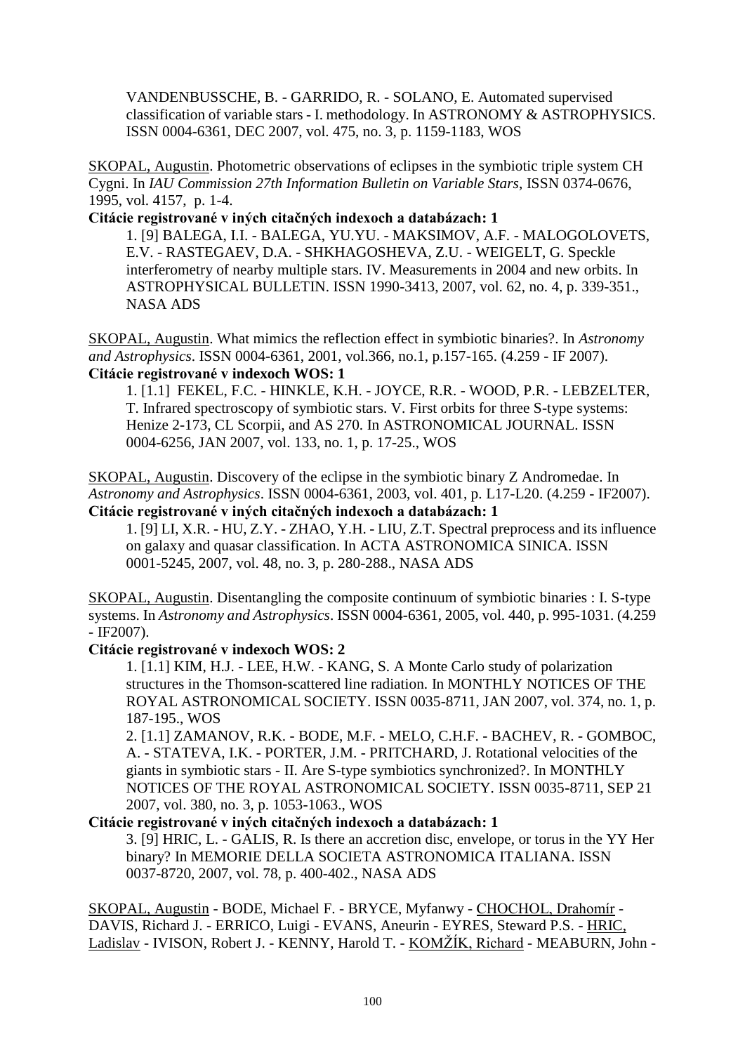VANDENBUSSCHE, B. - GARRIDO, R. - SOLANO, E. Automated supervised classification of variable stars - I. methodology. In ASTRONOMY & ASTROPHYSICS. ISSN 0004-6361, DEC 2007, vol. 475, no. 3, p. 1159-1183, WOS

SKOPAL, Augustin. Photometric observations of eclipses in the symbiotic triple system CH Cygni. In *IAU Commission 27th Information Bulletin on Variable Stars*, ISSN 0374-0676, 1995, vol. 4157, p. 1-4.

**Citácie registrované v iných citačných indexoch a databázach: 1**

1. [9] BALEGA, I.I. - BALEGA, YU.YU. - MAKSIMOV, A.F. - MALOGOLOVETS, E.V. - RASTEGAEV, D.A. - SHKHAGOSHEVA, Z.U. - WEIGELT, G. Speckle interferometry of nearby multiple stars. IV. Measurements in 2004 and new orbits. In ASTROPHYSICAL BULLETIN. ISSN 1990-3413, 2007, vol. 62, no. 4, p. 339-351., NASA ADS

SKOPAL, Augustin. What mimics the reflection effect in symbiotic binaries?. In *Astronomy and Astrophysics*. ISSN 0004-6361, 2001, vol.366, no.1, p.157-165. (4.259 - IF 2007).

**Citácie registrované v indexoch WOS: 1**

1. [1.1] FEKEL, F.C. - HINKLE, K.H. - JOYCE, R.R. - WOOD, P.R. - LEBZELTER, T. Infrared spectroscopy of symbiotic stars. V. First orbits for three S-type systems: Henize 2-173, CL Scorpii, and AS 270. In ASTRONOMICAL JOURNAL. ISSN 0004-6256, JAN 2007, vol. 133, no. 1, p. 17-25., WOS

SKOPAL, Augustin. Discovery of the eclipse in the symbiotic binary Z Andromedae. In *Astronomy and Astrophysics*. ISSN 0004-6361, 2003, vol. 401, p. L17-L20. (4.259 - IF2007).

**Citácie registrované v iných citačných indexoch a databázach: 1**

1. [9] LI, X.R. - HU, Z.Y. - ZHAO, Y.H. - LIU, Z.T. Spectral preprocess and its influence on galaxy and quasar classification. In ACTA ASTRONOMICA SINICA. ISSN 0001-5245, 2007, vol. 48, no. 3, p. 280-288., NASA ADS

SKOPAL, Augustin. Disentangling the composite continuum of symbiotic binaries : I. S-type systems. In *Astronomy and Astrophysics*. ISSN 0004-6361, 2005, vol. 440, p. 995-1031. (4.259 - IF2007).

**Citácie registrované v indexoch WOS: 2**

1. [1.1] KIM, H.J. - LEE, H.W. - KANG, S. A Monte Carlo study of polarization structures in the Thomson-scattered line radiation. In MONTHLY NOTICES OF THE ROYAL ASTRONOMICAL SOCIETY. ISSN 0035-8711, JAN 2007, vol. 374, no. 1, p. 187-195., WOS
2. [1.1] ZAMANOV, R.K. - BODE, M.F. - MELO, C.H.F. - BACHEV, R. - GOMBOC, A. - STATEVA, I.K. - PORTER, J.M. - PRITCHARD, J. Rotational velocities of the giants in symbiotic stars - II. Are S-type symbiotics synchronized?. In MONTHLY NOTICES OF THE ROYAL ASTRONOMICAL SOCIETY. ISSN 0035-8711, SEP 21 2007, vol. 380, no. 3, p. 1053-1063., WOS

**Citácie registrované v iných citačných indexoch a databázach: 1**

3. [9] HRIC, L. - GALIS, R. Is there an accretion disc, envelope, or torus in the YY Her binary? In MEMORIE DELLA SOCIETA ASTRONOMICA ITALIANA. ISSN 0037-8720, 2007, vol. 78, p. 400-402., NASA ADS

SKOPAL, Augustin - BODE, Michael F. - BRYCE, Myfanwy - CHOCHOL, Drahomír - DAVIS, Richard J. - ERRICO, Luigi - EVANS, Aneurin - EYRES, Steward P.S. - HRIC, Ladislav - IVISON, Robert J. - KENNY, Harold T. - KOMŽÍK, Richard - MEABURN, John -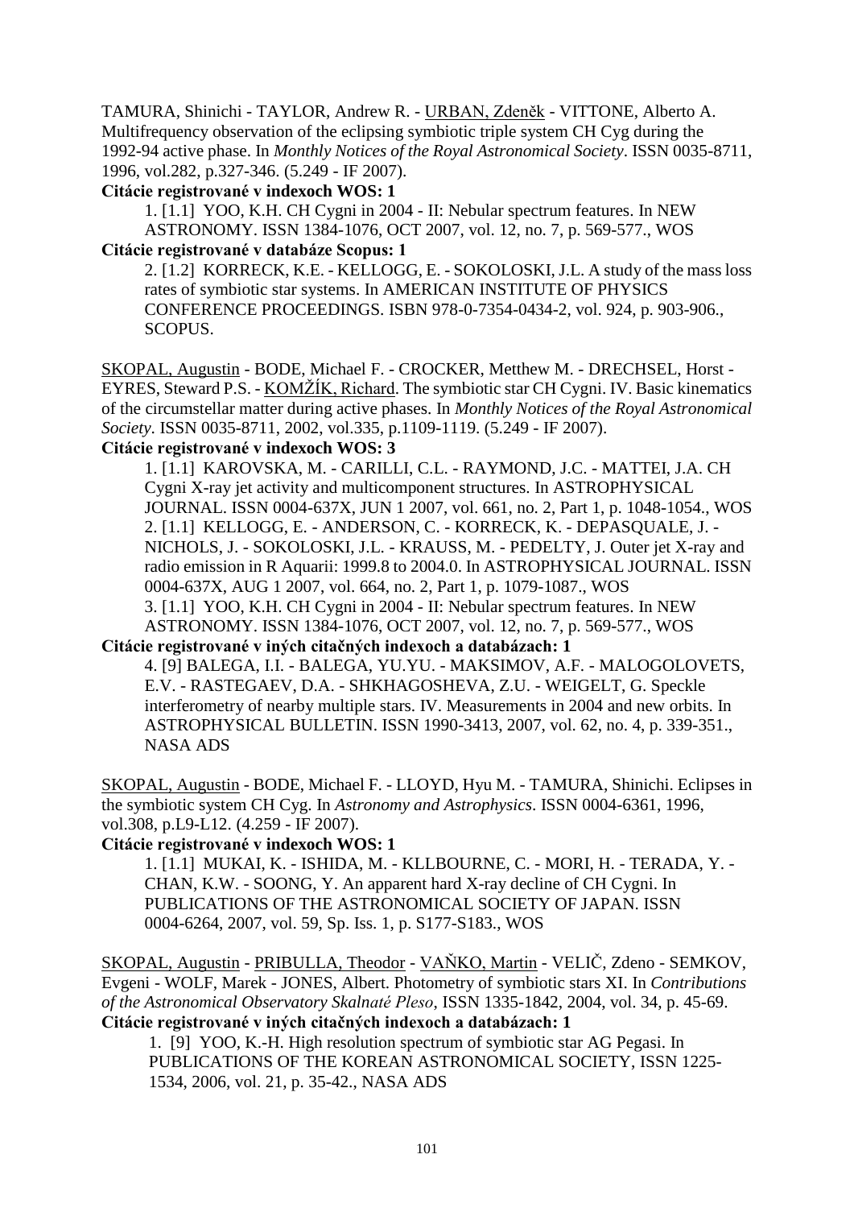TAMURA, Shinichi - TAYLOR, Andrew R. - URBAN, Zdeněk - VITTONE, Alberto A. Multifrequency observation of the eclipsing symbiotic triple system CH Cyg during the 1992-94 active phase. In *Monthly Notices of the Royal Astronomical Society*. ISSN 0035-8711, 1996, vol.282, p.327-346. (5.249 - IF 2007).

**Citácie registrované v indexoch WOS: 1**

1. [1.1] YOO, K.H. CH Cygni in 2004 - II: Nebular spectrum features. In NEW ASTRONOMY. ISSN 1384-1076, OCT 2007, vol. 12, no. 7, p. 569-577., WOS

**Citácie registrované v databáze Scopus: 1**

2. [1.2] KORRECK, K.E. - KELLOGG, E. - SOKOLOSKI, J.L. A study of the mass loss rates of symbiotic star systems. In AMERICAN INSTITUTE OF PHYSICS CONFERENCE PROCEEDINGS. ISBN 978-0-7354-0434-2, vol. 924, p. 903-906., SCOPUS.

SKOPAL, Augustin - BODE, Michael F. - CROCKER, Metthew M. - DRECHSEL, Horst - EYRES, Steward P.S. - KOMŽÍK, Richard. The symbiotic star CH Cygni. IV. Basic kinematics of the circumstellar matter during active phases. In *Monthly Notices of the Royal Astronomical Society*. ISSN 0035-8711, 2002, vol.335, p.1109-1119. (5.249 - IF 2007).

**Citácie registrované v indexoch WOS: 3**

1. [1.1] KAROVSKA, M. - CARILLI, C.L. - RAYMOND, J.C. - MATTEI, J.A. CH Cygni X-ray jet activity and multicomponent structures. In ASTROPHYSICAL JOURNAL. ISSN 0004-637X, JUN 1 2007, vol. 661, no. 2, Part 1, p. 1048-1054., WOS
2. [1.1] KELLOGG, E. - ANDERSON, C. - KORRECK, K. - DEPASQUALE, J. - NICHOLS, J. - SOKOLOSKI, J.L. - KRAUSS, M. - PEDELTY, J. Outer jet X-ray and radio emission in R Aquarii: 1999.8 to 2004.0. In ASTROPHYSICAL JOURNAL. ISSN 0004-637X, AUG 1 2007, vol. 664, no. 2, Part 1, p. 1079-1087., WOS
3. [1.1] YOO, K.H. CH Cygni in 2004 - II: Nebular spectrum features. In NEW ASTRONOMY. ISSN 1384-1076, OCT 2007, vol. 12, no. 7, p. 569-577., WOS

**Citácie registrované v iných citačných indexoch a databázach: 1**

4. [9] BALEGA, I.I. - BALEGA, YU.YU. - MAKSIMOV, A.F. - MALOGOLOVETS, E.V. - RASTEGAEV, D.A. - SHKHAGOSHEVA, Z.U. - WEIGELT, G. Speckle interferometry of nearby multiple stars. IV. Measurements in 2004 and new orbits. In ASTROPHYSICAL BULLETIN. ISSN 1990-3413, 2007, vol. 62, no. 4, p. 339-351., NASA ADS

SKOPAL, Augustin - BODE, Michael F. - LLOYD, Hyu M. - TAMURA, Shinichi. Eclipses in the symbiotic system CH Cyg. In *Astronomy and Astrophysics*. ISSN 0004-6361, 1996, vol.308, p.L9-L12. (4.259 - IF 2007).

**Citácie registrované v indexoch WOS: 1**

1. [1.1] MUKAI, K. - ISHIDA, M. - KLLBOURNE, C. - MORI, H. - TERADA, Y. - CHAN, K.W. - SOONG, Y. An apparent hard X-ray decline of CH Cygni. In PUBLICATIONS OF THE ASTRONOMICAL SOCIETY OF JAPAN. ISSN 0004-6264, 2007, vol. 59, Sp. Iss. 1, p. S177-S183., WOS

SKOPAL, Augustin - PRIBULLA, Theodor - VAŇKO, Martin - VELIČ, Zdeno - SEMKOV, Evgeni - WOLF, Marek - JONES, Albert. Photometry of symbiotic stars XI. In *Contributions of the Astronomical Observatory Skalnaté Pleso*, ISSN 1335-1842, 2004, vol. 34, p. 45-69.

**Citácie registrované v iných citačných indexoch a databázach: 1**

1. [9] YOO, K.-H. High resolution spectrum of symbiotic star AG Pegasi. In PUBLICATIONS OF THE KOREAN ASTRONOMICAL SOCIETY, ISSN 1225-1534, 2006, vol. 21, p. 35-42., NASA ADS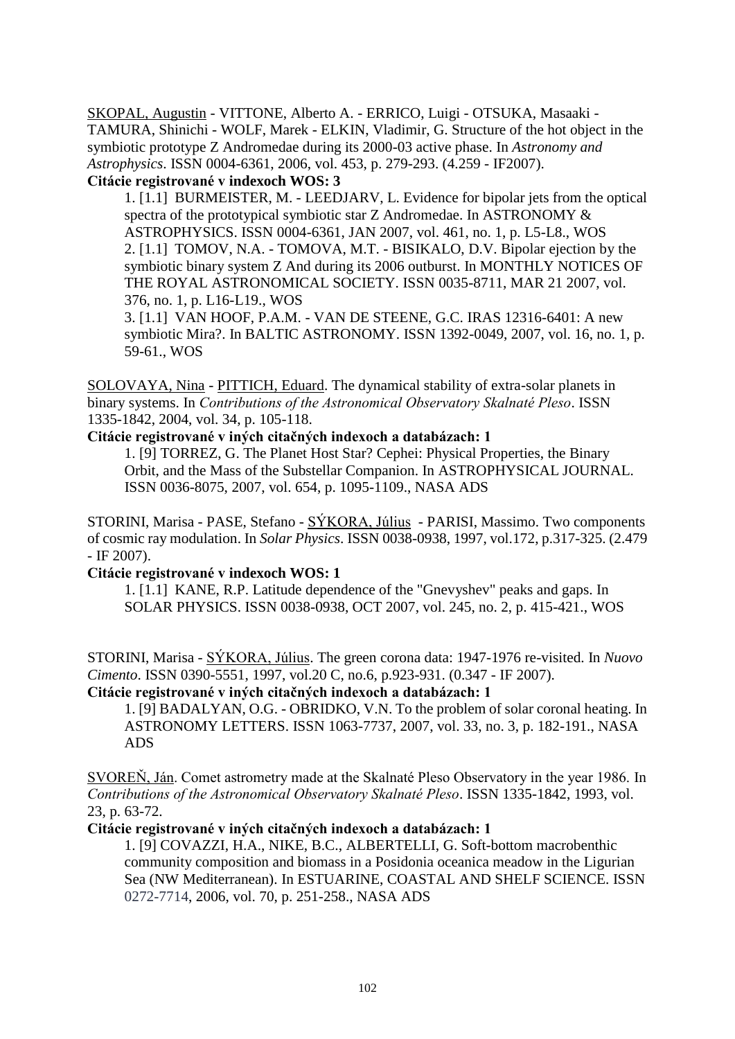SKOPAL, Augustin - VITTONE, Alberto A. - ERRICO, Luigi - OTSUKA, Masaaki - TAMURA, Shinichi - WOLF, Marek - ELKIN, Vladimir, G. Structure of the hot object in the symbiotic prototype Z Andromedae during its 2000-03 active phase. In *Astronomy and Astrophysics*. ISSN 0004-6361, 2006, vol. 453, p. 279-293. (4.259 - IF2007).

**Citácie registrované v indexoch WOS: 3**

1. [1.1] BURMEISTER, M. - LEEDJARV, L. Evidence for bipolar jets from the optical spectra of the prototypical symbiotic star Z Andromedae. In ASTRONOMY & ASTROPHYSICS. ISSN 0004-6361, JAN 2007, vol. 461, no. 1, p. L5-L8., WOS
2. [1.1] TOMOV, N.A. - TOMOVA, M.T. - BISIKALO, D.V. Bipolar ejection by the symbiotic binary system Z And during its 2006 outburst. In MONTHLY NOTICES OF THE ROYAL ASTRONOMICAL SOCIETY. ISSN 0035-8711, MAR 21 2007, vol. 376, no. 1, p. L16-L19., WOS
3. [1.1] VAN HOOF, P.A.M. - VAN DE STEENE, G.C. IRAS 12316-6401: A new symbiotic Mira?. In BALTIC ASTRONOMY. ISSN 1392-0049, 2007, vol. 16, no. 1, p. 59-61., WOS

SOLOVAYA, Nina - PITTICH, Eduard. The dynamical stability of extra-solar planets in binary systems. In *Contributions of the Astronomical Observatory Skalnaté Pleso*. ISSN 1335-1842, 2004, vol. 34, p. 105-118.

**Citácie registrované v iných citačných indexoch a databázach: 1**

1. [9] TORREZ, G. The Planet Host Star? Cephei: Physical Properties, the Binary Orbit, and the Mass of the Substellar Companion. In ASTROPHYSICAL JOURNAL. ISSN 0036-8075, 2007, vol. 654, p. 1095-1109., NASA ADS

STORINI, Marisa - PASE, Stefano - SÝKORA, Július - PARISI, Massimo. Two components of cosmic ray modulation. In *Solar Physics*. ISSN 0038-0938, 1997, vol.172, p.317-325. (2.479 - IF 2007).

**Citácie registrované v indexoch WOS: 1**

1. [1.1] KANE, R.P. Latitude dependence of the "Gnevyshev" peaks and gaps. In SOLAR PHYSICS. ISSN 0038-0938, OCT 2007, vol. 245, no. 2, p. 415-421., WOS

STORINI, Marisa - SÝKORA, Július. The green corona data: 1947-1976 re-visited. In *Nuovo Cimento*. ISSN 0390-5551, 1997, vol.20 C, no.6, p.923-931. (0.347 - IF 2007).

**Citácie registrované v iných citačných indexoch a databázach: 1**

1. [9] BADALYAN, O.G. - OBRIDKO, V.N. To the problem of solar coronal heating. In ASTRONOMY LETTERS. ISSN 1063-7737, 2007, vol. 33, no. 3, p. 182-191., NASA ADS

SVOREŇ, Ján. Comet astrometry made at the Skalnaté Pleso Observatory in the year 1986. In *Contributions of the Astronomical Observatory Skalnaté Pleso*. ISSN 1335-1842, 1993, vol. 23, p. 63-72.

**Citácie registrované v iných citačných indexoch a databázach: 1**

1. [9] COVAZZI, H.A., NIKE, B.C., ALBERTELLI, G. Soft-bottom macrobenthic community composition and biomass in a Posidonia oceanica meadow in the Ligurian Sea (NW Mediterranean). In ESTUARINE, COASTAL AND SHELF SCIENCE. ISSN 0272-7714, 2006, vol. 70, p. 251-258., NASA ADS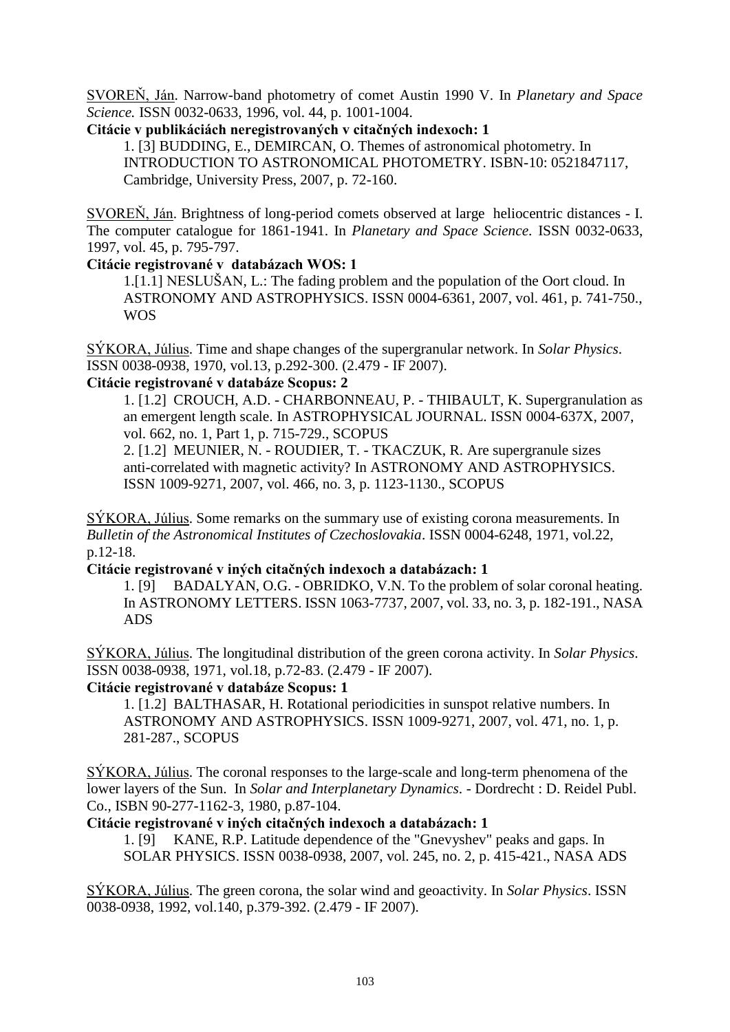<u>SVOREŇ, Ján</u>. Narrow-band photometry of comet Austin 1990 V. In *Planetary and Space Science.* ISSN 0032-0633, 1996, vol. 44, p. 1001-1004.

**Citácie v publikáciách neregistrovaných v citačných indexoch: 1**

1. [3] BUDDING, E., DEMIRCAN, O. Themes of astronomical photometry. In INTRODUCTION TO ASTRONOMICAL PHOTOMETRY. ISBN-10: 0521847117, Cambridge, University Press, 2007, p. 72-160.

<u>SVOREŇ, Ján</u>. Brightness of long-period comets observed at large heliocentric distances - I. The computer catalogue for 1861-1941. In *Planetary and Space Science*. ISSN 0032-0633, 1997, vol. 45, p. 795-797.

**Citácie registrované v databázach WOS: 1**

1.[1.1] NESLUŠAN, L.: The fading problem and the population of the Oort cloud. In ASTRONOMY AND ASTROPHYSICS. ISSN 0004-6361, 2007, vol. 461, p. 741-750., WOS

<u>SÝKORA, Július</u>. Time and shape changes of the supergranular network. In *Solar Physics*. ISSN 0038-0938, 1970, vol.13, p.292-300. (2.479 - IF 2007).

**Citácie registrované v databáze Scopus: 2**

1. [1.2] CROUCH, A.D. - CHARBONNEAU, P. - THIBAULT, K. Supergranulation as an emergent length scale. In ASTROPHYSICAL JOURNAL. ISSN 0004-637X, 2007, vol. 662, no. 1, Part 1, p. 715-729., SCOPUS
2. [1.2] MEUNIER, N. - ROUDIER, T. - TKACZUK, R. Are supergranule sizes anti-correlated with magnetic activity? In ASTRONOMY AND ASTROPHYSICS. ISSN 1009-9271, 2007, vol. 466, no. 3, p. 1123-1130., SCOPUS

<u>SÝKORA, Július</u>. Some remarks on the summary use of existing corona measurements. In *Bulletin of the Astronomical Institutes of Czechoslovakia*. ISSN 0004-6248, 1971, vol.22, p.12-18.

**Citácie registrované v iných citačných indexoch a databázach: 1**

1. [9] BADALYAN, O.G. - OBRIDKO, V.N. To the problem of solar coronal heating. In ASTRONOMY LETTERS. ISSN 1063-7737, 2007, vol. 33, no. 3, p. 182-191., NASA ADS

<u>SÝKORA, Július</u>. The longitudinal distribution of the green corona activity. In *Solar Physics*. ISSN 0038-0938, 1971, vol.18, p.72-83. (2.479 - IF 2007).

**Citácie registrované v databáze Scopus: 1**

1. [1.2] BALTHASAR, H. Rotational periodicities in sunspot relative numbers. In ASTRONOMY AND ASTROPHYSICS. ISSN 1009-9271, 2007, vol. 471, no. 1, p. 281-287., SCOPUS

<u>SÝKORA, Július</u>. The coronal responses to the large-scale and long-term phenomena of the lower layers of the Sun. In *Solar and Interplanetary Dynamics*. - Dordrecht : D. Reidel Publ. Co., ISBN 90-277-1162-3, 1980, p.87-104.

**Citácie registrované v iných citačných indexoch a databázach: 1**

1. [9] KANE, R.P. Latitude dependence of the "Gnevyshev" peaks and gaps. In SOLAR PHYSICS. ISSN 0038-0938, 2007, vol. 245, no. 2, p. 415-421., NASA ADS

<u>SÝKORA, Július</u>. The green corona, the solar wind and geoactivity. In *Solar Physics*. ISSN 0038-0938, 1992, vol.140, p.379-392. (2.479 - IF 2007).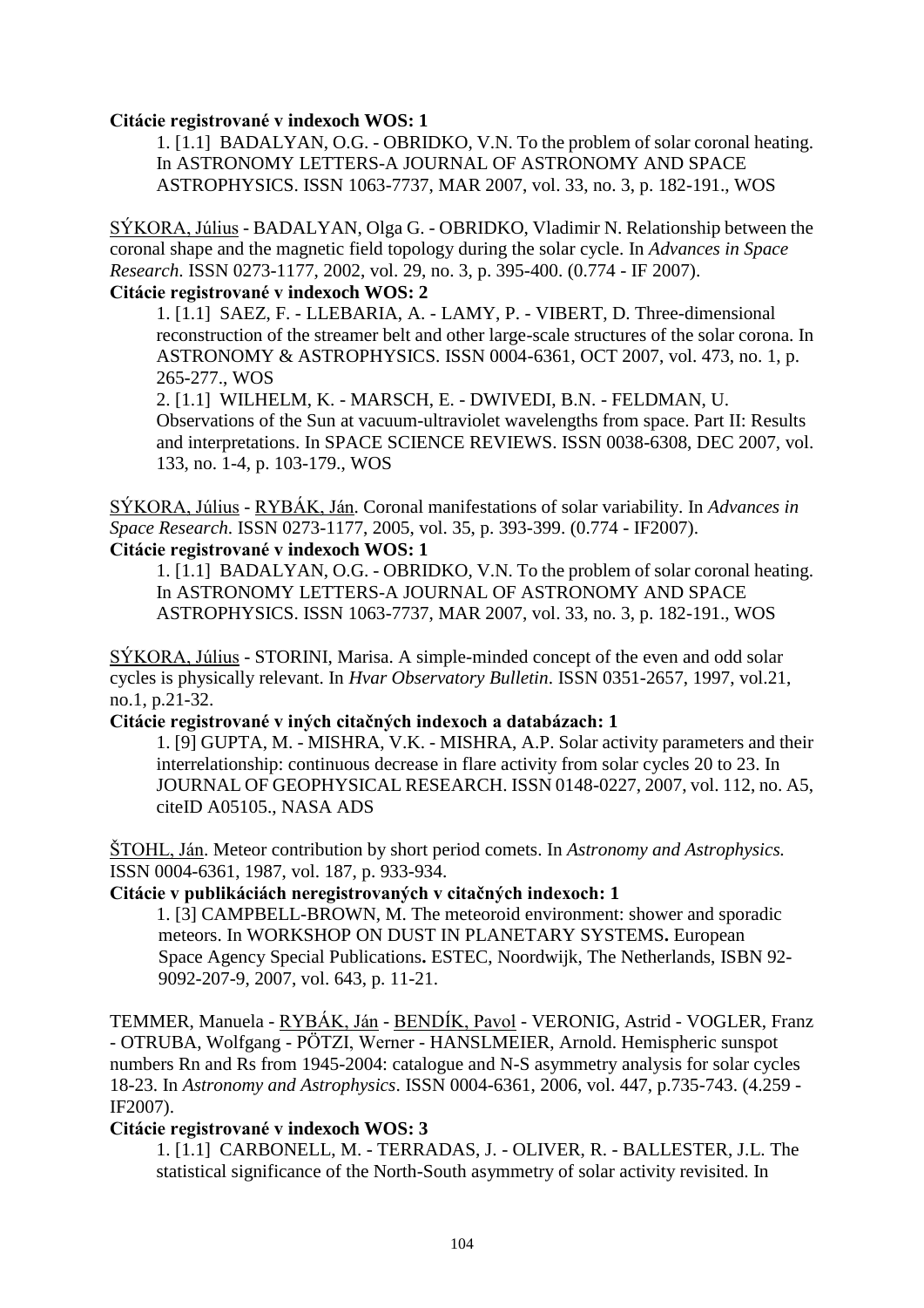**Citácie registrované v indexoch WOS: 1**

1. [1.1] BADALYAN, O.G. - OBRIDKO, V.N. To the problem of solar coronal heating. In ASTRONOMY LETTERS-A JOURNAL OF ASTRONOMY AND SPACE ASTROPHYSICS. ISSN 1063-7737, MAR 2007, vol. 33, no. 3, p. 182-191., WOS

SÝKORA, Július - BADALYAN, Olga G. - OBRIDKO, Vladimir N. Relationship between the coronal shape and the magnetic field topology during the solar cycle. In *Advances in Space Research*. ISSN 0273-1177, 2002, vol. 29, no. 3, p. 395-400. (0.774 - IF 2007).

**Citácie registrované v indexoch WOS: 2**

1. [1.1] SAEZ, F. - LLEBARIA, A. - LAMY, P. - VIBERT, D. Three-dimensional reconstruction of the streamer belt and other large-scale structures of the solar corona. In ASTRONOMY & ASTROPHYSICS. ISSN 0004-6361, OCT 2007, vol. 473, no. 1, p. 265-277., WOS
2. [1.1] WILHELM, K. - MARSCH, E. - DWIVEDI, B.N. - FELDMAN, U. Observations of the Sun at vacuum-ultraviolet wavelengths from space. Part II: Results and interpretations. In SPACE SCIENCE REVIEWS. ISSN 0038-6308, DEC 2007, vol. 133, no. 1-4, p. 103-179., WOS

SÝKORA, Július - RYBÁK, Ján. Coronal manifestations of solar variability. In *Advances in Space Research*. ISSN 0273-1177, 2005, vol. 35, p. 393-399. (0.774 - IF2007).

**Citácie registrované v indexoch WOS: 1**

1. [1.1] BADALYAN, O.G. - OBRIDKO, V.N. To the problem of solar coronal heating. In ASTRONOMY LETTERS-A JOURNAL OF ASTRONOMY AND SPACE ASTROPHYSICS. ISSN 1063-7737, MAR 2007, vol. 33, no. 3, p. 182-191., WOS

SÝKORA, Július - STORINI, Marisa. A simple-minded concept of the even and odd solar cycles is physically relevant. In *Hvar Observatory Bulletin*. ISSN 0351-2657, 1997, vol.21, no.1, p.21-32.

**Citácie registrované v iných citačných indexoch a databázach: 1**

1. [9] GUPTA, M. - MISHRA, V.K. - MISHRA, A.P. Solar activity parameters and their interrelationship: continuous decrease in flare activity from solar cycles 20 to 23. In JOURNAL OF GEOPHYSICAL RESEARCH. ISSN 0148-0227, 2007, vol. 112, no. A5, citeID A05105., NASA ADS

ŠTOHL, Ján. Meteor contribution by short period comets. In *Astronomy and Astrophysics.* ISSN 0004-6361, 1987, vol. 187, p. 933-934.

**Citácie v publikáciách neregistrovaných v citačných indexoch: 1**

1. [3] CAMPBELL-BROWN, M. The meteoroid environment: shower and sporadic meteors. In WORKSHOP ON DUST IN PLANETARY SYSTEMS**.** European Space Agency Special Publications**.** ESTEC, Noordwijk, The Netherlands, ISBN 92-9092-207-9, 2007, vol. 643, p. 11-21.

TEMMER, Manuela - RYBÁK, Ján - BENDÍK, Pavol - VERONIG, Astrid - VOGLER, Franz - OTRUBA, Wolfgang - PÖTZI, Werner - HANSLMEIER, Arnold. Hemispheric sunspot numbers Rn and Rs from 1945-2004: catalogue and N-S asymmetry analysis for solar cycles 18-23. In *Astronomy and Astrophysics*. ISSN 0004-6361, 2006, vol. 447, p.735-743. (4.259 - IF2007).

**Citácie registrované v indexoch WOS: 3**

1. [1.1] CARBONELL, M. - TERRADAS, J. - OLIVER, R. - BALLESTER, J.L. The statistical significance of the North-South asymmetry of solar activity revisited. In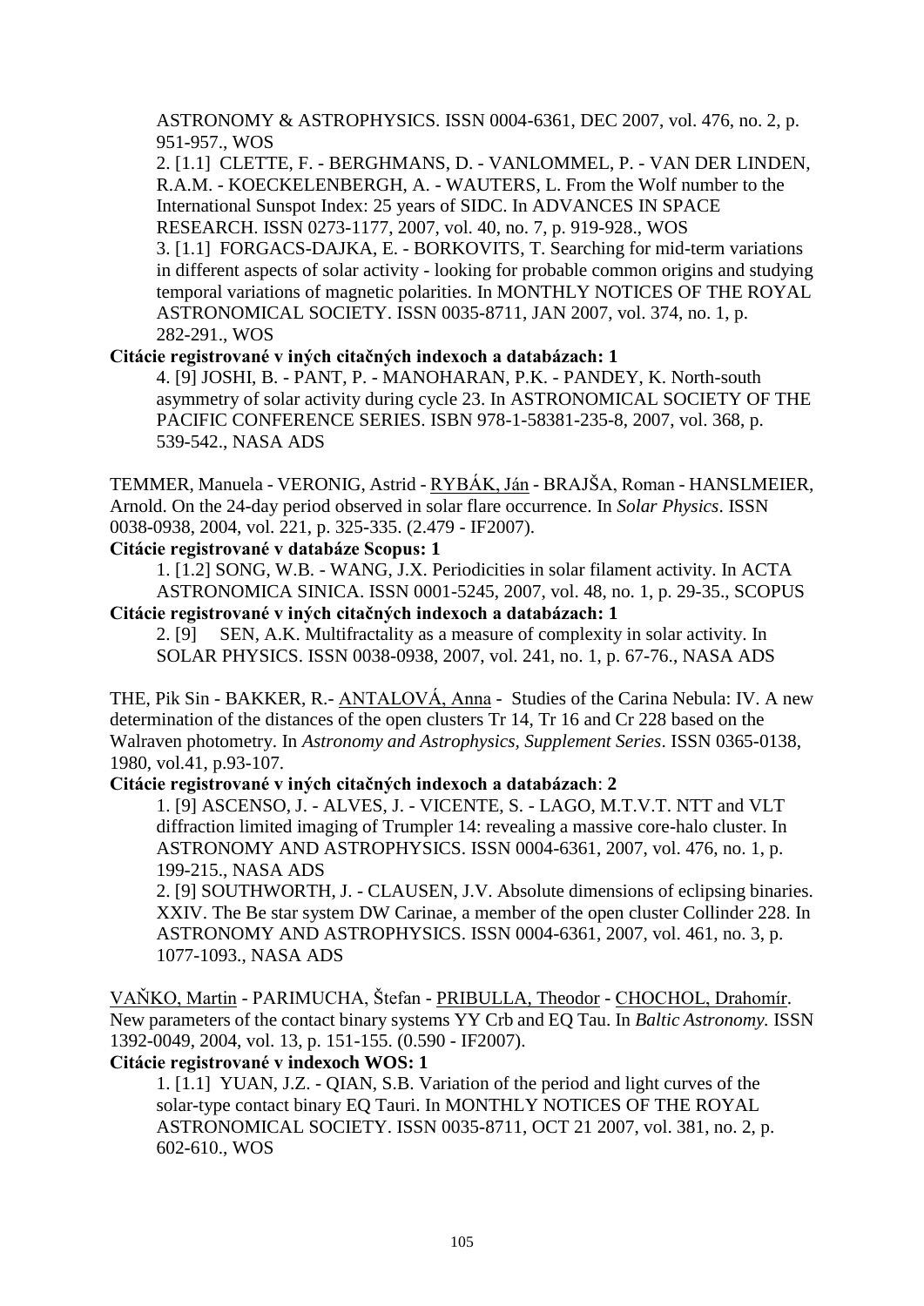ASTRONOMY & ASTROPHYSICS. ISSN 0004-6361, DEC 2007, vol. 476, no. 2, p. 951-957., WOS

2. [1.1] CLETTE, F. - BERGHMANS, D. - VANLOMMEL, P. - VAN DER LINDEN, R.A.M. - KOECKELENBERGH, A. - WAUTERS, L. From the Wolf number to the International Sunspot Index: 25 years of SIDC. In ADVANCES IN SPACE RESEARCH. ISSN 0273-1177, 2007, vol. 40, no. 7, p. 919-928., WOS

3. [1.1] FORGACS-DAJKA, E. - BORKOVITS, T. Searching for mid-term variations in different aspects of solar activity - looking for probable common origins and studying temporal variations of magnetic polarities. In MONTHLY NOTICES OF THE ROYAL ASTRONOMICAL SOCIETY. ISSN 0035-8711, JAN 2007, vol. 374, no. 1, p. 282-291., WOS

**Citácie registrované v iných citačných indexoch a databázach: 1**

4. [9] JOSHI, B. - PANT, P. - MANOHARAN, P.K. - PANDEY, K. North-south asymmetry of solar activity during cycle 23. In ASTRONOMICAL SOCIETY OF THE PACIFIC CONFERENCE SERIES. ISBN 978-1-58381-235-8, 2007, vol. 368, p. 539-542., NASA ADS

TEMMER, Manuela - VERONIG, Astrid - RYBÁK, Ján - BRAJŠA, Roman - HANSLMEIER, Arnold. On the 24-day period observed in solar flare occurrence. In *Solar Physics*. ISSN 0038-0938, 2004, vol. 221, p. 325-335. (2.479 - IF2007).

**Citácie registrované v databáze Scopus: 1**

1. [1.2] SONG, W.B. - WANG, J.X. Periodicities in solar filament activity. In ACTA ASTRONOMICA SINICA. ISSN 0001-5245, 2007, vol. 48, no. 1, p. 29-35., SCOPUS

**Citácie registrované v iných citačných indexoch a databázach: 1**

2. [9] SEN, A.K. Multifractality as a measure of complexity in solar activity. In SOLAR PHYSICS. ISSN 0038-0938, 2007, vol. 241, no. 1, p. 67-76., NASA ADS

THE, Pik Sin - BAKKER, R.- ANTALOVÁ, Anna - Studies of the Carina Nebula: IV. A new determination of the distances of the open clusters Tr 14, Tr 16 and Cr 228 based on the Walraven photometry. In *Astronomy and Astrophysics, Supplement Series*. ISSN 0365-0138, 1980, vol.41, p.93-107.

**Citácie registrované v iných citačných indexoch a databázach: 2**

1. [9] ASCENSO, J. - ALVES, J. - VICENTE, S. - LAGO, M.T.V.T. NTT and VLT diffraction limited imaging of Trumpler 14: revealing a massive core-halo cluster. In ASTRONOMY AND ASTROPHYSICS. ISSN 0004-6361, 2007, vol. 476, no. 1, p. 199-215., NASA ADS

2. [9] SOUTHWORTH, J. - CLAUSEN, J.V. Absolute dimensions of eclipsing binaries. XXIV. The Be star system DW Carinae, a member of the open cluster Collinder 228. In ASTRONOMY AND ASTROPHYSICS. ISSN 0004-6361, 2007, vol. 461, no. 3, p. 1077-1093., NASA ADS

VAŇKO, Martin - PARIMUCHA, Štefan - PRIBULLA, Theodor - CHOCHOL, Drahomír. New parameters of the contact binary systems YY Crb and EQ Tau. In *Baltic Astronomy.* ISSN 1392-0049, 2004, vol. 13, p. 151-155. (0.590 - IF2007).

**Citácie registrované v indexoch WOS: 1**

1. [1.1] YUAN, J.Z. - QIAN, S.B. Variation of the period and light curves of the solar-type contact binary EQ Tauri. In MONTHLY NOTICES OF THE ROYAL ASTRONOMICAL SOCIETY. ISSN 0035-8711, OCT 21 2007, vol. 381, no. 2, p. 602-610., WOS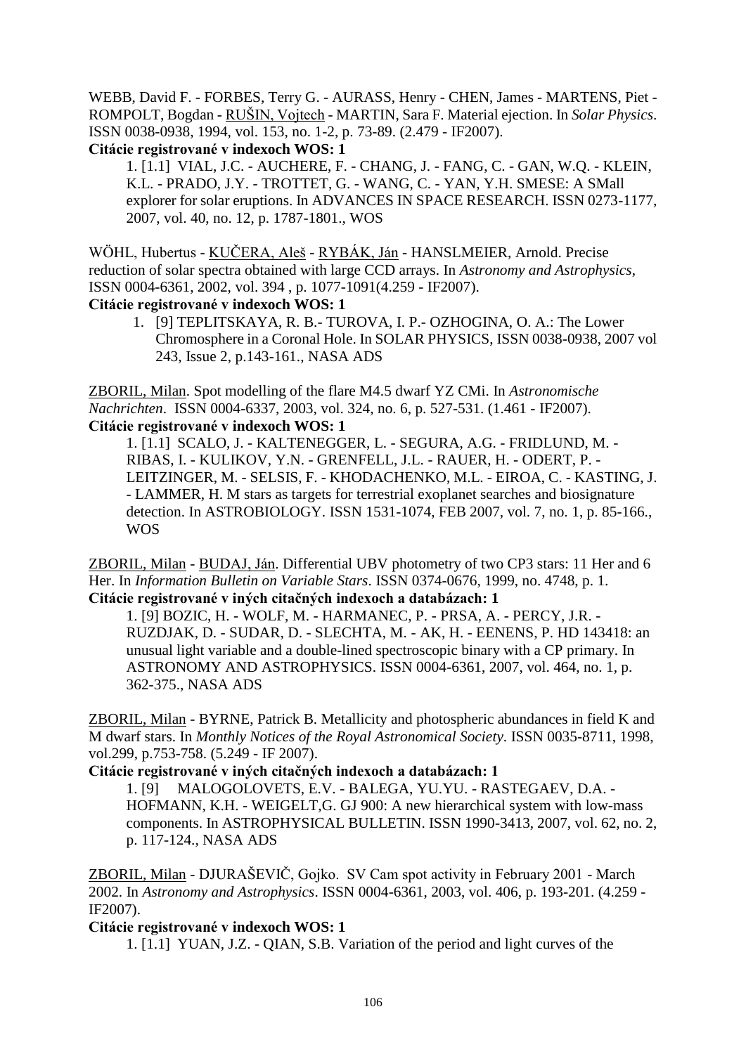WEBB, David F. - FORBES, Terry G. - AURASS, Henry - CHEN, James - MARTENS, Piet - ROMPOLT, Bogdan - RUŠIN, Vojtech - MARTIN, Sara F. Material ejection. In *Solar Physics*. ISSN 0038-0938, 1994, vol. 153, no. 1-2, p. 73-89. (2.479 - IF2007).

**Citácie registrované v indexoch WOS: 1**

1. [1.1] VIAL, J.C. - AUCHERE, F. - CHANG, J. - FANG, C. - GAN, W.Q. - KLEIN, K.L. - PRADO, J.Y. - TROTTET, G. - WANG, C. - YAN, Y.H. SMESE: A SMall explorer for solar eruptions. In ADVANCES IN SPACE RESEARCH. ISSN 0273-1177, 2007, vol. 40, no. 12, p. 1787-1801., WOS

WÖHL, Hubertus - KUČERA, Aleš - RYBÁK, Ján - HANSLMEIER, Arnold. Precise reduction of solar spectra obtained with large CCD arrays. In *Astronomy and Astrophysics*, ISSN 0004-6361, 2002, vol. 394 , p. 1077-1091(4.259 - IF2007).

**Citácie registrované v indexoch WOS: 1**

1. [9] TEPLITSKAYA, R. B.- TUROVA, I. P.- OZHOGINA, O. A.: The Lower Chromosphere in a Coronal Hole. In SOLAR PHYSICS, ISSN 0038-0938, 2007 vol 243, Issue 2, p.143-161., NASA ADS

ZBORIL, Milan. Spot modelling of the flare M4.5 dwarf YZ CMi. In *Astronomische Nachrichten*. ISSN 0004-6337, 2003, vol. 324, no. 6, p. 527-531. (1.461 - IF2007).

**Citácie registrované v indexoch WOS: 1**

1. [1.1] SCALO, J. - KALTENEGGER, L. - SEGURA, A.G. - FRIDLUND, M. - RIBAS, I. - KULIKOV, Y.N. - GRENFELL, J.L. - RAUER, H. - ODERT, P. - LEITZINGER, M. - SELSIS, F. - KHODACHENKO, M.L. - EIROA, C. - KASTING, J. - LAMMER, H. M stars as targets for terrestrial exoplanet searches and biosignature detection. In ASTROBIOLOGY. ISSN 1531-1074, FEB 2007, vol. 7, no. 1, p. 85-166., WOS

ZBORIL, Milan - BUDAJ, Ján. Differential UBV photometry of two CP3 stars: 11 Her and 6 Her. In *Information Bulletin on Variable Stars*. ISSN 0374-0676, 1999, no. 4748, p. 1.

**Citácie registrované v iných citačných indexoch a databázach: 1**

1. [9] BOZIC, H. - WOLF, M. - HARMANEC, P. - PRSA, A. - PERCY, J.R. - RUZDJAK, D. - SUDAR, D. - SLECHTA, M. - AK, H. - EENENS, P. HD 143418: an unusual light variable and a double-lined spectroscopic binary with a CP primary. In ASTRONOMY AND ASTROPHYSICS. ISSN 0004-6361, 2007, vol. 464, no. 1, p. 362-375., NASA ADS

ZBORIL, Milan - BYRNE, Patrick B. Metallicity and photospheric abundances in field K and M dwarf stars. In *Monthly Notices of the Royal Astronomical Society*. ISSN 0035-8711, 1998, vol.299, p.753-758. (5.249 - IF 2007).

**Citácie registrované v iných citačných indexoch a databázach: 1**

1. [9] MALOGOLOVETS, E.V. - BALEGA, YU.YU. - RASTEGAEV, D.A. - HOFMANN, K.H. - WEIGELT,G. GJ 900: A new hierarchical system with low-mass components. In ASTROPHYSICAL BULLETIN. ISSN 1990-3413, 2007, vol. 62, no. 2, p. 117-124., NASA ADS

ZBORIL, Milan - DJURAŠEVIČ, Gojko. SV Cam spot activity in February 2001 - March 2002. In *Astronomy and Astrophysics*. ISSN 0004-6361, 2003, vol. 406, p. 193-201. (4.259 - IF2007).

**Citácie registrované v indexoch WOS: 1**

1. [1.1] YUAN, J.Z. - QIAN, S.B. Variation of the period and light curves of the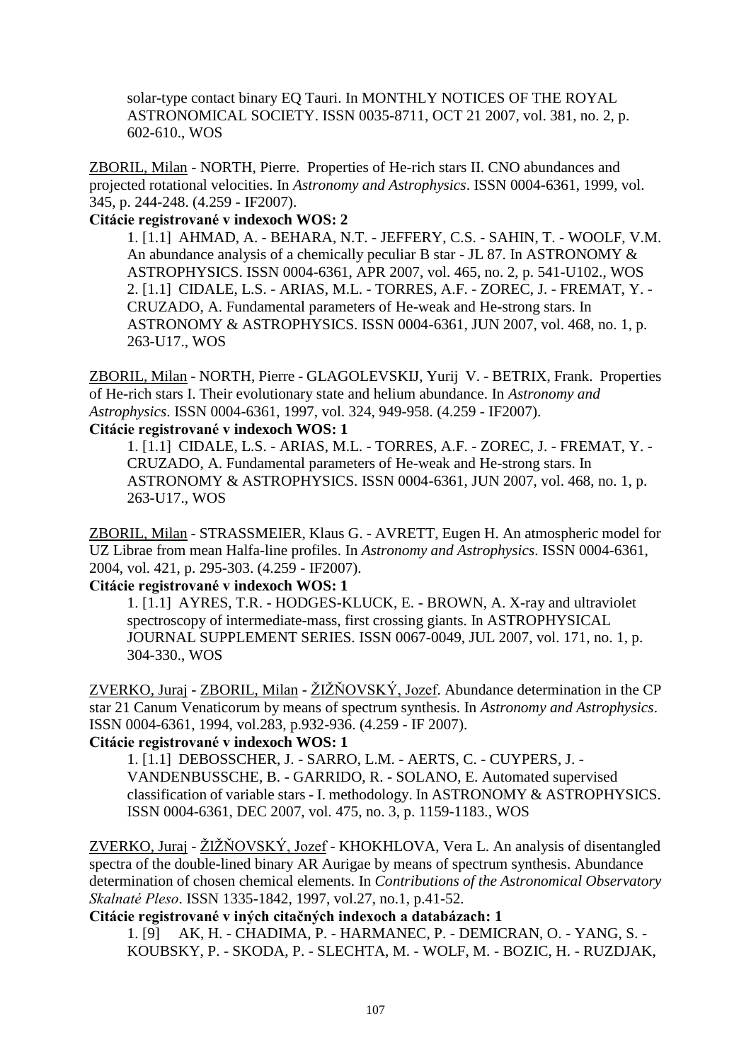solar-type contact binary EQ Tauri. In MONTHLY NOTICES OF THE ROYAL ASTRONOMICAL SOCIETY. ISSN 0035-8711, OCT 21 2007, vol. 381, no. 2, p. 602-610., WOS

ZBORIL, Milan - NORTH, Pierre. Properties of He-rich stars II. CNO abundances and projected rotational velocities. In *Astronomy and Astrophysics*. ISSN 0004-6361, 1999, vol. 345, p. 244-248. (4.259 - IF2007).

**Citácie registrované v indexoch WOS: 2**

1. [1.1] AHMAD, A. - BEHARA, N.T. - JEFFERY, C.S. - SAHIN, T. - WOOLF, V.M. An abundance analysis of a chemically peculiar B star - JL 87. In ASTRONOMY & ASTROPHYSICS. ISSN 0004-6361, APR 2007, vol. 465, no. 2, p. 541-U102., WOS
2. [1.1] CIDALE, L.S. - ARIAS, M.L. - TORRES, A.F. - ZOREC, J. - FREMAT, Y. - CRUZADO, A. Fundamental parameters of He-weak and He-strong stars. In ASTRONOMY & ASTROPHYSICS. ISSN 0004-6361, JUN 2007, vol. 468, no. 1, p. 263-U17., WOS

ZBORIL, Milan - NORTH, Pierre - GLAGOLEVSKIJ, Yurij V. - BETRIX, Frank. Properties of He-rich stars I. Their evolutionary state and helium abundance. In *Astronomy and Astrophysics*. ISSN 0004-6361, 1997, vol. 324, 949-958. (4.259 - IF2007).

**Citácie registrované v indexoch WOS: 1**

1. [1.1] CIDALE, L.S. - ARIAS, M.L. - TORRES, A.F. - ZOREC, J. - FREMAT, Y. - CRUZADO, A. Fundamental parameters of He-weak and He-strong stars. In ASTRONOMY & ASTROPHYSICS. ISSN 0004-6361, JUN 2007, vol. 468, no. 1, p. 263-U17., WOS

ZBORIL, Milan - STRASSMEIER, Klaus G. - AVRETT, Eugen H. An atmospheric model for UZ Librae from mean Halfa-line profiles. In *Astronomy and Astrophysics*. ISSN 0004-6361, 2004, vol. 421, p. 295-303. (4.259 - IF2007).

**Citácie registrované v indexoch WOS: 1**

1. [1.1] AYRES, T.R. - HODGES-KLUCK, E. - BROWN, A. X-ray and ultraviolet spectroscopy of intermediate-mass, first crossing giants. In ASTROPHYSICAL JOURNAL SUPPLEMENT SERIES. ISSN 0067-0049, JUL 2007, vol. 171, no. 1, p. 304-330., WOS

ZVERKO, Juraj - ZBORIL, Milan - ŽIŽŇOVSKÝ, Jozef. Abundance determination in the CP star 21 Canum Venaticorum by means of spectrum synthesis. In *Astronomy and Astrophysics*. ISSN 0004-6361, 1994, vol.283, p.932-936. (4.259 - IF 2007).

**Citácie registrované v indexoch WOS: 1**

1. [1.1] DEBOSSCHER, J. - SARRO, L.M. - AERTS, C. - CUYPERS, J. - VANDENBUSSCHE, B. - GARRIDO, R. - SOLANO, E. Automated supervised classification of variable stars - I. methodology. In ASTRONOMY & ASTROPHYSICS. ISSN 0004-6361, DEC 2007, vol. 475, no. 3, p. 1159-1183., WOS

ZVERKO, Juraj - ŽIŽŇOVSKÝ, Jozef - KHOKHLOVA, Vera L. An analysis of disentangled spectra of the double-lined binary AR Aurigae by means of spectrum synthesis. Abundance determination of chosen chemical elements. In *Contributions of the Astronomical Observatory Skalnaté Pleso*. ISSN 1335-1842, 1997, vol.27, no.1, p.41-52.

**Citácie registrované v iných citačných indexoch a databázach: 1**

1. [9] AK, H. - CHADIMA, P. - HARMANEC, P. - DEMICRAN, O. - YANG, S. - KOUBSKY, P. - SKODA, P. - SLECHTA, M. - WOLF, M. - BOZIC, H. - RUZDJAK,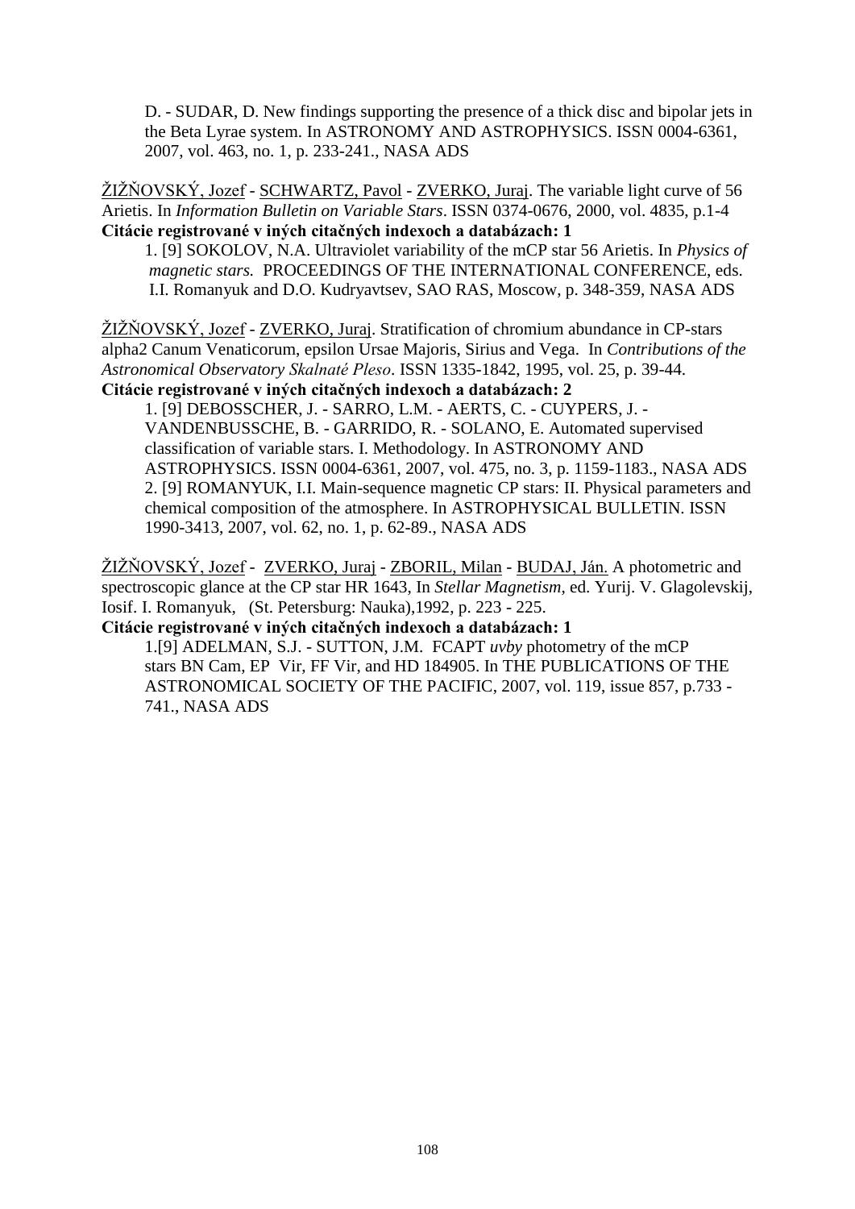D. - SUDAR, D. New findings supporting the presence of a thick disc and bipolar jets in the Beta Lyrae system. In ASTRONOMY AND ASTROPHYSICS. ISSN 0004-6361, 2007, vol. 463, no. 1, p. 233-241., NASA ADS

ŽIŽŇOVSKÝ, Jozef - SCHWARTZ, Pavol - ZVERKO, Juraj. The variable light curve of 56 Arietis. In *Information Bulletin on Variable Stars*. ISSN 0374-0676, 2000, vol. 4835, p.1-4
**Citácie registrované v iných citačných indexoch a databázach: 1**

1. [9] SOKOLOV, N.A. Ultraviolet variability of the mCP star 56 Arietis. In *Physics of magnetic stars.* PROCEEDINGS OF THE INTERNATIONAL CONFERENCE, eds. I.I. Romanyuk and D.O. Kudryavtsev, SAO RAS, Moscow, p. 348-359, NASA ADS

ŽIŽŇOVSKÝ, Jozef - ZVERKO, Juraj. Stratification of chromium abundance in CP-stars alpha2 Canum Venaticorum, epsilon Ursae Majoris, Sirius and Vega. In *Contributions of the Astronomical Observatory Skalnaté Pleso*. ISSN 1335-1842, 1995, vol. 25, p. 39-44.
**Citácie registrované v iných citačných indexoch a databázach: 2**

1. [9] DEBOSSCHER, J. - SARRO, L.M. - AERTS, C. - CUYPERS, J. - VANDENBUSSCHE, B. - GARRIDO, R. - SOLANO, E. Automated supervised classification of variable stars. I. Methodology. In ASTRONOMY AND ASTROPHYSICS. ISSN 0004-6361, 2007, vol. 475, no. 3, p. 1159-1183., NASA ADS
2. [9] ROMANYUK, I.I. Main-sequence magnetic CP stars: II. Physical parameters and chemical composition of the atmosphere. In ASTROPHYSICAL BULLETIN. ISSN 1990-3413, 2007, vol. 62, no. 1, p. 62-89., NASA ADS

ŽIŽŇOVSKÝ, Jozef - ZVERKO, Juraj - ZBORIL, Milan - BUDAJ, Ján. A photometric and spectroscopic glance at the CP star HR 1643, In *Stellar Magnetism*, ed. Yurij. V. Glagolevskij, Iosif. I. Romanyuk, (St. Petersburg: Nauka),1992, p. 223 - 225.
**Citácie registrované v iných citačných indexoch a databázach: 1**

1.[9] ADELMAN, S.J. - SUTTON, J.M. FCAPT *uvby* photometry of the mCP stars BN Cam, EP Vir, FF Vir, and HD 184905. In THE PUBLICATIONS OF THE ASTRONOMICAL SOCIETY OF THE PACIFIC, 2007, vol. 119, issue 857, p.733 - 741., NASA ADS